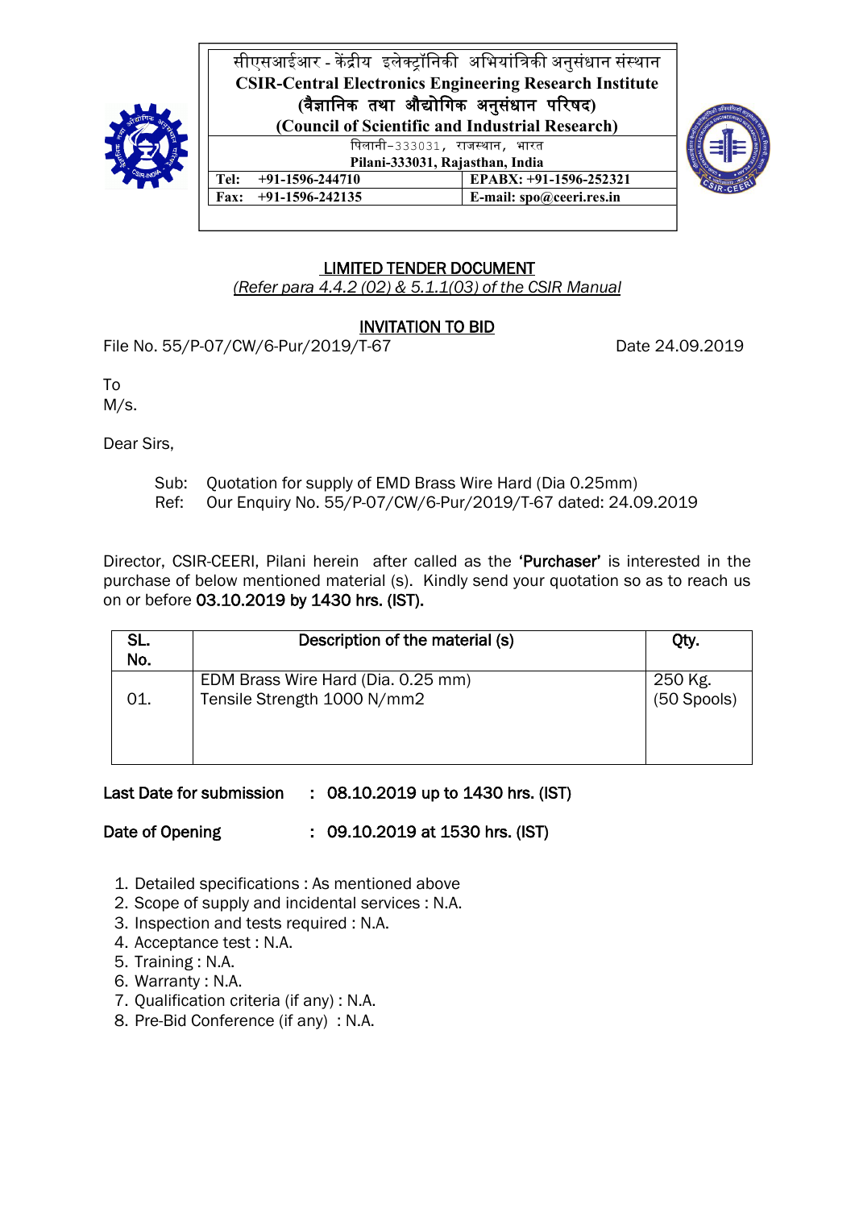सीएसआईआर - केंद्रीय इलेक्ट्रॉनिकी अभियांत्रिकी अनुसंधान संस्थान
**CSIR-Central Electronics Engineering Research Institute**
**(वैज्ञानिक तथा औद्योगिक अनुसंधान परिषद)**
**(Council of Scientific and Industrial Research)**
पिलानी-333031, राजस्थान, भारत
**Pilani-333031, Rajasthan, India**

| | |
|---|---|
| **Tel: +91-1596-244710** | **EPABX: +91-1596-252321** |
| **Fax: +91-1596-242135** | **E-mail: spo@ceeri.res.in** |

## LIMITED TENDER DOCUMENT

*(Refer para 4.4.2 (02) & 5.1.1(03) of the CSIR Manual*

## INVITATION TO BID

File No. 55/P-07/CW/6-Pur/2019/T-67 Date 24.09.2019

To
M/s.

Dear Sirs,

Sub: Quotation for supply of EMD Brass Wire Hard (Dia 0.25mm)
Ref: Our Enquiry No. 55/P-07/CW/6-Pur/2019/T-67 dated: 24.09.2019

Director, CSIR-CEERI, Pilani herein after called as the **'Purchaser'** is interested in the purchase of below mentioned material (s). Kindly send your quotation so as to reach us on or before **03.10.2019 by 1430 hrs. (IST).**

| SL. No. | Description of the material (s) | Qty. |
|---|---|---|
| 01. | EDM Brass Wire Hard (Dia. 0.25 mm)<br>Tensile Strength 1000 N/mm2 | 250 Kg.<br>(50 Spools) |

**Last Date for submission : 08.10.2019 up to 1430 hrs. (IST)**

**Date of Opening : 09.10.2019 at 1530 hrs. (IST)**

1. Detailed specifications : As mentioned above
2. Scope of supply and incidental services : N.A.
3. Inspection and tests required : N.A.
4. Acceptance test : N.A.
5. Training : N.A.
6. Warranty : N.A.
7. Qualification criteria (if any) : N.A.
8. Pre-Bid Conference (if any) : N.A.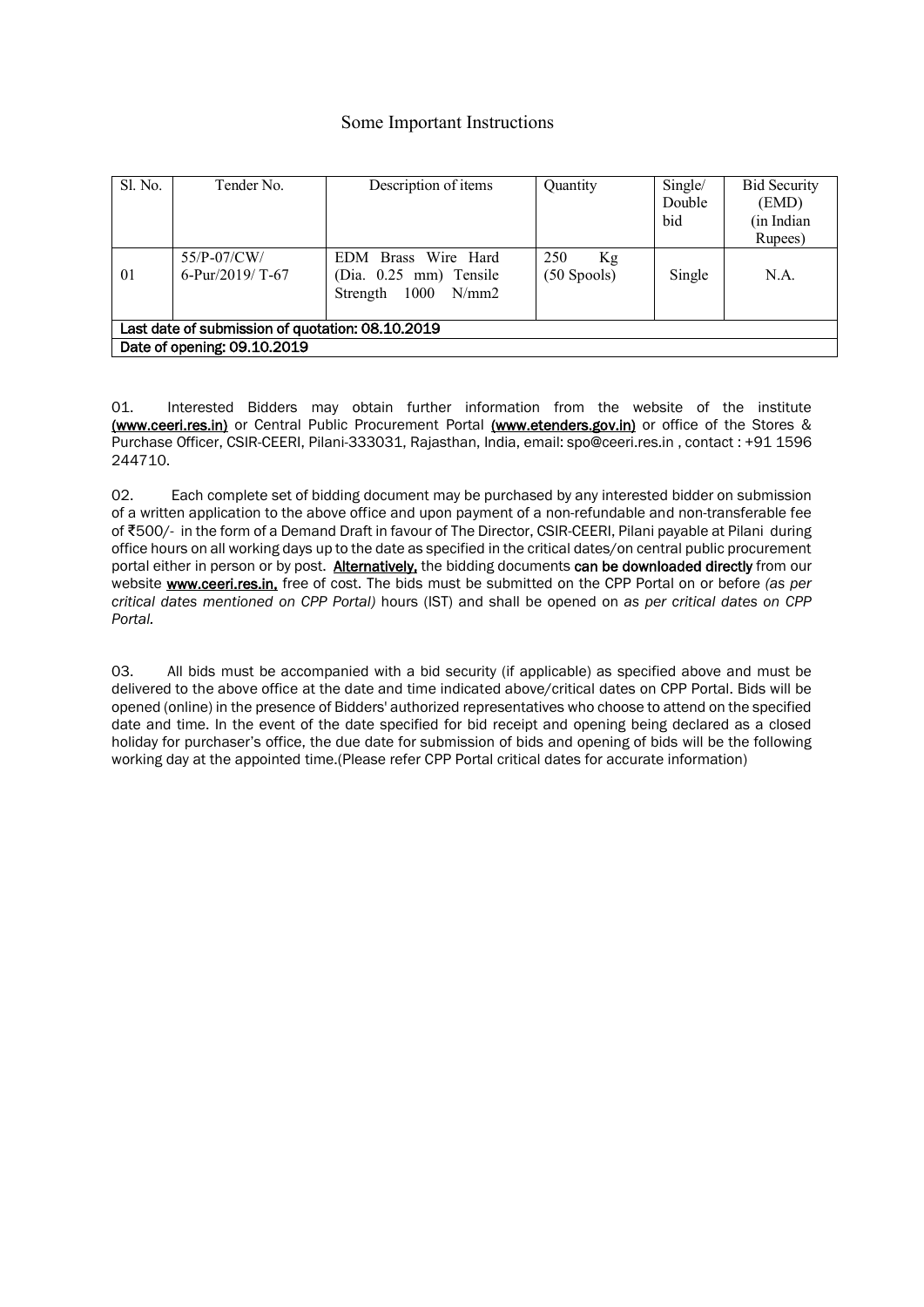## Some Important Instructions

| Sl. No. | Tender No. | Description of items | Quantity | Single/ Double bid | Bid Security (EMD) (in Indian Rupees) |
|---|---|---|---|---|---|
| 01 | 55/P-07/CW/ 6-Pur/2019/ T-67 | EDM Brass Wire Hard (Dia. 0.25 mm) Tensile Strength 1000 N/mm2 | 250 Kg (50 Spools) | Single | N.A. |
| Last date of submission of quotation: 08.10.2019 | | | | | |
| Date of opening: 09.10.2019 | | | | | |

01. Interested Bidders may obtain further information from the website of the institute **(www.ceeri.res.in)** or Central Public Procurement Portal **(www.etenders.gov.in)** or office of the Stores & Purchase Officer, CSIR-CEERI, Pilani-333031, Rajasthan, India, email: spo@ceeri.res.in , contact : +91 1596 244710.

02. Each complete set of bidding document may be purchased by any interested bidder on submission of a written application to the above office and upon payment of a non-refundable and non-transferable fee of ₹500/- in the form of a Demand Draft in favour of The Director, CSIR-CEERI, Pilani payable at Pilani during office hours on all working days up to the date as specified in the critical dates/on central public procurement portal either in person or by post. **Alternatively,** the bidding documents **can be downloaded directly** from our website **www.ceeri.res.in,** free of cost. The bids must be submitted on the CPP Portal on or before *(as per critical dates mentioned on CPP Portal)* hours (IST) and shall be opened on *as per critical dates on CPP Portal.*

03. All bids must be accompanied with a bid security (if applicable) as specified above and must be delivered to the above office at the date and time indicated above/critical dates on CPP Portal. Bids will be opened (online) in the presence of Bidders' authorized representatives who choose to attend on the specified date and time. In the event of the date specified for bid receipt and opening being declared as a closed holiday for purchaser's office, the due date for submission of bids and opening of bids will be the following working day at the appointed time.(Please refer CPP Portal critical dates for accurate information)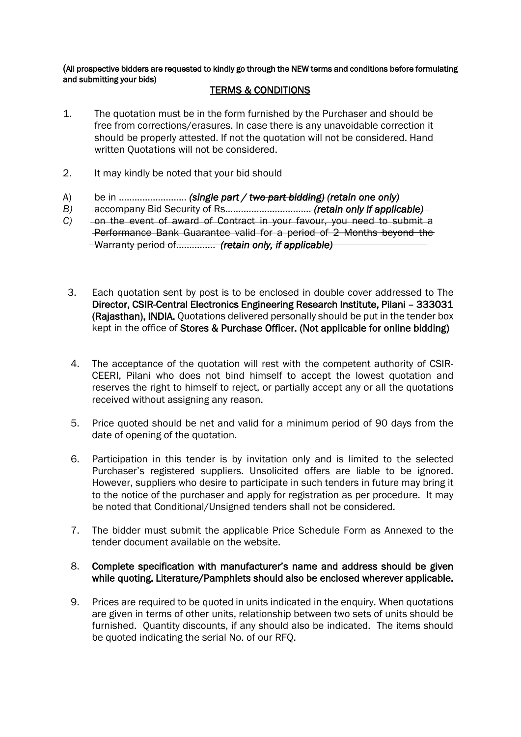(All prospective bidders are requested to kindly go through the NEW terms and conditions before formulating and submitting your bids)

## TERMS & CONDITIONS

1. The quotation must be in the form furnished by the Purchaser and should be free from corrections/erasures. In case there is any unavoidable correction it should be properly attested. If not the quotation will not be considered. Hand written Quotations will not be considered.

2. It may kindly be noted that your bid should

A) be in ……………………. *(single part / ~~two part bidding~~) (retain one only)*

*B)* ~~accompany Bid Security of Rs……………………………. *(retain only if applicable)*~~

*C)* ~~on the event of award of Contract in your favour, you need to submit a Performance Bank Guarantee valid for a period of 2 Months beyond the Warranty period of………….. *(retain only, if applicable)*~~

3. Each quotation sent by post is to be enclosed in double cover addressed to The **Director, CSIR-Central Electronics Engineering Research Institute, Pilani – 333031 (Rajasthan), INDIA.** Quotations delivered personally should be put in the tender box kept in the office of **Stores & Purchase Officer. (Not applicable for online bidding)**

4. The acceptance of the quotation will rest with the competent authority of CSIR-CEERI, Pilani who does not bind himself to accept the lowest quotation and reserves the right to himself to reject, or partially accept any or all the quotations received without assigning any reason.

5. Price quoted should be net and valid for a minimum period of 90 days from the date of opening of the quotation.

6. Participation in this tender is by invitation only and is limited to the selected Purchaser's registered suppliers. Unsolicited offers are liable to be ignored. However, suppliers who desire to participate in such tenders in future may bring it to the notice of the purchaser and apply for registration as per procedure. It may be noted that Conditional/Unsigned tenders shall not be considered.

7. The bidder must submit the applicable Price Schedule Form as Annexed to the tender document available on the website.

8. **Complete specification with manufacturer's name and address should be given while quoting. Literature/Pamphlets should also be enclosed wherever applicable.**

9. Prices are required to be quoted in units indicated in the enquiry. When quotations are given in terms of other units, relationship between two sets of units should be furnished. Quantity discounts, if any should also be indicated. The items should be quoted indicating the serial No. of our RFQ.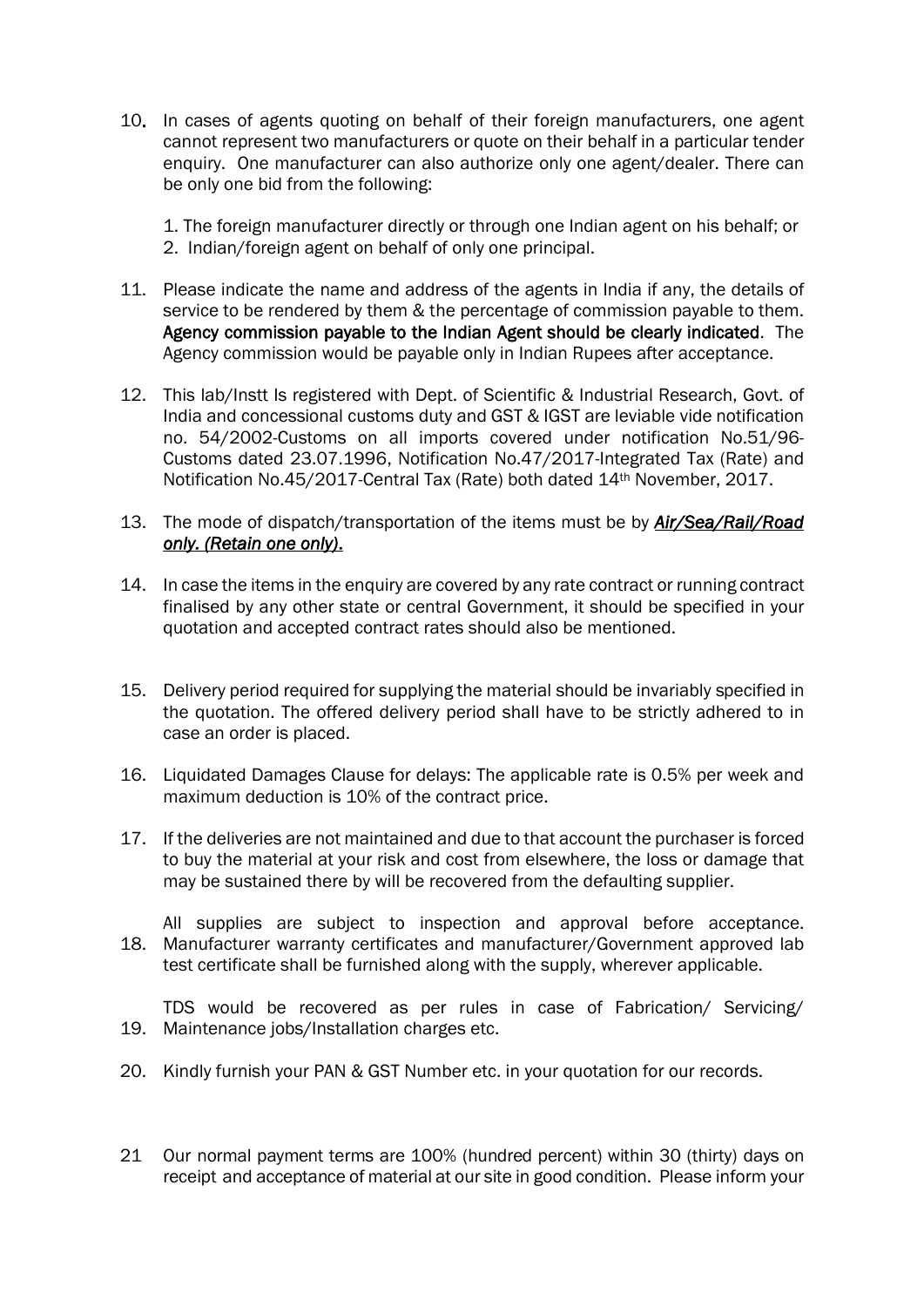10. In cases of agents quoting on behalf of their foreign manufacturers, one agent cannot represent two manufacturers or quote on their behalf in a particular tender enquiry. One manufacturer can also authorize only one agent/dealer. There can be only one bid from the following:

    1. The foreign manufacturer directly or through one Indian agent on his behalf; or
    2. Indian/foreign agent on behalf of only one principal.

11. Please indicate the name and address of the agents in India if any, the details of service to be rendered by them & the percentage of commission payable to them. **Agency commission payable to the Indian Agent should be clearly indicated**. The Agency commission would be payable only in Indian Rupees after acceptance.

12. This lab/Instt Is registered with Dept. of Scientific & Industrial Research, Govt. of India and concessional customs duty and GST & IGST are leviable vide notification no. 54/2002-Customs on all imports covered under notification No.51/96-Customs dated 23.07.1996, Notification No.47/2017-Integrated Tax (Rate) and Notification No.45/2017-Central Tax (Rate) both dated 14th November, 2017.

13. The mode of dispatch/transportation of the items must be by ***Air/Sea/Rail/Road only. (Retain one only).***

14. In case the items in the enquiry are covered by any rate contract or running contract finalised by any other state or central Government, it should be specified in your quotation and accepted contract rates should also be mentioned.

15. Delivery period required for supplying the material should be invariably specified in the quotation. The offered delivery period shall have to be strictly adhered to in case an order is placed.

16. Liquidated Damages Clause for delays: The applicable rate is 0.5% per week and maximum deduction is 10% of the contract price.

17. If the deliveries are not maintained and due to that account the purchaser is forced to buy the material at your risk and cost from elsewhere, the loss or damage that may be sustained there by will be recovered from the defaulting supplier.

18. All supplies are subject to inspection and approval before acceptance. Manufacturer warranty certificates and manufacturer/Government approved lab test certificate shall be furnished along with the supply, wherever applicable.

19. TDS would be recovered as per rules in case of Fabrication/ Servicing/ Maintenance jobs/Installation charges etc.

20. Kindly furnish your PAN & GST Number etc. in your quotation for our records.

21 Our normal payment terms are 100% (hundred percent) within 30 (thirty) days on receipt and acceptance of material at our site in good condition. Please inform your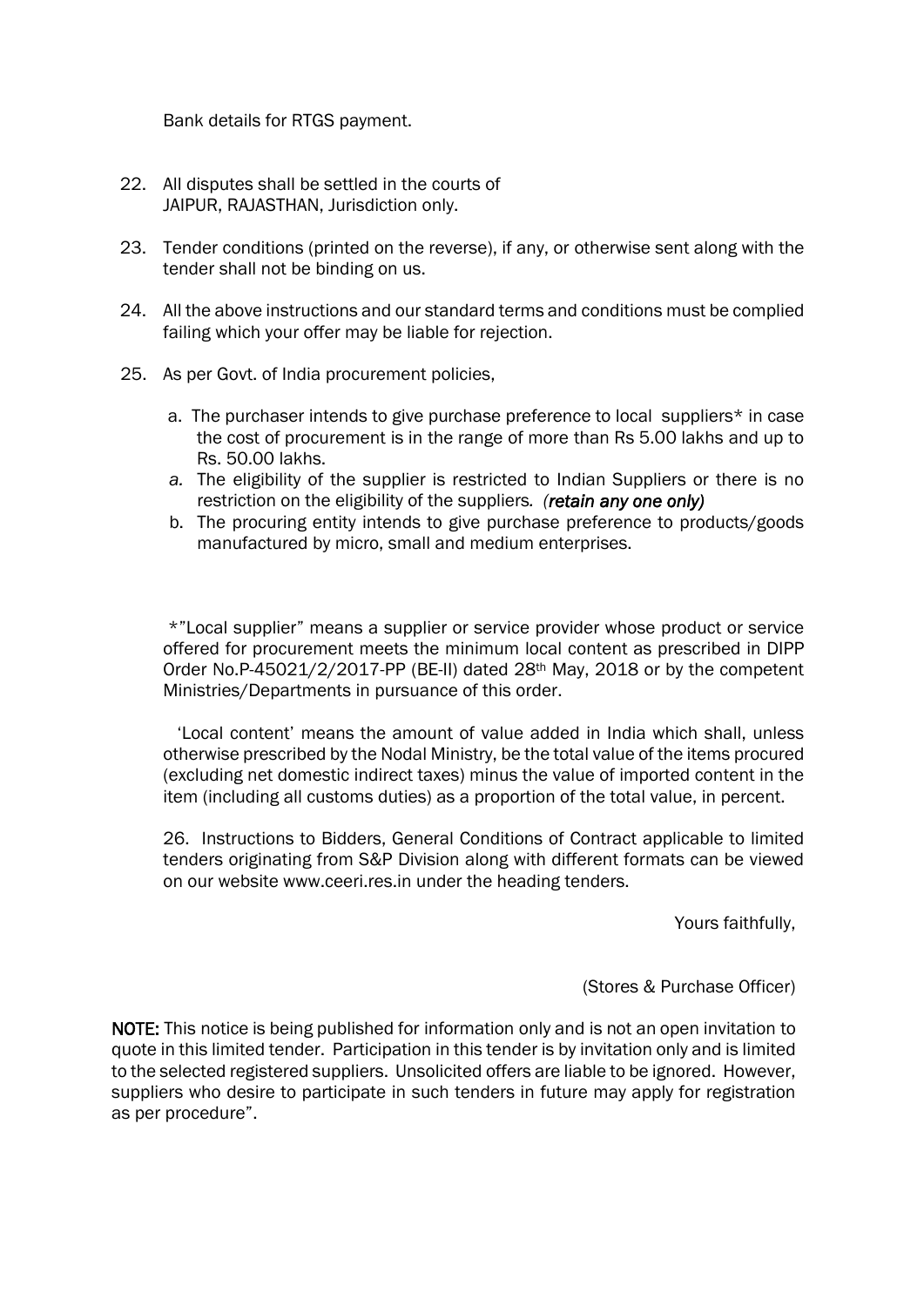Bank details for RTGS payment.

22. All disputes shall be settled in the courts of JAIPUR, RAJASTHAN, Jurisdiction only.

23. Tender conditions (printed on the reverse), if any, or otherwise sent along with the tender shall not be binding on us.

24. All the above instructions and our standard terms and conditions must be complied failing which your offer may be liable for rejection.

25. As per Govt. of India procurement policies,

   a. The purchaser intends to give purchase preference to local suppliers* in case the cost of procurement is in the range of more than Rs 5.00 lakhs and up to Rs. 50.00 lakhs.
   
   *a.* The eligibility of the supplier is restricted to Indian Suppliers or there is no restriction on the eligibility of the suppliers. *(retain any one only)*
   
   b. The procuring entity intends to give purchase preference to products/goods manufactured by micro, small and medium enterprises.

*"Local supplier" means a supplier or service provider whose product or service offered for procurement meets the minimum local content as prescribed in DIPP Order No.P-45021/2/2017-PP (BE-II) dated 28th May, 2018 or by the competent Ministries/Departments in pursuance of this order.

'Local content' means the amount of value added in India which shall, unless otherwise prescribed by the Nodal Ministry, be the total value of the items procured (excluding net domestic indirect taxes) minus the value of imported content in the item (including all customs duties) as a proportion of the total value, in percent.

26. Instructions to Bidders, General Conditions of Contract applicable to limited tenders originating from S&P Division along with different formats can be viewed on our website www.ceeri.res.in under the heading tenders.

Yours faithfully,

(Stores & Purchase Officer)

**NOTE:** This notice is being published for information only and is not an open invitation to quote in this limited tender. Participation in this tender is by invitation only and is limited to the selected registered suppliers. Unsolicited offers are liable to be ignored. However, suppliers who desire to participate in such tenders in future may apply for registration as per procedure".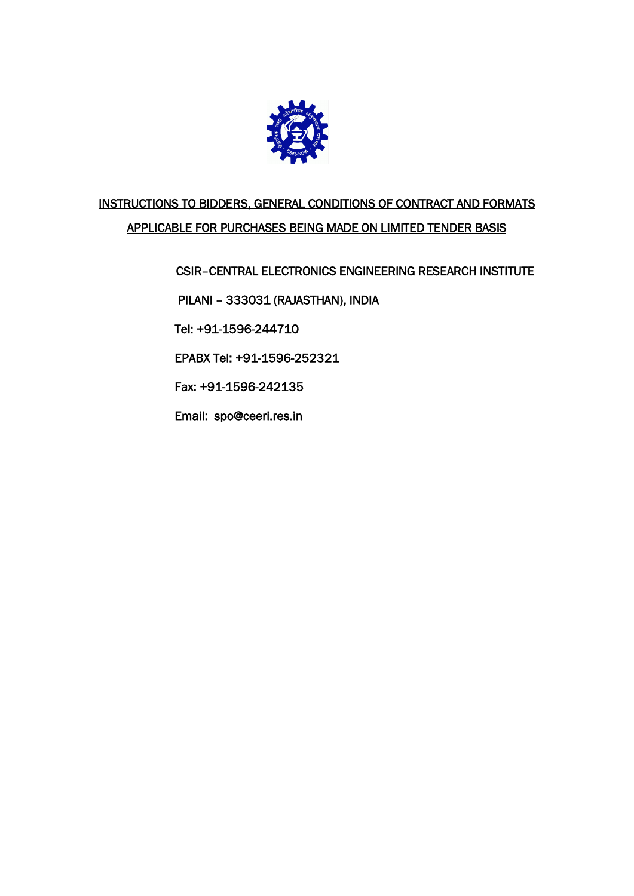INSTRUCTIONS TO BIDDERS, GENERAL CONDITIONS OF CONTRACT AND FORMATS

APPLICABLE FOR PURCHASES BEING MADE ON LIMITED TENDER BASIS

CSIR–CENTRAL ELECTRONICS ENGINEERING RESEARCH INSTITUTE

PILANI – 333031 (RAJASTHAN), INDIA

Tel: +91-1596-244710

EPABX Tel: +91-1596-252321

Fax: +91-1596-242135

Email: spo@ceeri.res.in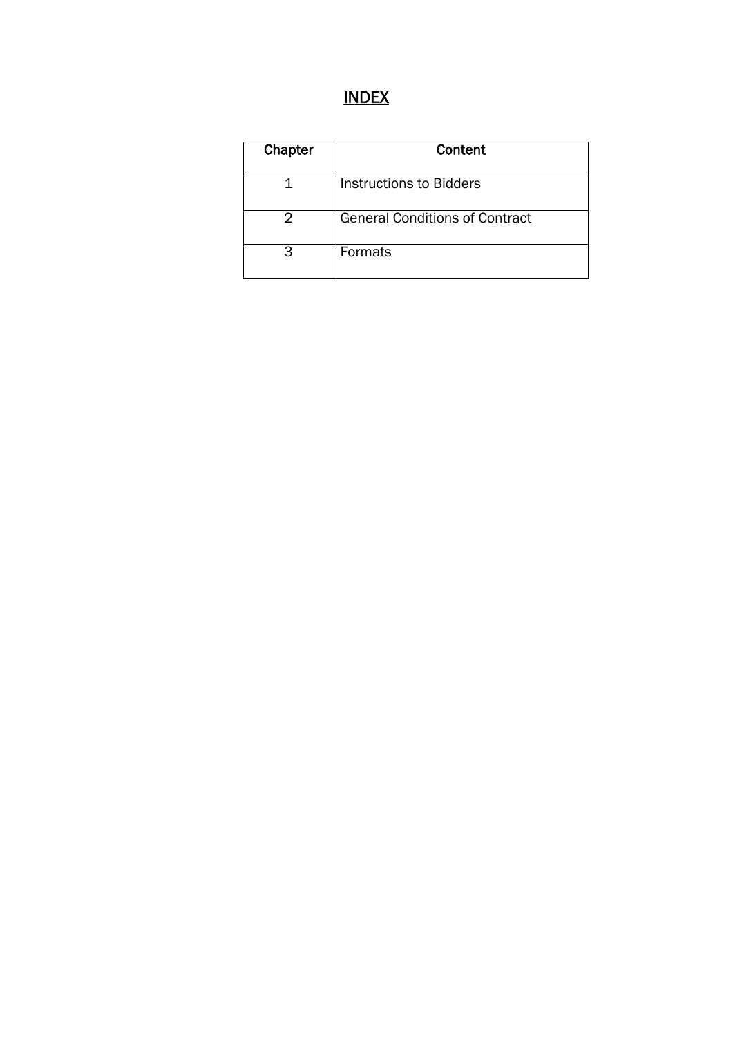# INDEX

| Chapter | Content |
|---|---|
| 1 | Instructions to Bidders |
| 2 | General Conditions of Contract |
| 3 | Formats |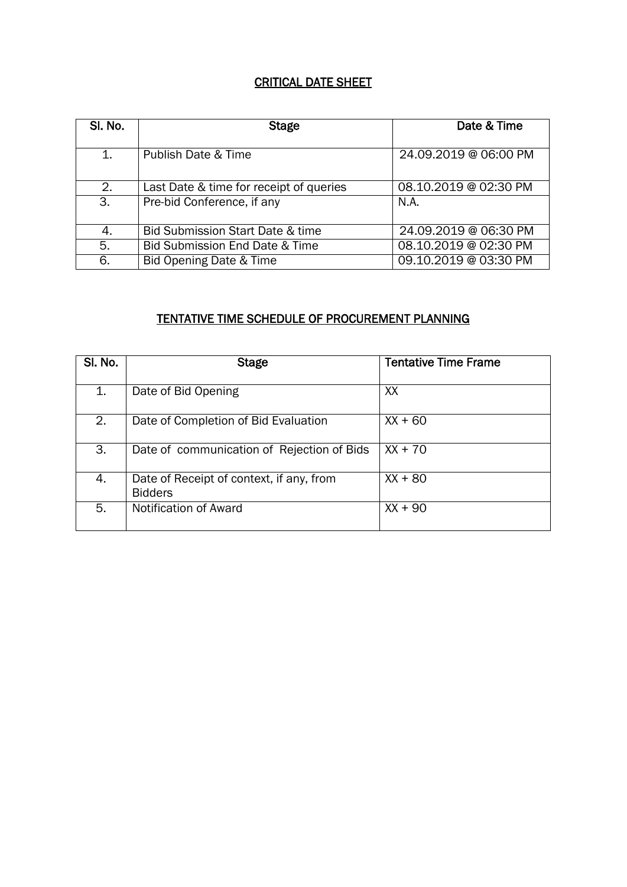## CRITICAL DATE SHEET

| Sl. No. | Stage | Date & Time |
|---|---|---|
| 1. | Publish Date & Time | 24.09.2019 @ 06:00 PM |
| 2. | Last Date & time for receipt of queries | 08.10.2019 @ 02:30 PM |
| 3. | Pre-bid Conference, if any | N.A. |
| 4. | Bid Submission Start Date & time | 24.09.2019 @ 06:30 PM |
| 5. | Bid Submission End Date & Time | 08.10.2019 @ 02:30 PM |
| 6. | Bid Opening Date & Time | 09.10.2019 @ 03:30 PM |

## TENTATIVE TIME SCHEDULE OF PROCUREMENT PLANNING

| Sl. No. | Stage | Tentative Time Frame |
|---|---|---|
| 1. | Date of Bid Opening | XX |
| 2. | Date of Completion of Bid Evaluation | XX + 60 |
| 3. | Date of communication of Rejection of Bids | XX + 70 |
| 4. | Date of Receipt of context, if any, from Bidders | XX + 80 |
| 5. | Notification of Award | XX + 90 |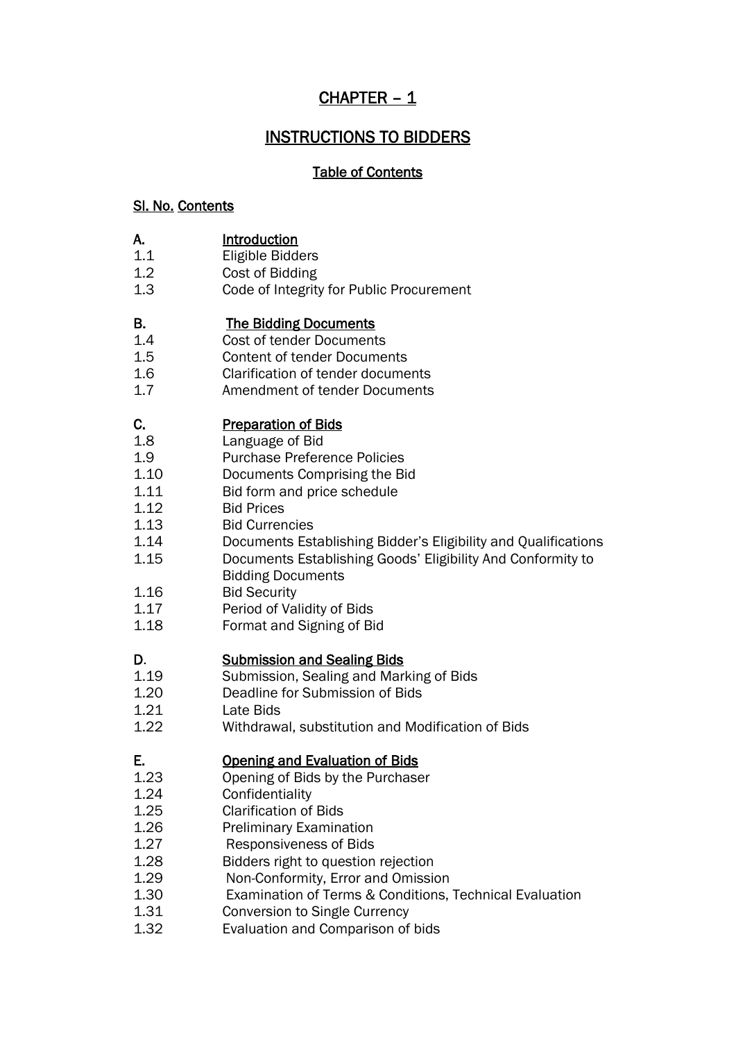# CHAPTER – 1

## INSTRUCTIONS TO BIDDERS

### Table of Contents

| Sl. No. | Contents |
|---|---|
| **A.** | **Introduction** |
| 1.1 | Eligible Bidders |
| 1.2 | Cost of Bidding |
| 1.3 | Code of Integrity for Public Procurement |
| **B.** | **The Bidding Documents** |
| 1.4 | Cost of tender Documents |
| 1.5 | Content of tender Documents |
| 1.6 | Clarification of tender documents |
| 1.7 | Amendment of tender Documents |
| **C.** | **Preparation of Bids** |
| 1.8 | Language of Bid |
| 1.9 | Purchase Preference Policies |
| 1.10 | Documents Comprising the Bid |
| 1.11 | Bid form and price schedule |
| 1.12 | Bid Prices |
| 1.13 | Bid Currencies |
| 1.14 | Documents Establishing Bidder's Eligibility and Qualifications |
| 1.15 | Documents Establishing Goods' Eligibility And Conformity to Bidding Documents |
| 1.16 | Bid Security |
| 1.17 | Period of Validity of Bids |
| 1.18 | Format and Signing of Bid |
| **D.** | **Submission and Sealing Bids** |
| 1.19 | Submission, Sealing and Marking of Bids |
| 1.20 | Deadline for Submission of Bids |
| 1.21 | Late Bids |
| 1.22 | Withdrawal, substitution and Modification of Bids |
| **E.** | **Opening and Evaluation of Bids** |
| 1.23 | Opening of Bids by the Purchaser |
| 1.24 | Confidentiality |
| 1.25 | Clarification of Bids |
| 1.26 | Preliminary Examination |
| 1.27 | Responsiveness of Bids |
| 1.28 | Bidders right to question rejection |
| 1.29 | Non-Conformity, Error and Omission |
| 1.30 | Examination of Terms & Conditions, Technical Evaluation |
| 1.31 | Conversion to Single Currency |
| 1.32 | Evaluation and Comparison of bids |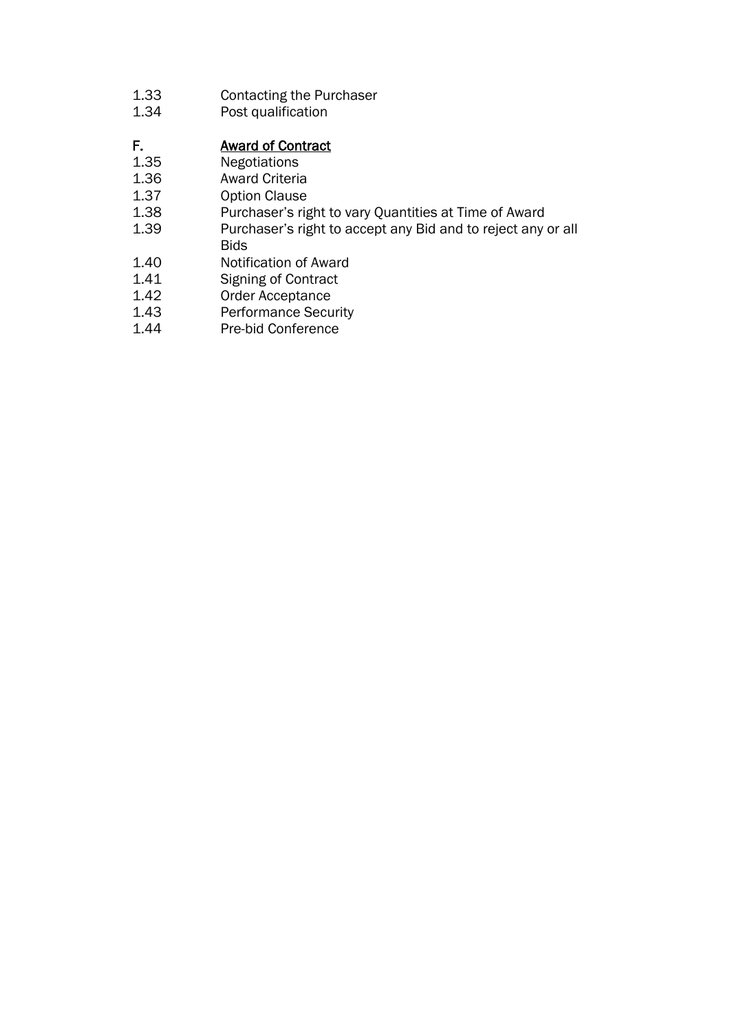1.33 Contacting the Purchaser
1.34 Post qualification

F. **<u>Award of Contract</u>**

1.35 Negotiations
1.36 Award Criteria
1.37 Option Clause
1.38 Purchaser's right to vary Quantities at Time of Award
1.39 Purchaser's right to accept any Bid and to reject any or all Bids
1.40 Notification of Award
1.41 Signing of Contract
1.42 Order Acceptance
1.43 Performance Security
1.44 Pre-bid Conference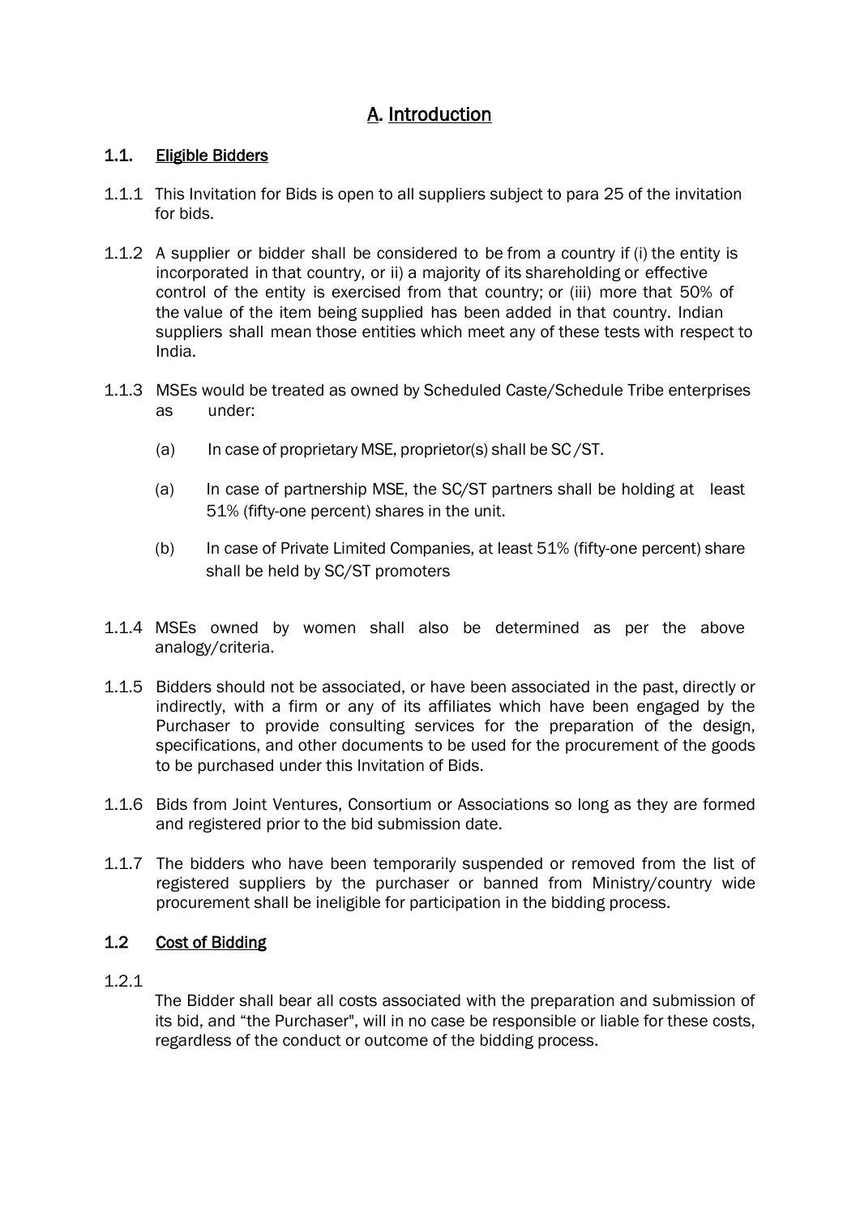# A. Introduction

## 1.1. Eligible Bidders

1.1.1 This Invitation for Bids is open to all suppliers subject to para 25 of the invitation for bids.

1.1.2 A supplier or bidder shall be considered to be from a country if (i) the entity is incorporated in that country, or ii) a majority of its shareholding or effective control of the entity is exercised from that country; or (iii) more that 50% of the value of the item being supplied has been added in that country. Indian suppliers shall mean those entities which meet any of these tests with respect to India.

1.1.3 MSEs would be treated as owned by Scheduled Caste/Schedule Tribe enterprises as under:

(a) In case of proprietary MSE, proprietor(s) shall be SC /ST.

(a) In case of partnership MSE, the SC/ST partners shall be holding at least 51% (fifty-one percent) shares in the unit.

(b) In case of Private Limited Companies, at least 51% (fifty-one percent) share shall be held by SC/ST promoters

1.1.4 MSEs owned by women shall also be determined as per the above analogy/criteria.

1.1.5 Bidders should not be associated, or have been associated in the past, directly or indirectly, with a firm or any of its affiliates which have been engaged by the Purchaser to provide consulting services for the preparation of the design, specifications, and other documents to be used for the procurement of the goods to be purchased under this Invitation of Bids.

1.1.6 Bids from Joint Ventures, Consortium or Associations so long as they are formed and registered prior to the bid submission date.

1.1.7 The bidders who have been temporarily suspended or removed from the list of registered suppliers by the purchaser or banned from Ministry/country wide procurement shall be ineligible for participation in the bidding process.

## 1.2 Cost of Bidding

1.2.1

The Bidder shall bear all costs associated with the preparation and submission of its bid, and "the Purchaser", will in no case be responsible or liable for these costs, regardless of the conduct or outcome of the bidding process.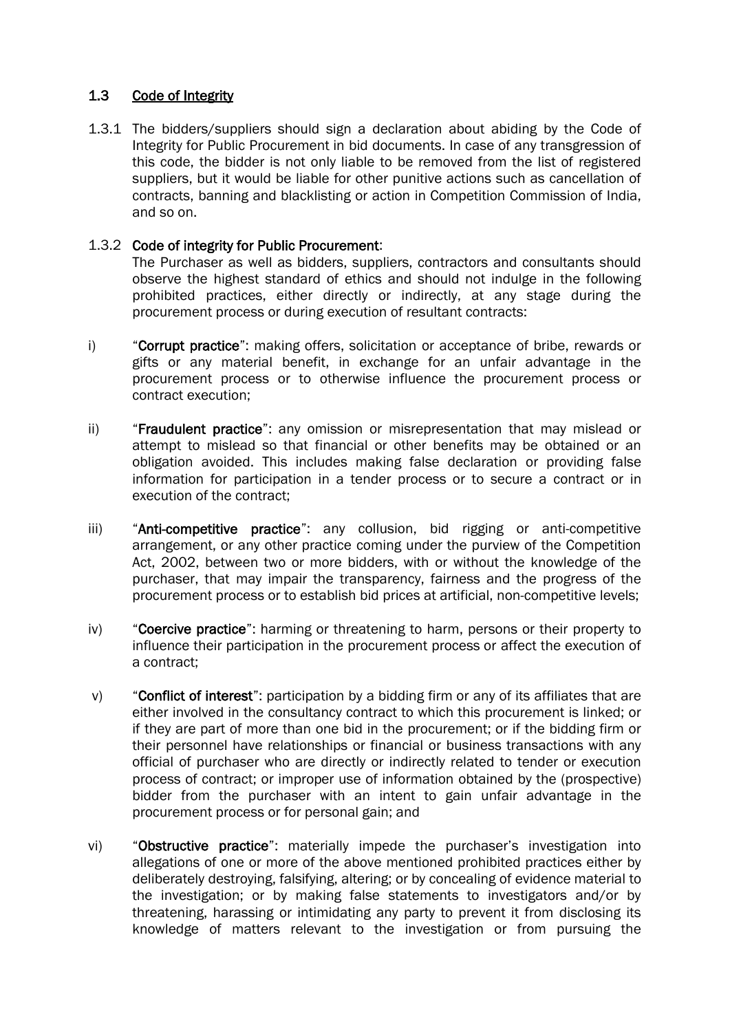## 1.3 Code of Integrity

1.3.1 The bidders/suppliers should sign a declaration about abiding by the Code of Integrity for Public Procurement in bid documents. In case of any transgression of this code, the bidder is not only liable to be removed from the list of registered suppliers, but it would be liable for other punitive actions such as cancellation of contracts, banning and blacklisting or action in Competition Commission of India, and so on.

1.3.2 **Code of integrity for Public Procurement**:

The Purchaser as well as bidders, suppliers, contractors and consultants should observe the highest standard of ethics and should not indulge in the following prohibited practices, either directly or indirectly, at any stage during the procurement process or during execution of resultant contracts:

i) "**Corrupt practice**": making offers, solicitation or acceptance of bribe, rewards or gifts or any material benefit, in exchange for an unfair advantage in the procurement process or to otherwise influence the procurement process or contract execution;

ii) "**Fraudulent practice**": any omission or misrepresentation that may mislead or attempt to mislead so that financial or other benefits may be obtained or an obligation avoided. This includes making false declaration or providing false information for participation in a tender process or to secure a contract or in execution of the contract;

iii) "**Anti-competitive practice**": any collusion, bid rigging or anti-competitive arrangement, or any other practice coming under the purview of the Competition Act, 2002, between two or more bidders, with or without the knowledge of the purchaser, that may impair the transparency, fairness and the progress of the procurement process or to establish bid prices at artificial, non-competitive levels;

iv) "**Coercive practice**": harming or threatening to harm, persons or their property to influence their participation in the procurement process or affect the execution of a contract;

v) "**Conflict of interest**": participation by a bidding firm or any of its affiliates that are either involved in the consultancy contract to which this procurement is linked; or if they are part of more than one bid in the procurement; or if the bidding firm or their personnel have relationships or financial or business transactions with any official of purchaser who are directly or indirectly related to tender or execution process of contract; or improper use of information obtained by the (prospective) bidder from the purchaser with an intent to gain unfair advantage in the procurement process or for personal gain; and

vi) "**Obstructive practice**": materially impede the purchaser's investigation into allegations of one or more of the above mentioned prohibited practices either by deliberately destroying, falsifying, altering; or by concealing of evidence material to the investigation; or by making false statements to investigators and/or by threatening, harassing or intimidating any party to prevent it from disclosing its knowledge of matters relevant to the investigation or from pursuing the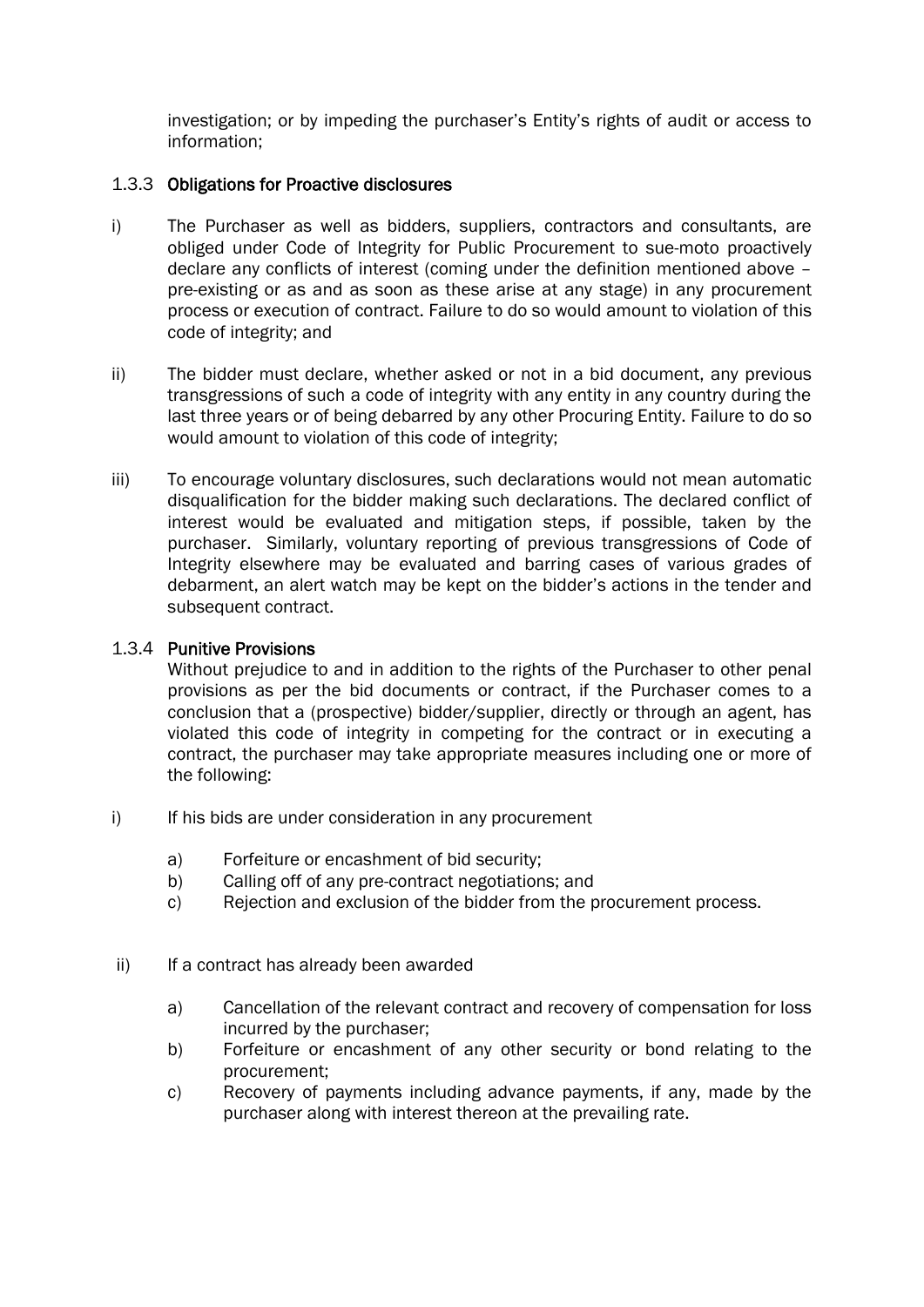investigation; or by impeding the purchaser's Entity's rights of audit or access to information;

### 1.3.3 Obligations for Proactive disclosures

i) The Purchaser as well as bidders, suppliers, contractors and consultants, are obliged under Code of Integrity for Public Procurement to sue-moto proactively declare any conflicts of interest (coming under the definition mentioned above – pre-existing or as and as soon as these arise at any stage) in any procurement process or execution of contract. Failure to do so would amount to violation of this code of integrity; and

ii) The bidder must declare, whether asked or not in a bid document, any previous transgressions of such a code of integrity with any entity in any country during the last three years or of being debarred by any other Procuring Entity. Failure to do so would amount to violation of this code of integrity;

iii) To encourage voluntary disclosures, such declarations would not mean automatic disqualification for the bidder making such declarations. The declared conflict of interest would be evaluated and mitigation steps, if possible, taken by the purchaser. Similarly, voluntary reporting of previous transgressions of Code of Integrity elsewhere may be evaluated and barring cases of various grades of debarment, an alert watch may be kept on the bidder's actions in the tender and subsequent contract.

### 1.3.4 Punitive Provisions

Without prejudice to and in addition to the rights of the Purchaser to other penal provisions as per the bid documents or contract, if the Purchaser comes to a conclusion that a (prospective) bidder/supplier, directly or through an agent, has violated this code of integrity in competing for the contract or in executing a contract, the purchaser may take appropriate measures including one or more of the following:

i) If his bids are under consideration in any procurement

   a) Forfeiture or encashment of bid security;
   b) Calling off of any pre-contract negotiations; and
   c) Rejection and exclusion of the bidder from the procurement process.

ii) If a contract has already been awarded

   a) Cancellation of the relevant contract and recovery of compensation for loss incurred by the purchaser;
   b) Forfeiture or encashment of any other security or bond relating to the procurement;
   c) Recovery of payments including advance payments, if any, made by the purchaser along with interest thereon at the prevailing rate.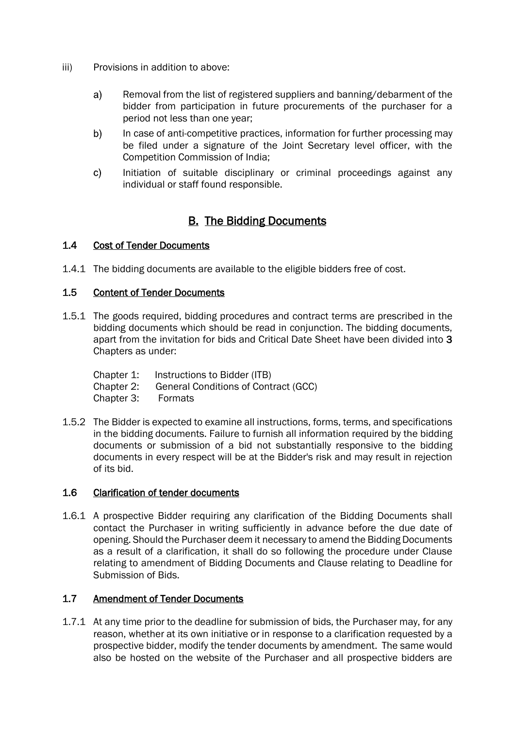iii) Provisions in addition to above:

a) Removal from the list of registered suppliers and banning/debarment of the bidder from participation in future procurements of the purchaser for a period not less than one year;

b) In case of anti-competitive practices, information for further processing may be filed under a signature of the Joint Secretary level officer, with the Competition Commission of India;

c) Initiation of suitable disciplinary or criminal proceedings against any individual or staff found responsible.

## B. The Bidding Documents

### 1.4 Cost of Tender Documents

1.4.1 The bidding documents are available to the eligible bidders free of cost.

### 1.5 Content of Tender Documents

1.5.1 The goods required, bidding procedures and contract terms are prescribed in the bidding documents which should be read in conjunction. The bidding documents, apart from the invitation for bids and Critical Date Sheet have been divided into **3** Chapters as under:

Chapter 1: Instructions to Bidder (ITB)
Chapter 2: General Conditions of Contract (GCC)
Chapter 3: Formats

1.5.2 The Bidder is expected to examine all instructions, forms, terms, and specifications in the bidding documents. Failure to furnish all information required by the bidding documents or submission of a bid not substantially responsive to the bidding documents in every respect will be at the Bidder's risk and may result in rejection of its bid.

### 1.6 Clarification of tender documents

1.6.1 A prospective Bidder requiring any clarification of the Bidding Documents shall contact the Purchaser in writing sufficiently in advance before the due date of opening. Should the Purchaser deem it necessary to amend the Bidding Documents as a result of a clarification, it shall do so following the procedure under Clause relating to amendment of Bidding Documents and Clause relating to Deadline for Submission of Bids.

### 1.7 Amendment of Tender Documents

1.7.1 At any time prior to the deadline for submission of bids, the Purchaser may, for any reason, whether at its own initiative or in response to a clarification requested by a prospective bidder, modify the tender documents by amendment. The same would also be hosted on the website of the Purchaser and all prospective bidders are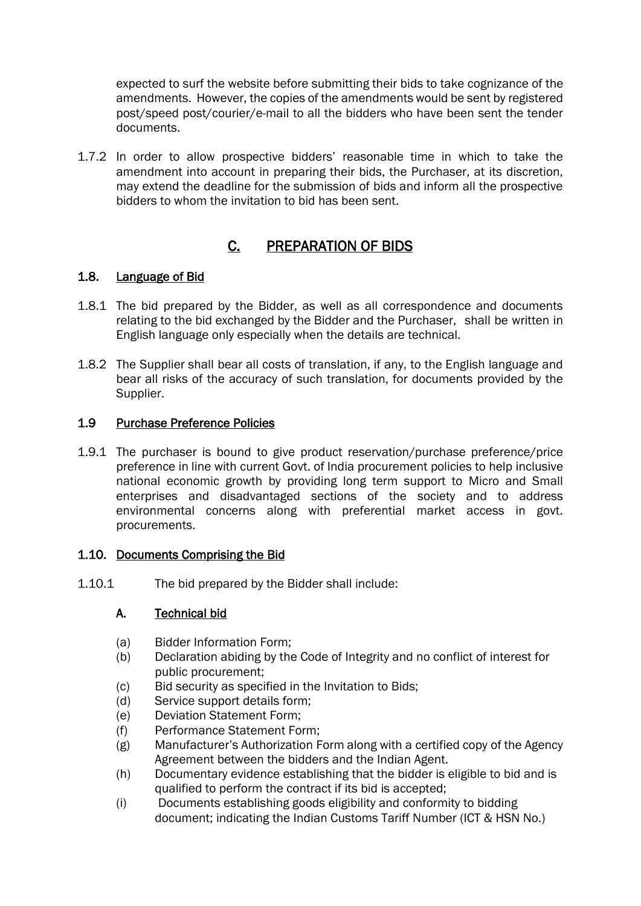expected to surf the website before submitting their bids to take cognizance of the amendments. However, the copies of the amendments would be sent by registered post/speed post/courier/e-mail to all the bidders who have been sent the tender documents.

1.7.2 In order to allow prospective bidders' reasonable time in which to take the amendment into account in preparing their bids, the Purchaser, at its discretion, may extend the deadline for the submission of bids and inform all the prospective bidders to whom the invitation to bid has been sent.

## C. PREPARATION OF BIDS

### 1.8. Language of Bid

1.8.1 The bid prepared by the Bidder, as well as all correspondence and documents relating to the bid exchanged by the Bidder and the Purchaser, shall be written in English language only especially when the details are technical.

1.8.2 The Supplier shall bear all costs of translation, if any, to the English language and bear all risks of the accuracy of such translation, for documents provided by the Supplier.

### 1.9 Purchase Preference Policies

1.9.1 The purchaser is bound to give product reservation/purchase preference/price preference in line with current Govt. of India procurement policies to help inclusive national economic growth by providing long term support to Micro and Small enterprises and disadvantaged sections of the society and to address environmental concerns along with preferential market access in govt. procurements.

### 1.10. Documents Comprising the Bid

1.10.1 The bid prepared by the Bidder shall include:

#### A. Technical bid

(a) Bidder Information Form;
(b) Declaration abiding by the Code of Integrity and no conflict of interest for public procurement;
(c) Bid security as specified in the Invitation to Bids;
(d) Service support details form;
(e) Deviation Statement Form;
(f) Performance Statement Form;
(g) Manufacturer's Authorization Form along with a certified copy of the Agency Agreement between the bidders and the Indian Agent.
(h) Documentary evidence establishing that the bidder is eligible to bid and is qualified to perform the contract if its bid is accepted;
(i) Documents establishing goods eligibility and conformity to bidding document; indicating the Indian Customs Tariff Number (ICT & HSN No.)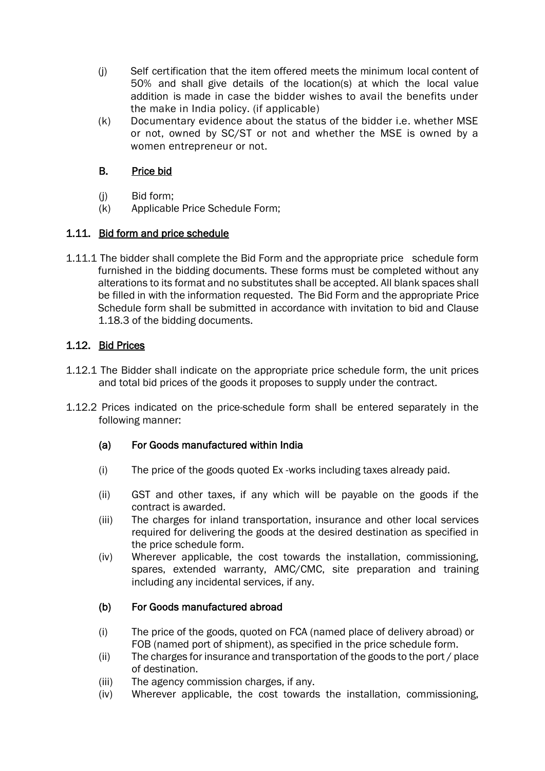(j) Self certification that the item offered meets the minimum local content of 50% and shall give details of the location(s) at which the local value addition is made in case the bidder wishes to avail the benefits under the make in India policy. (if applicable)

(k) Documentary evidence about the status of the bidder i.e. whether MSE or not, owned by SC/ST or not and whether the MSE is owned by a women entrepreneur or not.

**B. Price bid**

(j) Bid form;

(k) Applicable Price Schedule Form;

### 1.11. Bid form and price schedule

1.11.1 The bidder shall complete the Bid Form and the appropriate price schedule form furnished in the bidding documents. These forms must be completed without any alterations to its format and no substitutes shall be accepted. All blank spaces shall be filled in with the information requested. The Bid Form and the appropriate Price Schedule form shall be submitted in accordance with invitation to bid and Clause 1.18.3 of the bidding documents.

### 1.12. Bid Prices

1.12.1 The Bidder shall indicate on the appropriate price schedule form, the unit prices and total bid prices of the goods it proposes to supply under the contract.

1.12.2 Prices indicated on the price-schedule form shall be entered separately in the following manner:

**(a) For Goods manufactured within India**

(i) The price of the goods quoted Ex -works including taxes already paid.

(ii) GST and other taxes, if any which will be payable on the goods if the contract is awarded.

(iii) The charges for inland transportation, insurance and other local services required for delivering the goods at the desired destination as specified in the price schedule form.

(iv) Wherever applicable, the cost towards the installation, commissioning, spares, extended warranty, AMC/CMC, site preparation and training including any incidental services, if any.

**(b) For Goods manufactured abroad**

(i) The price of the goods, quoted on FCA (named place of delivery abroad) or FOB (named port of shipment), as specified in the price schedule form.

(ii) The charges for insurance and transportation of the goods to the port / place of destination.

(iii) The agency commission charges, if any.

(iv) Wherever applicable, the cost towards the installation, commissioning,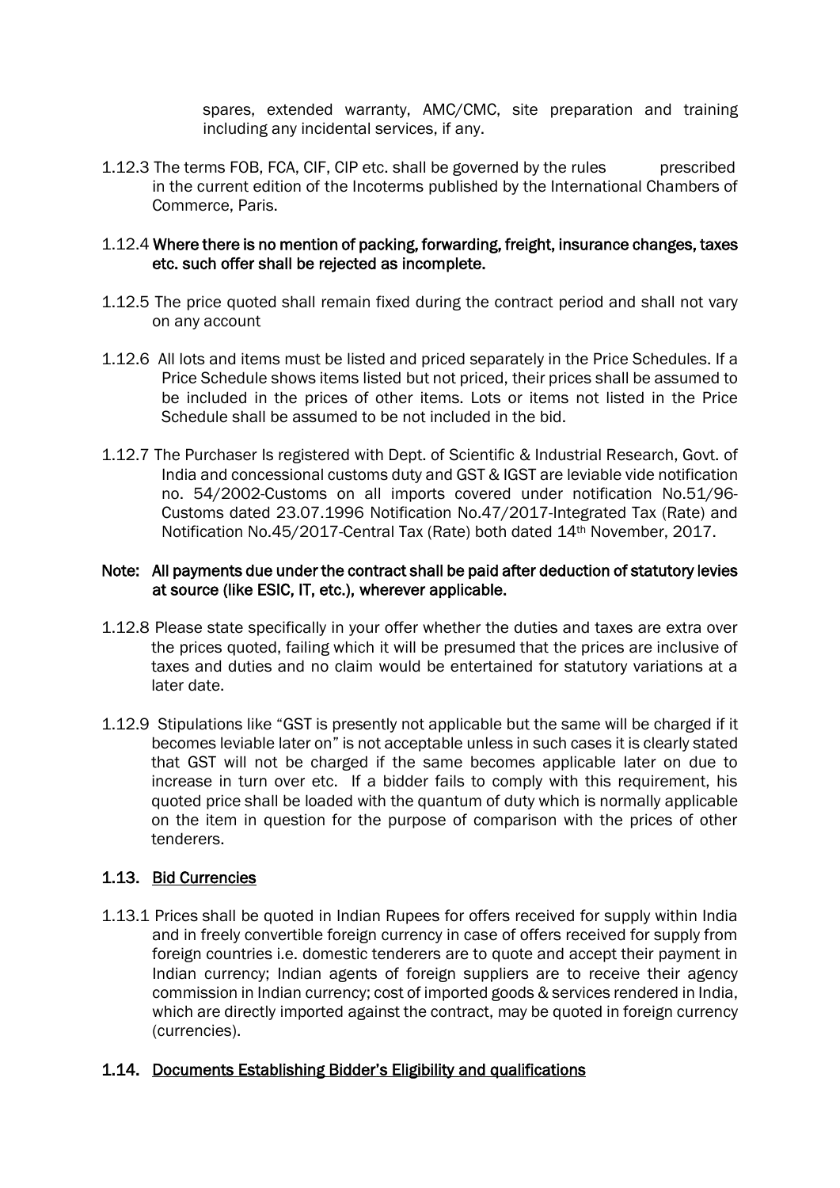spares, extended warranty, AMC/CMC, site preparation and training including any incidental services, if any.

1.12.3 The terms FOB, FCA, CIF, CIP etc. shall be governed by the rules prescribed in the current edition of the Incoterms published by the International Chambers of Commerce, Paris.

1.12.4 **Where there is no mention of packing, forwarding, freight, insurance changes, taxes etc. such offer shall be rejected as incomplete.**

1.12.5 The price quoted shall remain fixed during the contract period and shall not vary on any account

1.12.6 All lots and items must be listed and priced separately in the Price Schedules. If a Price Schedule shows items listed but not priced, their prices shall be assumed to be included in the prices of other items. Lots or items not listed in the Price Schedule shall be assumed to be not included in the bid.

1.12.7 The Purchaser Is registered with Dept. of Scientific & Industrial Research, Govt. of India and concessional customs duty and GST & IGST are leviable vide notification no. 54/2002-Customs on all imports covered under notification No.51/96-Customs dated 23.07.1996 Notification No.47/2017-Integrated Tax (Rate) and Notification No.45/2017-Central Tax (Rate) both dated 14th November, 2017.

**Note: All payments due under the contract shall be paid after deduction of statutory levies at source (like ESIC, IT, etc.), wherever applicable.**

1.12.8 Please state specifically in your offer whether the duties and taxes are extra over the prices quoted, failing which it will be presumed that the prices are inclusive of taxes and duties and no claim would be entertained for statutory variations at a later date.

1.12.9 Stipulations like "GST is presently not applicable but the same will be charged if it becomes leviable later on" is not acceptable unless in such cases it is clearly stated that GST will not be charged if the same becomes applicable later on due to increase in turn over etc. If a bidder fails to comply with this requirement, his quoted price shall be loaded with the quantum of duty which is normally applicable on the item in question for the purpose of comparison with the prices of other tenderers.

### 1.13. Bid Currencies

1.13.1 Prices shall be quoted in Indian Rupees for offers received for supply within India and in freely convertible foreign currency in case of offers received for supply from foreign countries i.e. domestic tenderers are to quote and accept their payment in Indian currency; Indian agents of foreign suppliers are to receive their agency commission in Indian currency; cost of imported goods & services rendered in India, which are directly imported against the contract, may be quoted in foreign currency (currencies).

### 1.14. Documents Establishing Bidder's Eligibility and qualifications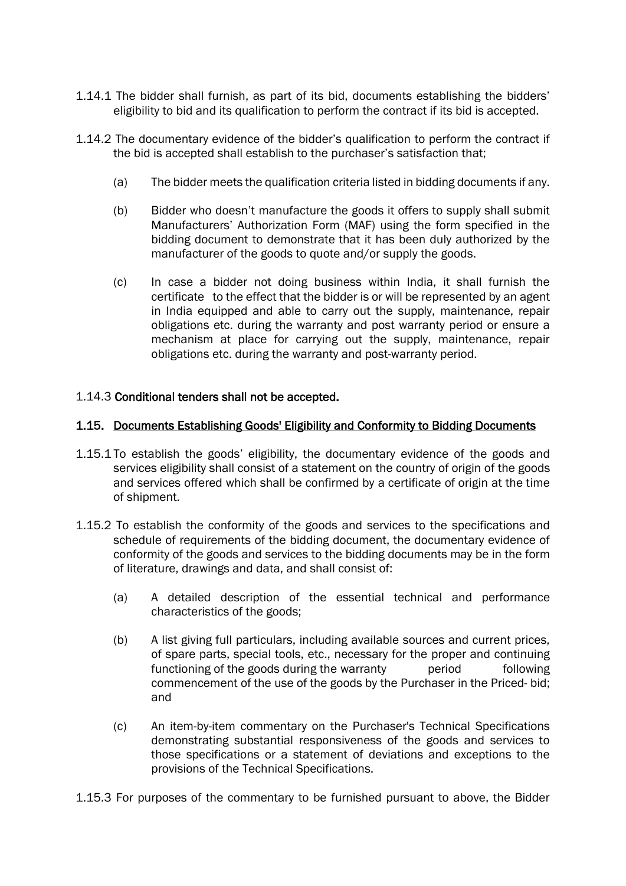1.14.1 The bidder shall furnish, as part of its bid, documents establishing the bidders' eligibility to bid and its qualification to perform the contract if its bid is accepted.

1.14.2 The documentary evidence of the bidder's qualification to perform the contract if the bid is accepted shall establish to the purchaser's satisfaction that;

(a) The bidder meets the qualification criteria listed in bidding documents if any.

(b) Bidder who doesn't manufacture the goods it offers to supply shall submit Manufacturers' Authorization Form (MAF) using the form specified in the bidding document to demonstrate that it has been duly authorized by the manufacturer of the goods to quote and/or supply the goods.

(c) In case a bidder not doing business within India, it shall furnish the certificate to the effect that the bidder is or will be represented by an agent in India equipped and able to carry out the supply, maintenance, repair obligations etc. during the warranty and post warranty period or ensure a mechanism at place for carrying out the supply, maintenance, repair obligations etc. during the warranty and post-warranty period.

1.14.3 **Conditional tenders shall not be accepted.**

## 1.15. Documents Establishing Goods' Eligibility and Conformity to Bidding Documents

1.15.1 To establish the goods' eligibility, the documentary evidence of the goods and services eligibility shall consist of a statement on the country of origin of the goods and services offered which shall be confirmed by a certificate of origin at the time of shipment.

1.15.2 To establish the conformity of the goods and services to the specifications and schedule of requirements of the bidding document, the documentary evidence of conformity of the goods and services to the bidding documents may be in the form of literature, drawings and data, and shall consist of:

(a) A detailed description of the essential technical and performance characteristics of the goods;

(b) A list giving full particulars, including available sources and current prices, of spare parts, special tools, etc., necessary for the proper and continuing functioning of the goods during the warranty period following commencement of the use of the goods by the Purchaser in the Priced- bid; and

(c) An item-by-item commentary on the Purchaser's Technical Specifications demonstrating substantial responsiveness of the goods and services to those specifications or a statement of deviations and exceptions to the provisions of the Technical Specifications.

1.15.3 For purposes of the commentary to be furnished pursuant to above, the Bidder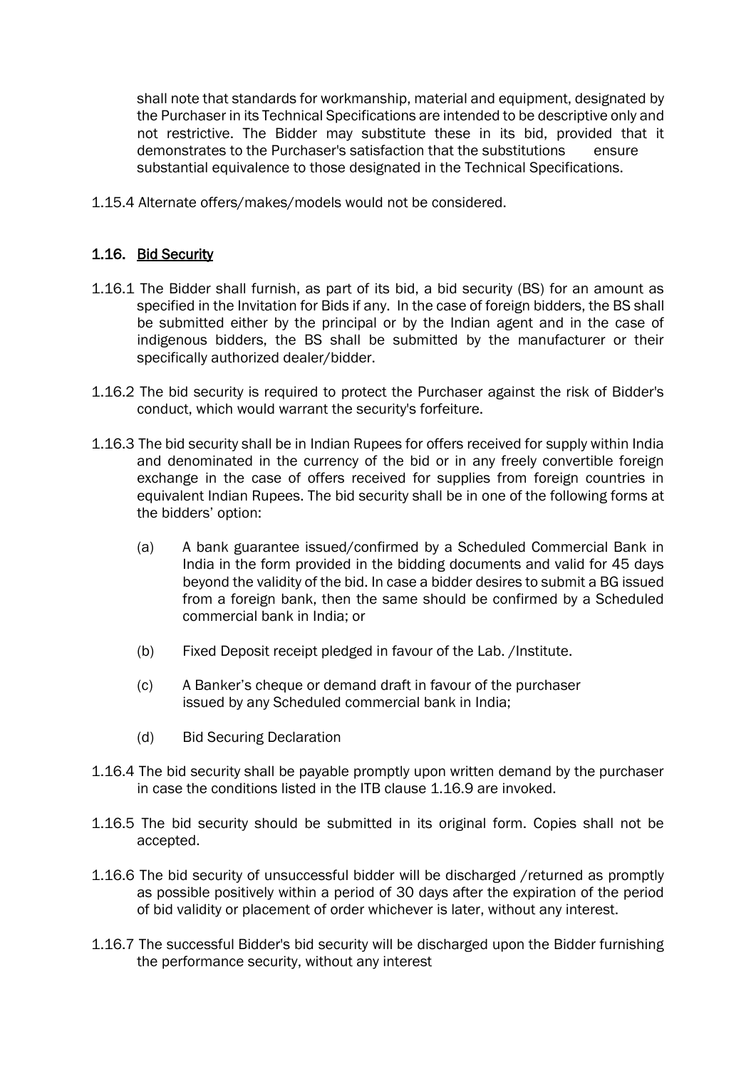shall note that standards for workmanship, material and equipment, designated by the Purchaser in its Technical Specifications are intended to be descriptive only and not restrictive. The Bidder may substitute these in its bid, provided that it demonstrates to the Purchaser's satisfaction that the substitutions ensure substantial equivalence to those designated in the Technical Specifications.

1.15.4 Alternate offers/makes/models would not be considered.

## 1.16. Bid Security

1.16.1 The Bidder shall furnish, as part of its bid, a bid security (BS) for an amount as specified in the Invitation for Bids if any. In the case of foreign bidders, the BS shall be submitted either by the principal or by the Indian agent and in the case of indigenous bidders, the BS shall be submitted by the manufacturer or their specifically authorized dealer/bidder.

1.16.2 The bid security is required to protect the Purchaser against the risk of Bidder's conduct, which would warrant the security's forfeiture.

1.16.3 The bid security shall be in Indian Rupees for offers received for supply within India and denominated in the currency of the bid or in any freely convertible foreign exchange in the case of offers received for supplies from foreign countries in equivalent Indian Rupees. The bid security shall be in one of the following forms at the bidders' option:

(a) A bank guarantee issued/confirmed by a Scheduled Commercial Bank in India in the form provided in the bidding documents and valid for 45 days beyond the validity of the bid. In case a bidder desires to submit a BG issued from a foreign bank, then the same should be confirmed by a Scheduled commercial bank in India; or

(b) Fixed Deposit receipt pledged in favour of the Lab. /Institute.

(c) A Banker's cheque or demand draft in favour of the purchaser issued by any Scheduled commercial bank in India;

(d) Bid Securing Declaration

1.16.4 The bid security shall be payable promptly upon written demand by the purchaser in case the conditions listed in the ITB clause 1.16.9 are invoked.

1.16.5 The bid security should be submitted in its original form. Copies shall not be accepted.

1.16.6 The bid security of unsuccessful bidder will be discharged /returned as promptly as possible positively within a period of 30 days after the expiration of the period of bid validity or placement of order whichever is later, without any interest.

1.16.7 The successful Bidder's bid security will be discharged upon the Bidder furnishing the performance security, without any interest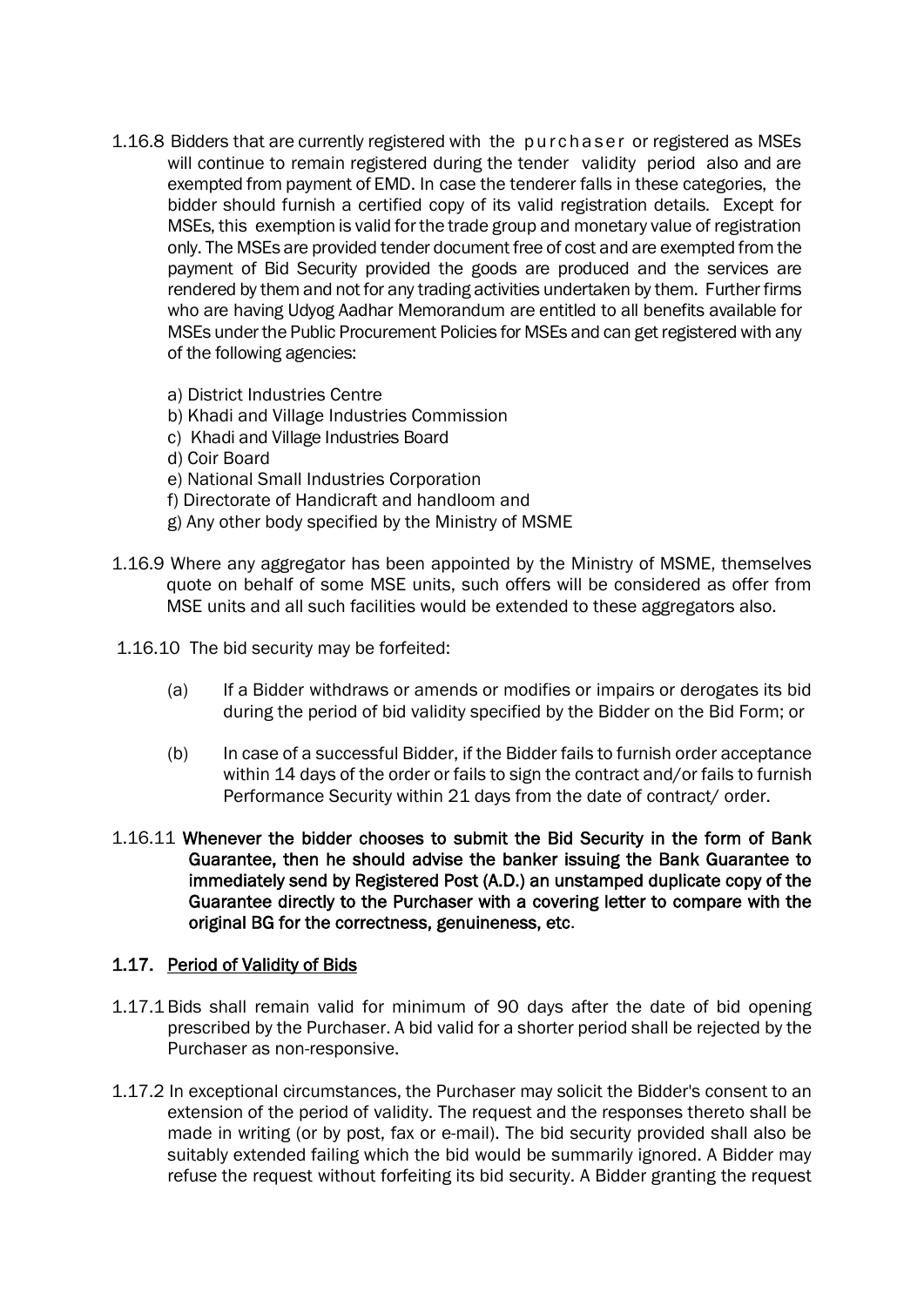1.16.8 Bidders that are currently registered with the purchaser or registered as MSEs will continue to remain registered during the tender validity period also and are exempted from payment of EMD. In case the tenderer falls in these categories, the bidder should furnish a certified copy of its valid registration details. Except for MSEs, this exemption is valid for the trade group and monetary value of registration only. The MSEs are provided tender document free of cost and are exempted from the payment of Bid Security provided the goods are produced and the services are rendered by them and not for any trading activities undertaken by them. Further firms who are having Udyog Aadhar Memorandum are entitled to all benefits available for MSEs under the Public Procurement Policies for MSEs and can get registered with any of the following agencies:

a) District Industries Centre
b) Khadi and Village Industries Commission
c) Khadi and Village Industries Board
d) Coir Board
e) National Small Industries Corporation
f) Directorate of Handicraft and handloom and
g) Any other body specified by the Ministry of MSME

1.16.9 Where any aggregator has been appointed by the Ministry of MSME, themselves quote on behalf of some MSE units, such offers will be considered as offer from MSE units and all such facilities would be extended to these aggregators also.

1.16.10 The bid security may be forfeited:

(a) If a Bidder withdraws or amends or modifies or impairs or derogates its bid during the period of bid validity specified by the Bidder on the Bid Form; or

(b) In case of a successful Bidder, if the Bidder fails to furnish order acceptance within 14 days of the order or fails to sign the contract and/or fails to furnish Performance Security within 21 days from the date of contract/ order.

1.16.11 **Whenever the bidder chooses to submit the Bid Security in the form of Bank Guarantee, then he should advise the banker issuing the Bank Guarantee to immediately send by Registered Post (A.D.) an unstamped duplicate copy of the Guarantee directly to the Purchaser with a covering letter to compare with the original BG for the correctness, genuineness, etc.**

### 1.17. Period of Validity of Bids

1.17.1 Bids shall remain valid for minimum of 90 days after the date of bid opening prescribed by the Purchaser. A bid valid for a shorter period shall be rejected by the Purchaser as non-responsive.

1.17.2 In exceptional circumstances, the Purchaser may solicit the Bidder's consent to an extension of the period of validity. The request and the responses thereto shall be made in writing (or by post, fax or e-mail). The bid security provided shall also be suitably extended failing which the bid would be summarily ignored. A Bidder may refuse the request without forfeiting its bid security. A Bidder granting the request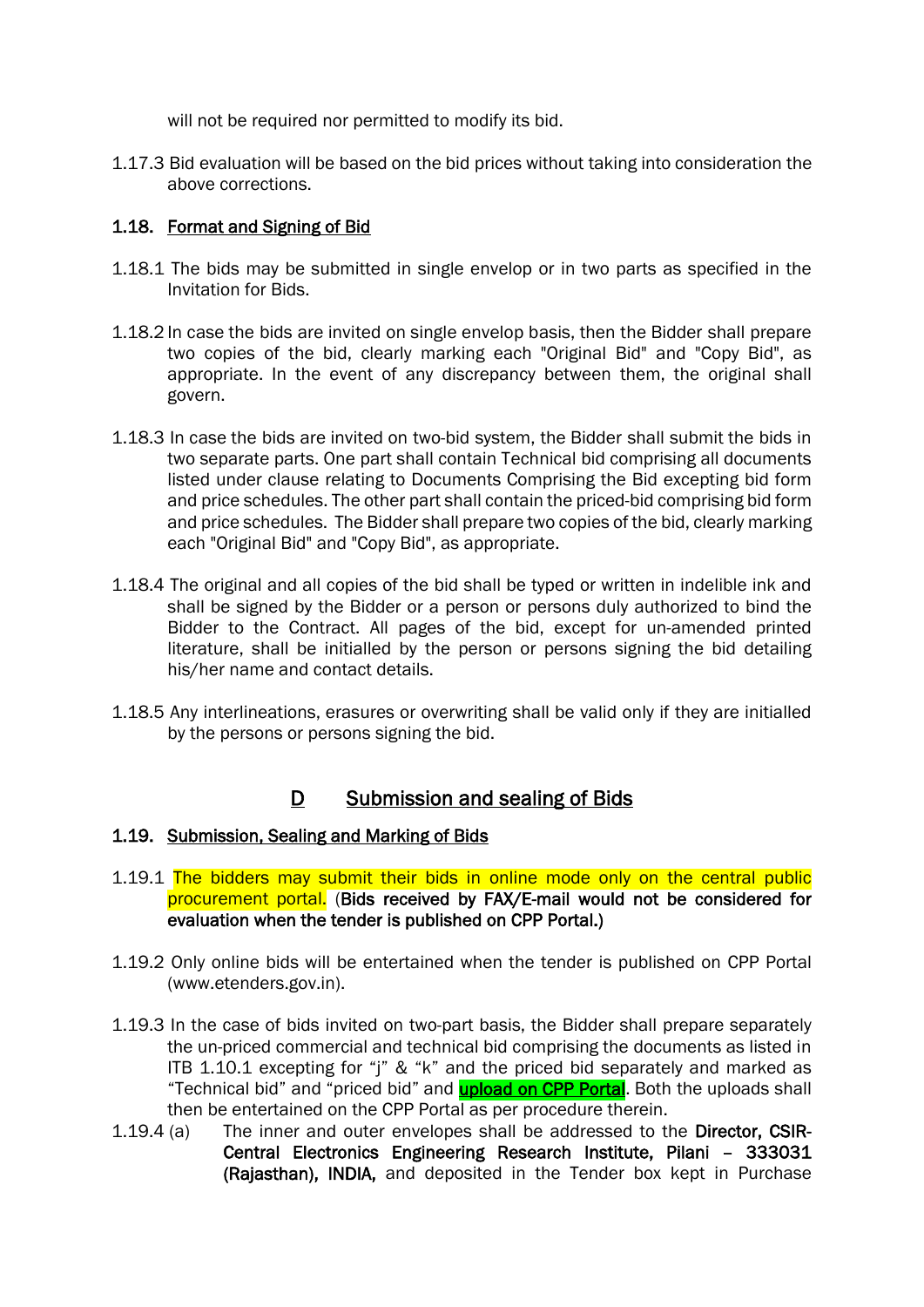will not be required nor permitted to modify its bid.

1.17.3 Bid evaluation will be based on the bid prices without taking into consideration the above corrections.

### 1.18. Format and Signing of Bid

1.18.1 The bids may be submitted in single envelop or in two parts as specified in the Invitation for Bids.

1.18.2 In case the bids are invited on single envelop basis, then the Bidder shall prepare two copies of the bid, clearly marking each "Original Bid" and "Copy Bid", as appropriate. In the event of any discrepancy between them, the original shall govern.

1.18.3 In case the bids are invited on two-bid system, the Bidder shall submit the bids in two separate parts. One part shall contain Technical bid comprising all documents listed under clause relating to Documents Comprising the Bid excepting bid form and price schedules. The other part shall contain the priced-bid comprising bid form and price schedules. The Bidder shall prepare two copies of the bid, clearly marking each "Original Bid" and "Copy Bid", as appropriate.

1.18.4 The original and all copies of the bid shall be typed or written in indelible ink and shall be signed by the Bidder or a person or persons duly authorized to bind the Bidder to the Contract. All pages of the bid, except for un-amended printed literature, shall be initialled by the person or persons signing the bid detailing his/her name and contact details.

1.18.5 Any interlineations, erasures or overwriting shall be valid only if they are initialled by the persons or persons signing the bid.

## D Submission and sealing of Bids

### 1.19. Submission, Sealing and Marking of Bids

1.19.1 The bidders may submit their bids in online mode only on the central public procurement portal. (**Bids received by FAX/E-mail would not be considered for evaluation when the tender is published on CPP Portal.)**

1.19.2 Only online bids will be entertained when the tender is published on CPP Portal (www.etenders.gov.in).

1.19.3 In the case of bids invited on two-part basis, the Bidder shall prepare separately the un-priced commercial and technical bid comprising the documents as listed in ITB 1.10.1 excepting for "j" & "k" and the priced bid separately and marked as "Technical bid" and "priced bid" and upload on CPP Portal. Both the uploads shall then be entertained on the CPP Portal as per procedure therein.

1.19.4 (a) The inner and outer envelopes shall be addressed to the **Director, CSIR-Central Electronics Engineering Research Institute, Pilani – 333031 (Rajasthan), INDIA,** and deposited in the Tender box kept in Purchase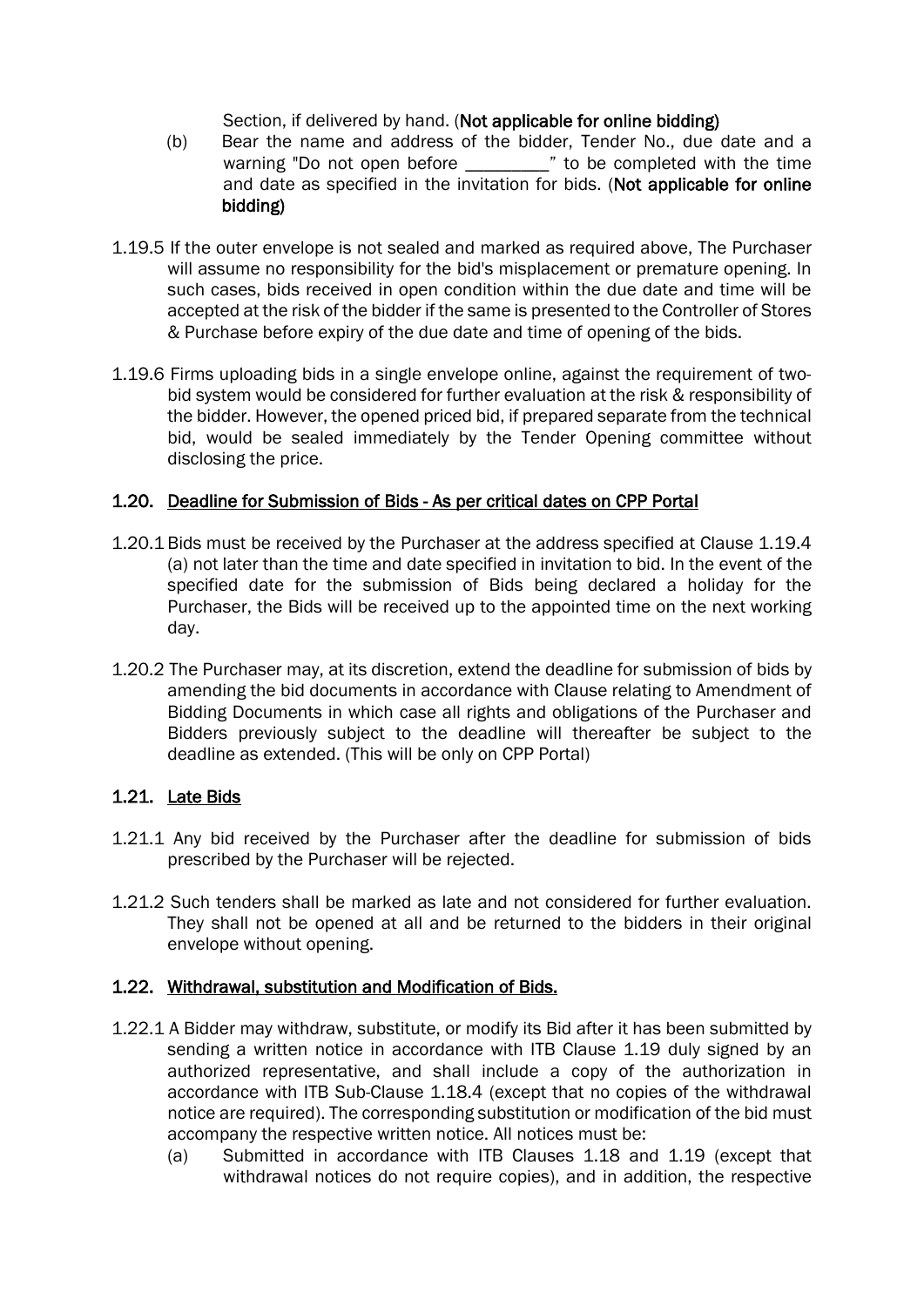Section, if delivered by hand. (**Not applicable for online bidding)**

(b) Bear the name and address of the bidder, Tender No., due date and a warning "Do not open before _________" to be completed with the time and date as specified in the invitation for bids. (**Not applicable for online bidding)**

1.19.5 If the outer envelope is not sealed and marked as required above, The Purchaser will assume no responsibility for the bid's misplacement or premature opening. In such cases, bids received in open condition within the due date and time will be accepted at the risk of the bidder if the same is presented to the Controller of Stores & Purchase before expiry of the due date and time of opening of the bids.

1.19.6 Firms uploading bids in a single envelope online, against the requirement of two-bid system would be considered for further evaluation at the risk & responsibility of the bidder. However, the opened priced bid, if prepared separate from the technical bid, would be sealed immediately by the Tender Opening committee without disclosing the price.

## 1.20. Deadline for Submission of Bids - As per critical dates on CPP Portal

1.20.1 Bids must be received by the Purchaser at the address specified at Clause 1.19.4 (a) not later than the time and date specified in invitation to bid. In the event of the specified date for the submission of Bids being declared a holiday for the Purchaser, the Bids will be received up to the appointed time on the next working day.

1.20.2 The Purchaser may, at its discretion, extend the deadline for submission of bids by amending the bid documents in accordance with Clause relating to Amendment of Bidding Documents in which case all rights and obligations of the Purchaser and Bidders previously subject to the deadline will thereafter be subject to the deadline as extended. (This will be only on CPP Portal)

## 1.21. Late Bids

1.21.1 Any bid received by the Purchaser after the deadline for submission of bids prescribed by the Purchaser will be rejected.

1.21.2 Such tenders shall be marked as late and not considered for further evaluation. They shall not be opened at all and be returned to the bidders in their original envelope without opening.

## 1.22. Withdrawal, substitution and Modification of Bids.

1.22.1 A Bidder may withdraw, substitute, or modify its Bid after it has been submitted by sending a written notice in accordance with ITB Clause 1.19 duly signed by an authorized representative, and shall include a copy of the authorization in accordance with ITB Sub-Clause 1.18.4 (except that no copies of the withdrawal notice are required). The corresponding substitution or modification of the bid must accompany the respective written notice. All notices must be:

(a) Submitted in accordance with ITB Clauses 1.18 and 1.19 (except that withdrawal notices do not require copies), and in addition, the respective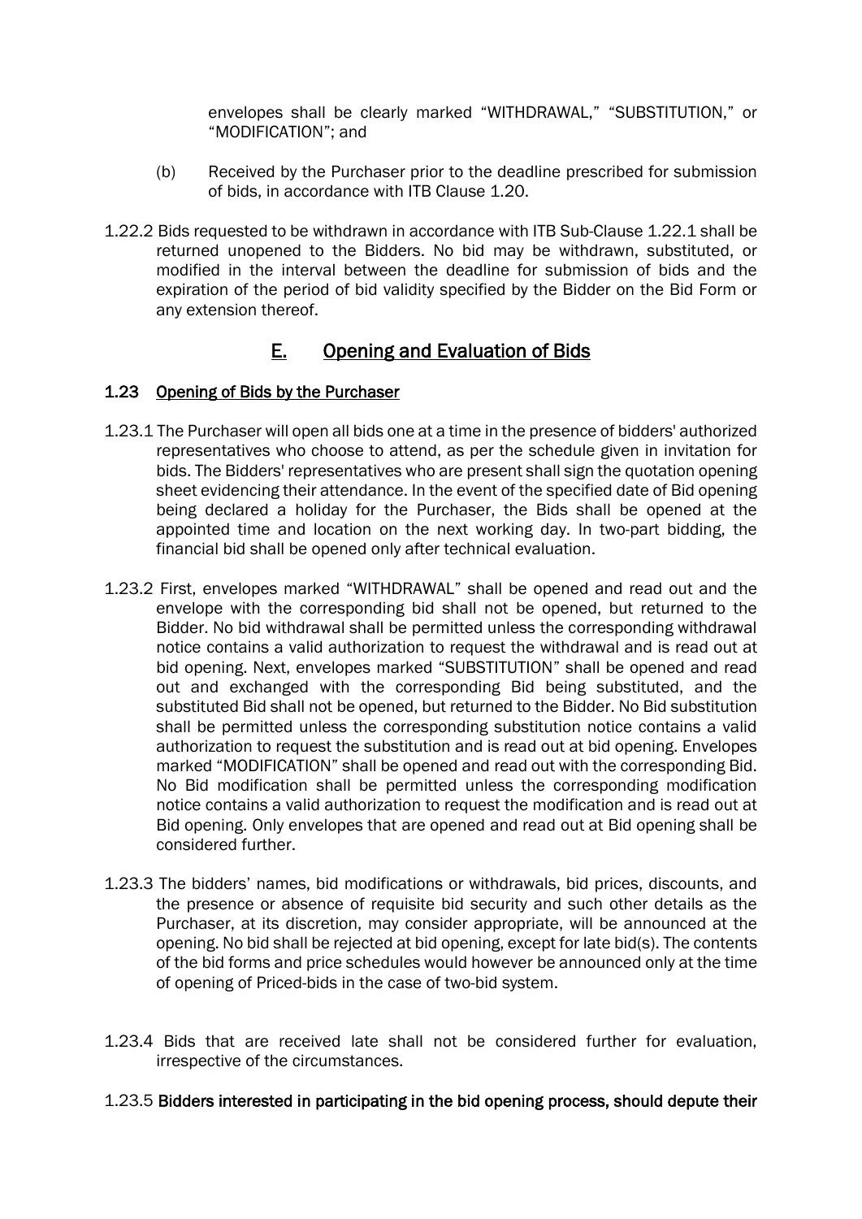envelopes shall be clearly marked "WITHDRAWAL," "SUBSTITUTION," or "MODIFICATION"; and

(b) Received by the Purchaser prior to the deadline prescribed for submission of bids, in accordance with ITB Clause 1.20.

1.22.2 Bids requested to be withdrawn in accordance with ITB Sub-Clause 1.22.1 shall be returned unopened to the Bidders. No bid may be withdrawn, substituted, or modified in the interval between the deadline for submission of bids and the expiration of the period of bid validity specified by the Bidder on the Bid Form or any extension thereof.

## E. Opening and Evaluation of Bids

### 1.23 Opening of Bids by the Purchaser

1.23.1 The Purchaser will open all bids one at a time in the presence of bidders' authorized representatives who choose to attend, as per the schedule given in invitation for bids. The Bidders' representatives who are present shall sign the quotation opening sheet evidencing their attendance. In the event of the specified date of Bid opening being declared a holiday for the Purchaser, the Bids shall be opened at the appointed time and location on the next working day. In two-part bidding, the financial bid shall be opened only after technical evaluation.

1.23.2 First, envelopes marked "WITHDRAWAL" shall be opened and read out and the envelope with the corresponding bid shall not be opened, but returned to the Bidder. No bid withdrawal shall be permitted unless the corresponding withdrawal notice contains a valid authorization to request the withdrawal and is read out at bid opening. Next, envelopes marked "SUBSTITUTION" shall be opened and read out and exchanged with the corresponding Bid being substituted, and the substituted Bid shall not be opened, but returned to the Bidder. No Bid substitution shall be permitted unless the corresponding substitution notice contains a valid authorization to request the substitution and is read out at bid opening. Envelopes marked "MODIFICATION" shall be opened and read out with the corresponding Bid. No Bid modification shall be permitted unless the corresponding modification notice contains a valid authorization to request the modification and is read out at Bid opening. Only envelopes that are opened and read out at Bid opening shall be considered further.

1.23.3 The bidders' names, bid modifications or withdrawals, bid prices, discounts, and the presence or absence of requisite bid security and such other details as the Purchaser, at its discretion, may consider appropriate, will be announced at the opening. No bid shall be rejected at bid opening, except for late bid(s). The contents of the bid forms and price schedules would however be announced only at the time of opening of Priced-bids in the case of two-bid system.

1.23.4 Bids that are received late shall not be considered further for evaluation, irrespective of the circumstances.

1.23.5 **Bidders interested in participating in the bid opening process, should depute their**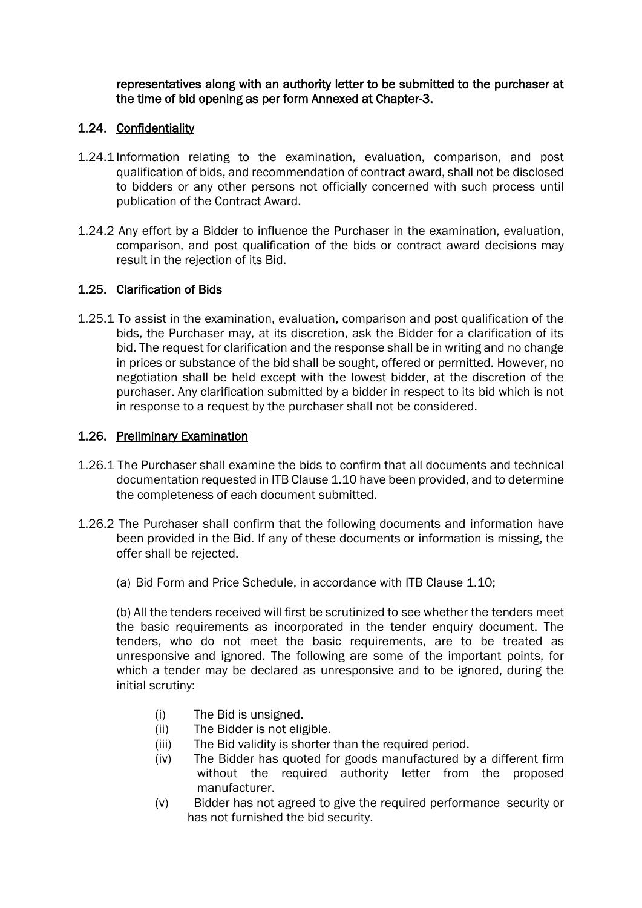**representatives along with an authority letter to be submitted to the purchaser at the time of bid opening as per form Annexed at Chapter-3.**

## 1.24. Confidentiality

1.24.1 Information relating to the examination, evaluation, comparison, and post qualification of bids, and recommendation of contract award, shall not be disclosed to bidders or any other persons not officially concerned with such process until publication of the Contract Award.

1.24.2 Any effort by a Bidder to influence the Purchaser in the examination, evaluation, comparison, and post qualification of the bids or contract award decisions may result in the rejection of its Bid.

## 1.25. Clarification of Bids

1.25.1 To assist in the examination, evaluation, comparison and post qualification of the bids, the Purchaser may, at its discretion, ask the Bidder for a clarification of its bid. The request for clarification and the response shall be in writing and no change in prices or substance of the bid shall be sought, offered or permitted. However, no negotiation shall be held except with the lowest bidder, at the discretion of the purchaser. Any clarification submitted by a bidder in respect to its bid which is not in response to a request by the purchaser shall not be considered.

## 1.26. Preliminary Examination

1.26.1 The Purchaser shall examine the bids to confirm that all documents and technical documentation requested in ITB Clause 1.10 have been provided, and to determine the completeness of each document submitted.

1.26.2 The Purchaser shall confirm that the following documents and information have been provided in the Bid. If any of these documents or information is missing, the offer shall be rejected.

(a) Bid Form and Price Schedule, in accordance with ITB Clause 1.10;

(b) All the tenders received will first be scrutinized to see whether the tenders meet the basic requirements as incorporated in the tender enquiry document. The tenders, who do not meet the basic requirements, are to be treated as unresponsive and ignored. The following are some of the important points, for which a tender may be declared as unresponsive and to be ignored, during the initial scrutiny:

- (i) The Bid is unsigned.
- (ii) The Bidder is not eligible.
- (iii) The Bid validity is shorter than the required period.
- (iv) The Bidder has quoted for goods manufactured by a different firm without the required authority letter from the proposed manufacturer.
- (v) Bidder has not agreed to give the required performance security or has not furnished the bid security.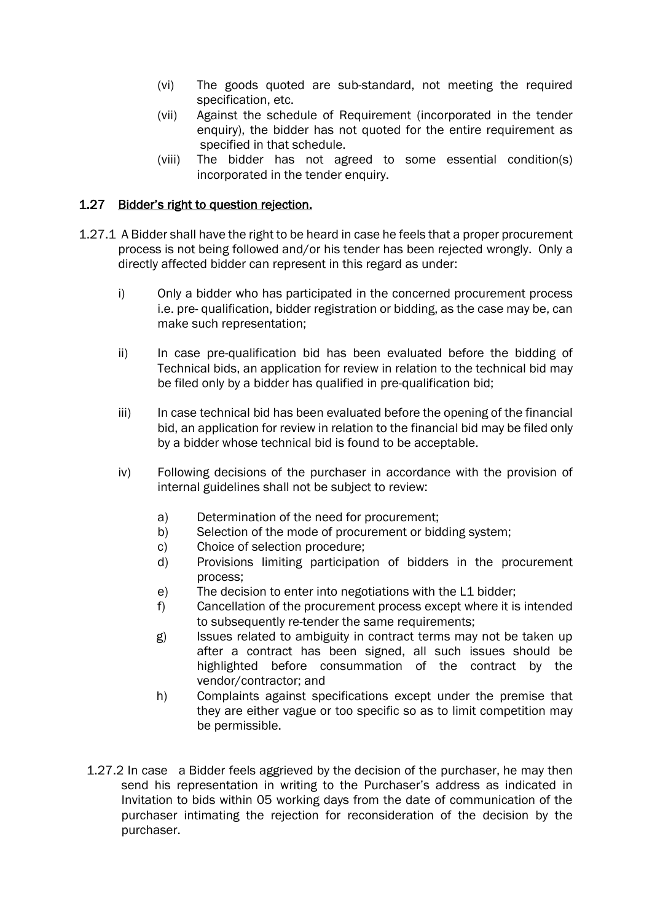(vi) The goods quoted are sub-standard, not meeting the required specification, etc.

(vii) Against the schedule of Requirement (incorporated in the tender enquiry), the bidder has not quoted for the entire requirement as specified in that schedule.

(viii) The bidder has not agreed to some essential condition(s) incorporated in the tender enquiry.

## 1.27 Bidder's right to question rejection.

1.27.1 A Bidder shall have the right to be heard in case he feels that a proper procurement process is not being followed and/or his tender has been rejected wrongly. Only a directly affected bidder can represent in this regard as under:

i) Only a bidder who has participated in the concerned procurement process i.e. pre- qualification, bidder registration or bidding, as the case may be, can make such representation;

ii) In case pre-qualification bid has been evaluated before the bidding of Technical bids, an application for review in relation to the technical bid may be filed only by a bidder has qualified in pre-qualification bid;

iii) In case technical bid has been evaluated before the opening of the financial bid, an application for review in relation to the financial bid may be filed only by a bidder whose technical bid is found to be acceptable.

iv) Following decisions of the purchaser in accordance with the provision of internal guidelines shall not be subject to review:

a) Determination of the need for procurement;

b) Selection of the mode of procurement or bidding system;

c) Choice of selection procedure;

d) Provisions limiting participation of bidders in the procurement process;

e) The decision to enter into negotiations with the L1 bidder;

f) Cancellation of the procurement process except where it is intended to subsequently re-tender the same requirements;

g) Issues related to ambiguity in contract terms may not be taken up after a contract has been signed, all such issues should be highlighted before consummation of the contract by the vendor/contractor; and

h) Complaints against specifications except under the premise that they are either vague or too specific so as to limit competition may be permissible.

1.27.2 In case a Bidder feels aggrieved by the decision of the purchaser, he may then send his representation in writing to the Purchaser's address as indicated in Invitation to bids within 05 working days from the date of communication of the purchaser intimating the rejection for reconsideration of the decision by the purchaser.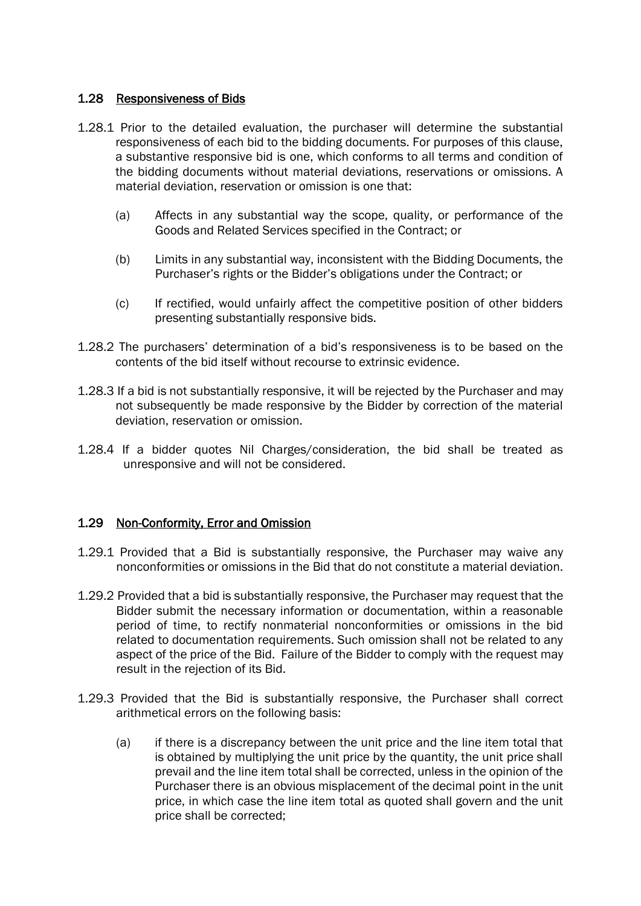### 1.28 Responsiveness of Bids

1.28.1 Prior to the detailed evaluation, the purchaser will determine the substantial responsiveness of each bid to the bidding documents. For purposes of this clause, a substantive responsive bid is one, which conforms to all terms and condition of the bidding documents without material deviations, reservations or omissions. A material deviation, reservation or omission is one that:

(a) Affects in any substantial way the scope, quality, or performance of the Goods and Related Services specified in the Contract; or

(b) Limits in any substantial way, inconsistent with the Bidding Documents, the Purchaser's rights or the Bidder's obligations under the Contract; or

(c) If rectified, would unfairly affect the competitive position of other bidders presenting substantially responsive bids.

1.28.2 The purchasers' determination of a bid's responsiveness is to be based on the contents of the bid itself without recourse to extrinsic evidence.

1.28.3 If a bid is not substantially responsive, it will be rejected by the Purchaser and may not subsequently be made responsive by the Bidder by correction of the material deviation, reservation or omission.

1.28.4 If a bidder quotes Nil Charges/consideration, the bid shall be treated as unresponsive and will not be considered.

### 1.29 Non-Conformity, Error and Omission

1.29.1 Provided that a Bid is substantially responsive, the Purchaser may waive any nonconformities or omissions in the Bid that do not constitute a material deviation.

1.29.2 Provided that a bid is substantially responsive, the Purchaser may request that the Bidder submit the necessary information or documentation, within a reasonable period of time, to rectify nonmaterial nonconformities or omissions in the bid related to documentation requirements. Such omission shall not be related to any aspect of the price of the Bid. Failure of the Bidder to comply with the request may result in the rejection of its Bid.

1.29.3 Provided that the Bid is substantially responsive, the Purchaser shall correct arithmetical errors on the following basis:

(a) if there is a discrepancy between the unit price and the line item total that is obtained by multiplying the unit price by the quantity, the unit price shall prevail and the line item total shall be corrected, unless in the opinion of the Purchaser there is an obvious misplacement of the decimal point in the unit price, in which case the line item total as quoted shall govern and the unit price shall be corrected;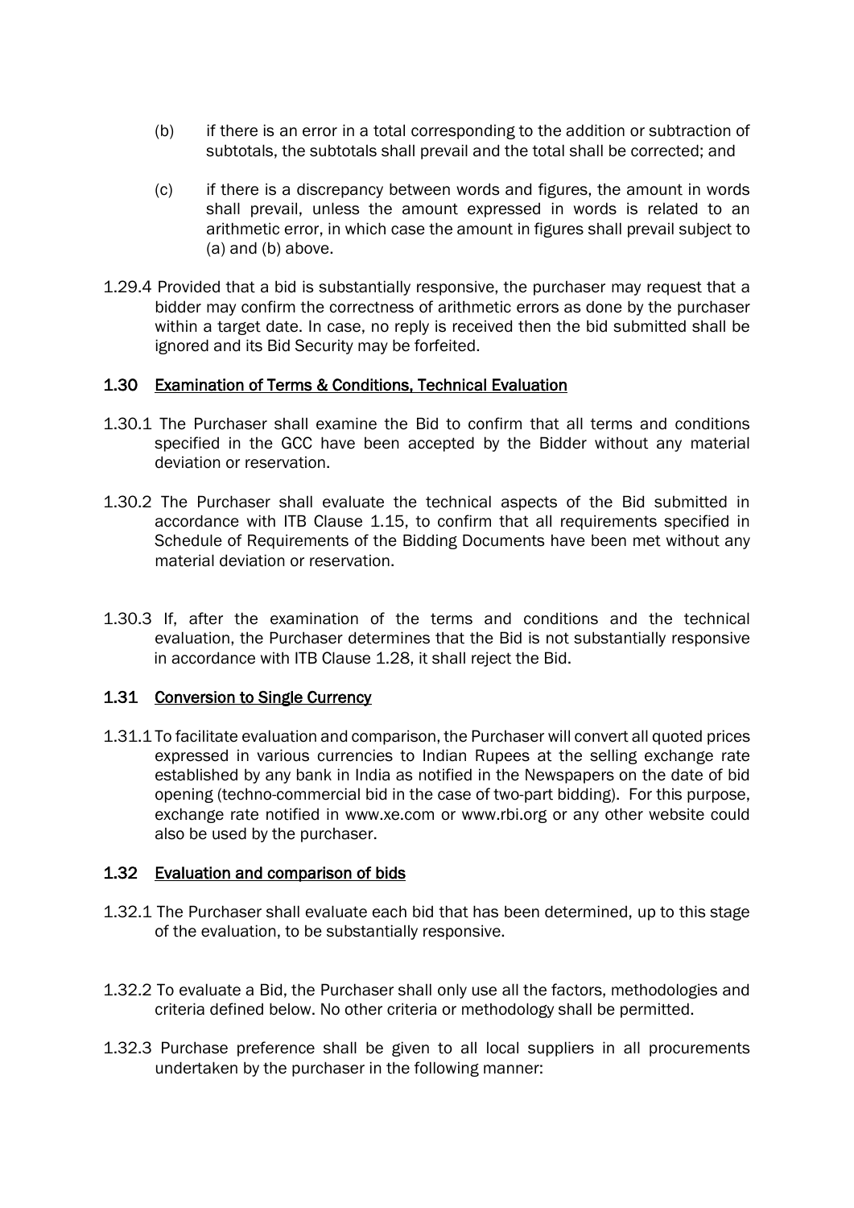(b) if there is an error in a total corresponding to the addition or subtraction of subtotals, the subtotals shall prevail and the total shall be corrected; and

(c) if there is a discrepancy between words and figures, the amount in words shall prevail, unless the amount expressed in words is related to an arithmetic error, in which case the amount in figures shall prevail subject to (a) and (b) above.

1.29.4 Provided that a bid is substantially responsive, the purchaser may request that a bidder may confirm the correctness of arithmetic errors as done by the purchaser within a target date. In case, no reply is received then the bid submitted shall be ignored and its Bid Security may be forfeited.

### 1.30 Examination of Terms & Conditions, Technical Evaluation

1.30.1 The Purchaser shall examine the Bid to confirm that all terms and conditions specified in the GCC have been accepted by the Bidder without any material deviation or reservation.

1.30.2 The Purchaser shall evaluate the technical aspects of the Bid submitted in accordance with ITB Clause 1.15, to confirm that all requirements specified in Schedule of Requirements of the Bidding Documents have been met without any material deviation or reservation.

1.30.3 If, after the examination of the terms and conditions and the technical evaluation, the Purchaser determines that the Bid is not substantially responsive in accordance with ITB Clause 1.28, it shall reject the Bid.

### 1.31 Conversion to Single Currency

1.31.1 To facilitate evaluation and comparison, the Purchaser will convert all quoted prices expressed in various currencies to Indian Rupees at the selling exchange rate established by any bank in India as notified in the Newspapers on the date of bid opening (techno-commercial bid in the case of two-part bidding). For this purpose, exchange rate notified in www.xe.com or www.rbi.org or any other website could also be used by the purchaser.

### 1.32 Evaluation and comparison of bids

1.32.1 The Purchaser shall evaluate each bid that has been determined, up to this stage of the evaluation, to be substantially responsive.

1.32.2 To evaluate a Bid, the Purchaser shall only use all the factors, methodologies and criteria defined below. No other criteria or methodology shall be permitted.

1.32.3 Purchase preference shall be given to all local suppliers in all procurements undertaken by the purchaser in the following manner: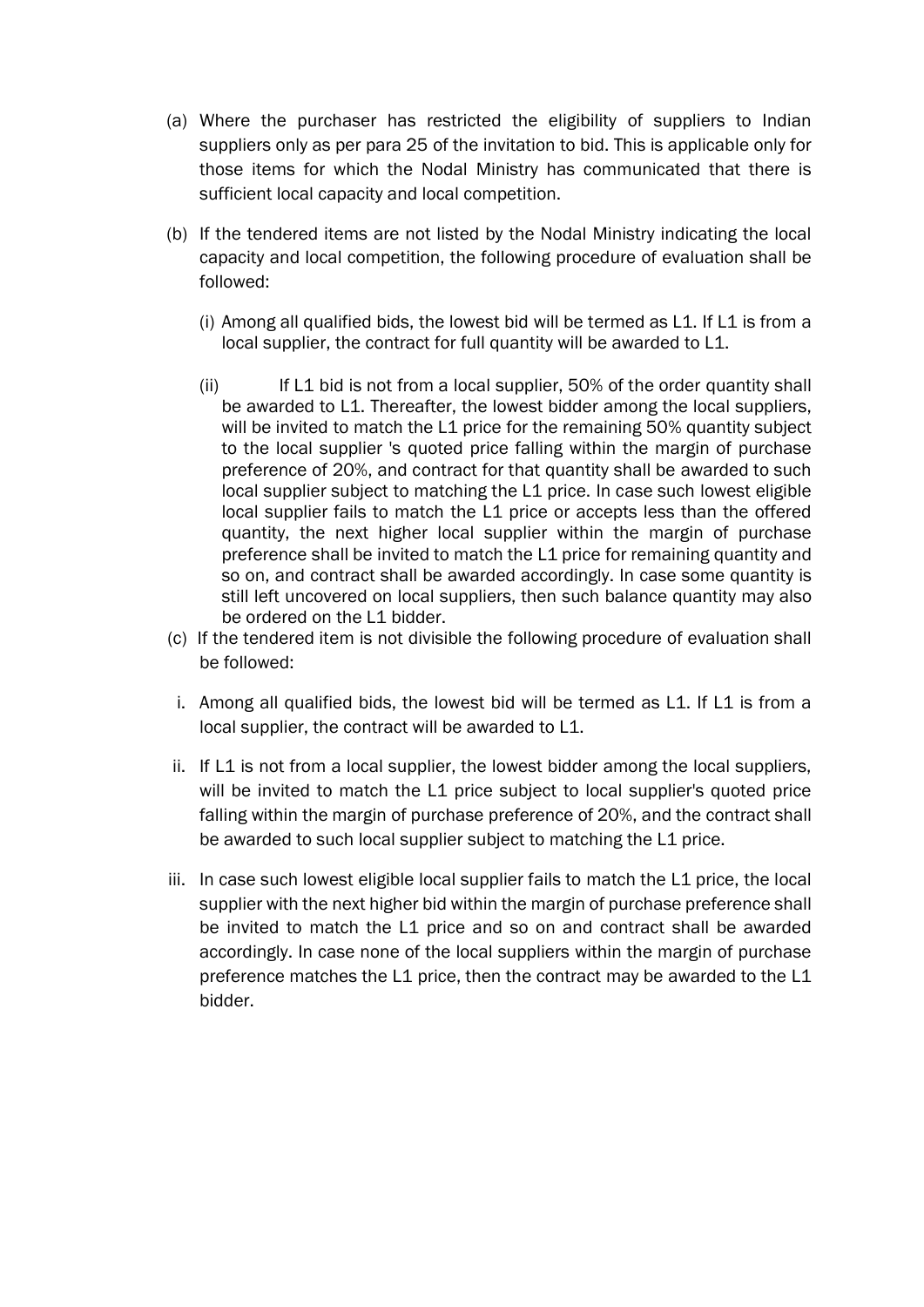(a) Where the purchaser has restricted the eligibility of suppliers to Indian suppliers only as per para 25 of the invitation to bid. This is applicable only for those items for which the Nodal Ministry has communicated that there is sufficient local capacity and local competition.

(b) If the tendered items are not listed by the Nodal Ministry indicating the local capacity and local competition, the following procedure of evaluation shall be followed:

   (i) Among all qualified bids, the lowest bid will be termed as L1. If L1 is from a local supplier, the contract for full quantity will be awarded to L1.

   (ii) If L1 bid is not from a local supplier, 50% of the order quantity shall be awarded to L1. Thereafter, the lowest bidder among the local suppliers, will be invited to match the L1 price for the remaining 50% quantity subject to the local supplier 's quoted price falling within the margin of purchase preference of 20%, and contract for that quantity shall be awarded to such local supplier subject to matching the L1 price. In case such lowest eligible local supplier fails to match the L1 price or accepts less than the offered quantity, the next higher local supplier within the margin of purchase preference shall be invited to match the L1 price for remaining quantity and so on, and contract shall be awarded accordingly. In case some quantity is still left uncovered on local suppliers, then such balance quantity may also be ordered on the L1 bidder.

(c) If the tendered item is not divisible the following procedure of evaluation shall be followed:

   i. Among all qualified bids, the lowest bid will be termed as L1. If L1 is from a local supplier, the contract will be awarded to L1.

   ii. If L1 is not from a local supplier, the lowest bidder among the local suppliers, will be invited to match the L1 price subject to local supplier's quoted price falling within the margin of purchase preference of 20%, and the contract shall be awarded to such local supplier subject to matching the L1 price.

   iii. In case such lowest eligible local supplier fails to match the L1 price, the local supplier with the next higher bid within the margin of purchase preference shall be invited to match the L1 price and so on and contract shall be awarded accordingly. In case none of the local suppliers within the margin of purchase preference matches the L1 price, then the contract may be awarded to the L1 bidder.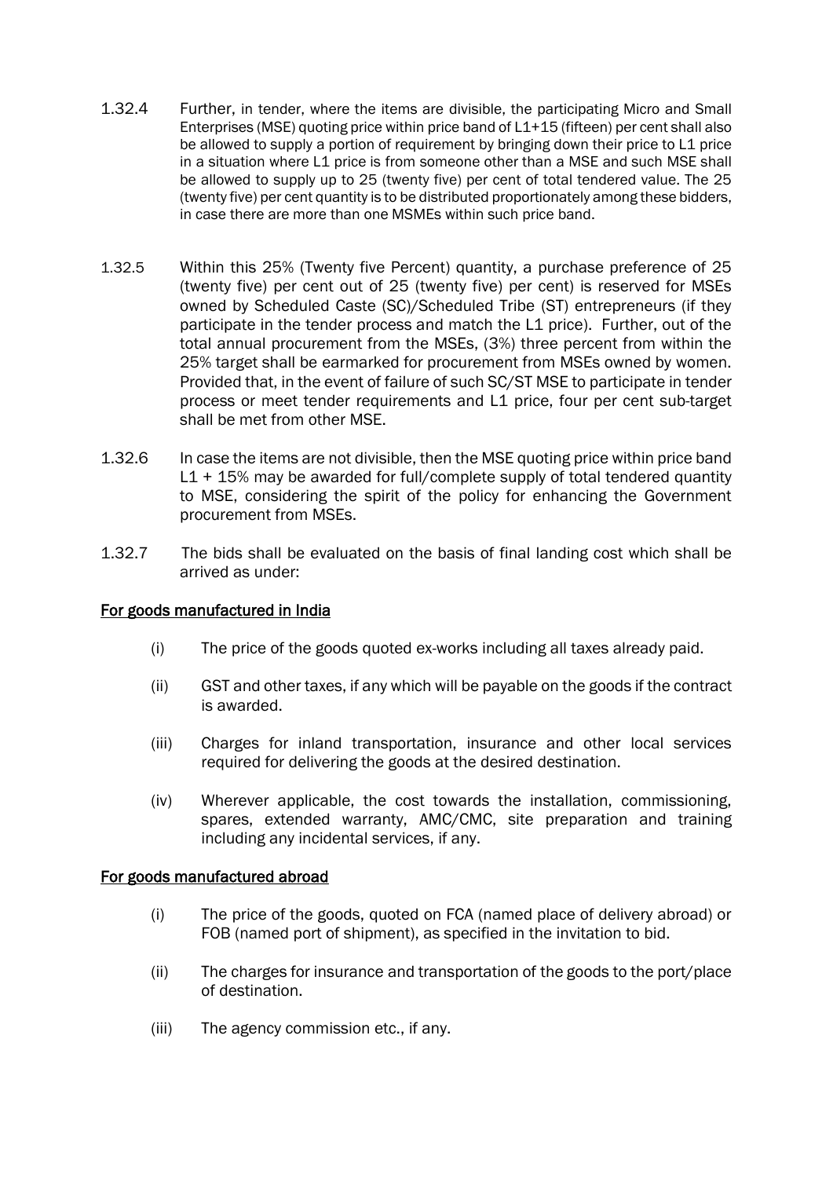1.32.4 Further, in tender, where the items are divisible, the participating Micro and Small Enterprises (MSE) quoting price within price band of L1+15 (fifteen) per cent shall also be allowed to supply a portion of requirement by bringing down their price to L1 price in a situation where L1 price is from someone other than a MSE and such MSE shall be allowed to supply up to 25 (twenty five) per cent of total tendered value. The 25 (twenty five) per cent quantity is to be distributed proportionately among these bidders, in case there are more than one MSMEs within such price band.

1.32.5 Within this 25% (Twenty five Percent) quantity, a purchase preference of 25 (twenty five) per cent out of 25 (twenty five) per cent) is reserved for MSEs owned by Scheduled Caste (SC)/Scheduled Tribe (ST) entrepreneurs (if they participate in the tender process and match the L1 price). Further, out of the total annual procurement from the MSEs, (3%) three percent from within the 25% target shall be earmarked for procurement from MSEs owned by women. Provided that, in the event of failure of such SC/ST MSE to participate in tender process or meet tender requirements and L1 price, four per cent sub-target shall be met from other MSE.

1.32.6 In case the items are not divisible, then the MSE quoting price within price band L1 + 15% may be awarded for full/complete supply of total tendered quantity to MSE, considering the spirit of the policy for enhancing the Government procurement from MSEs.

1.32.7 The bids shall be evaluated on the basis of final landing cost which shall be arrived as under:

**For goods manufactured in India**

(i) The price of the goods quoted ex-works including all taxes already paid.

(ii) GST and other taxes, if any which will be payable on the goods if the contract is awarded.

(iii) Charges for inland transportation, insurance and other local services required for delivering the goods at the desired destination.

(iv) Wherever applicable, the cost towards the installation, commissioning, spares, extended warranty, AMC/CMC, site preparation and training including any incidental services, if any.

**For goods manufactured abroad**

(i) The price of the goods, quoted on FCA (named place of delivery abroad) or FOB (named port of shipment), as specified in the invitation to bid.

(ii) The charges for insurance and transportation of the goods to the port/place of destination.

(iii) The agency commission etc., if any.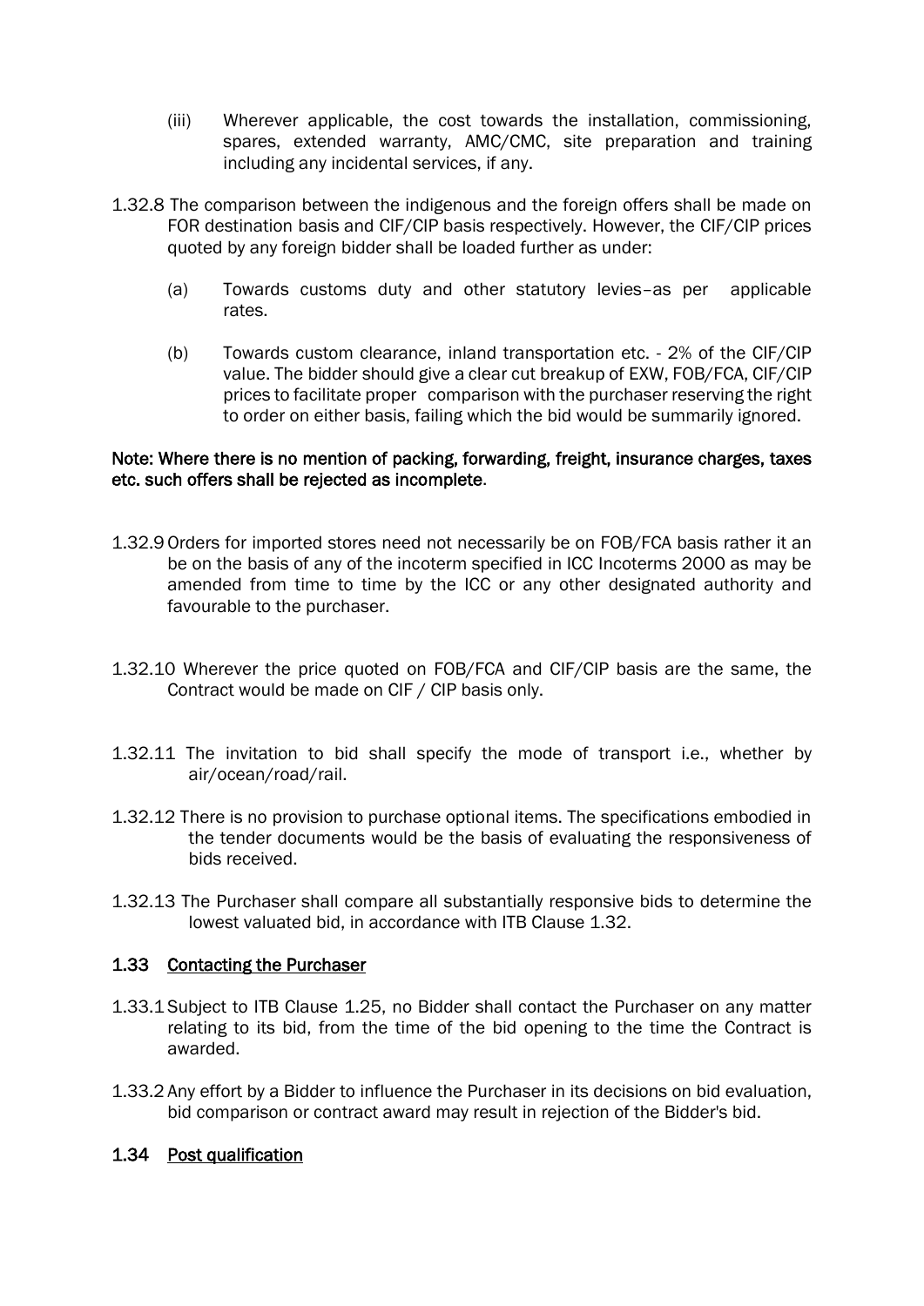(iii) Wherever applicable, the cost towards the installation, commissioning, spares, extended warranty, AMC/CMC, site preparation and training including any incidental services, if any.

1.32.8 The comparison between the indigenous and the foreign offers shall be made on FOR destination basis and CIF/CIP basis respectively. However, the CIF/CIP prices quoted by any foreign bidder shall be loaded further as under:

(a) Towards customs duty and other statutory levies–as per applicable rates.

(b) Towards custom clearance, inland transportation etc. - 2% of the CIF/CIP value. The bidder should give a clear cut breakup of EXW, FOB/FCA, CIF/CIP prices to facilitate proper comparison with the purchaser reserving the right to order on either basis, failing which the bid would be summarily ignored.

**Note: Where there is no mention of packing, forwarding, freight, insurance charges, taxes etc. such offers shall be rejected as incomplete.**

1.32.9 Orders for imported stores need not necessarily be on FOB/FCA basis rather it an be on the basis of any of the incoterm specified in ICC Incoterms 2000 as may be amended from time to time by the ICC or any other designated authority and favourable to the purchaser.

1.32.10 Wherever the price quoted on FOB/FCA and CIF/CIP basis are the same, the Contract would be made on CIF / CIP basis only.

1.32.11 The invitation to bid shall specify the mode of transport i.e., whether by air/ocean/road/rail.

1.32.12 There is no provision to purchase optional items. The specifications embodied in the tender documents would be the basis of evaluating the responsiveness of bids received.

1.32.13 The Purchaser shall compare all substantially responsive bids to determine the lowest valuated bid, in accordance with ITB Clause 1.32.

### 1.33 Contacting the Purchaser

1.33.1 Subject to ITB Clause 1.25, no Bidder shall contact the Purchaser on any matter relating to its bid, from the time of the bid opening to the time the Contract is awarded.

1.33.2 Any effort by a Bidder to influence the Purchaser in its decisions on bid evaluation, bid comparison or contract award may result in rejection of the Bidder's bid.

### 1.34 Post qualification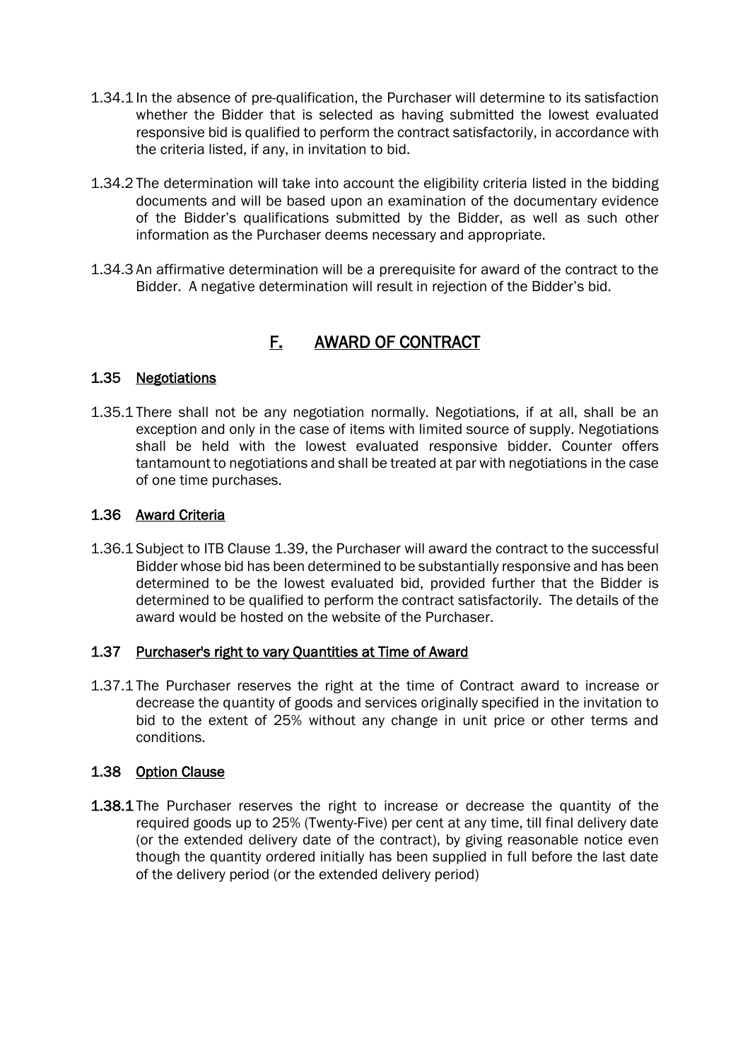1.34.1 In the absence of pre-qualification, the Purchaser will determine to its satisfaction whether the Bidder that is selected as having submitted the lowest evaluated responsive bid is qualified to perform the contract satisfactorily, in accordance with the criteria listed, if any, in invitation to bid.

1.34.2 The determination will take into account the eligibility criteria listed in the bidding documents and will be based upon an examination of the documentary evidence of the Bidder's qualifications submitted by the Bidder, as well as such other information as the Purchaser deems necessary and appropriate.

1.34.3 An affirmative determination will be a prerequisite for award of the contract to the Bidder. A negative determination will result in rejection of the Bidder's bid.

## F. AWARD OF CONTRACT

### 1.35 Negotiations

1.35.1 There shall not be any negotiation normally. Negotiations, if at all, shall be an exception and only in the case of items with limited source of supply. Negotiations shall be held with the lowest evaluated responsive bidder. Counter offers tantamount to negotiations and shall be treated at par with negotiations in the case of one time purchases.

### 1.36 Award Criteria

1.36.1 Subject to ITB Clause 1.39, the Purchaser will award the contract to the successful Bidder whose bid has been determined to be substantially responsive and has been determined to be the lowest evaluated bid, provided further that the Bidder is determined to be qualified to perform the contract satisfactorily. The details of the award would be hosted on the website of the Purchaser.

### 1.37 Purchaser's right to vary Quantities at Time of Award

1.37.1 The Purchaser reserves the right at the time of Contract award to increase or decrease the quantity of goods and services originally specified in the invitation to bid to the extent of 25% without any change in unit price or other terms and conditions.

### 1.38 Option Clause

**1.38.1** The Purchaser reserves the right to increase or decrease the quantity of the required goods up to 25% (Twenty-Five) per cent at any time, till final delivery date (or the extended delivery date of the contract), by giving reasonable notice even though the quantity ordered initially has been supplied in full before the last date of the delivery period (or the extended delivery period)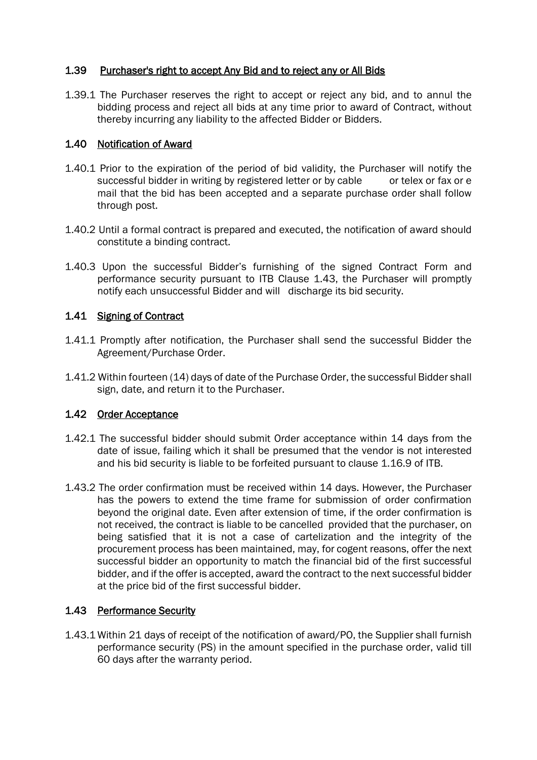### 1.39 Purchaser's right to accept Any Bid and to reject any or All Bids

1.39.1 The Purchaser reserves the right to accept or reject any bid, and to annul the bidding process and reject all bids at any time prior to award of Contract, without thereby incurring any liability to the affected Bidder or Bidders.

### 1.40 Notification of Award

1.40.1 Prior to the expiration of the period of bid validity, the Purchaser will notify the successful bidder in writing by registered letter or by cable or telex or fax or e mail that the bid has been accepted and a separate purchase order shall follow through post.

1.40.2 Until a formal contract is prepared and executed, the notification of award should constitute a binding contract.

1.40.3 Upon the successful Bidder's furnishing of the signed Contract Form and performance security pursuant to ITB Clause 1.43, the Purchaser will promptly notify each unsuccessful Bidder and will discharge its bid security.

### 1.41 Signing of Contract

1.41.1 Promptly after notification, the Purchaser shall send the successful Bidder the Agreement/Purchase Order.

1.41.2 Within fourteen (14) days of date of the Purchase Order, the successful Bidder shall sign, date, and return it to the Purchaser.

### 1.42 Order Acceptance

1.42.1 The successful bidder should submit Order acceptance within 14 days from the date of issue, failing which it shall be presumed that the vendor is not interested and his bid security is liable to be forfeited pursuant to clause 1.16.9 of ITB.

1.43.2 The order confirmation must be received within 14 days. However, the Purchaser has the powers to extend the time frame for submission of order confirmation beyond the original date. Even after extension of time, if the order confirmation is not received, the contract is liable to be cancelled provided that the purchaser, on being satisfied that it is not a case of cartelization and the integrity of the procurement process has been maintained, may, for cogent reasons, offer the next successful bidder an opportunity to match the financial bid of the first successful bidder, and if the offer is accepted, award the contract to the next successful bidder at the price bid of the first successful bidder.

### 1.43 Performance Security

1.43.1 Within 21 days of receipt of the notification of award/PO, the Supplier shall furnish performance security (PS) in the amount specified in the purchase order, valid till 60 days after the warranty period.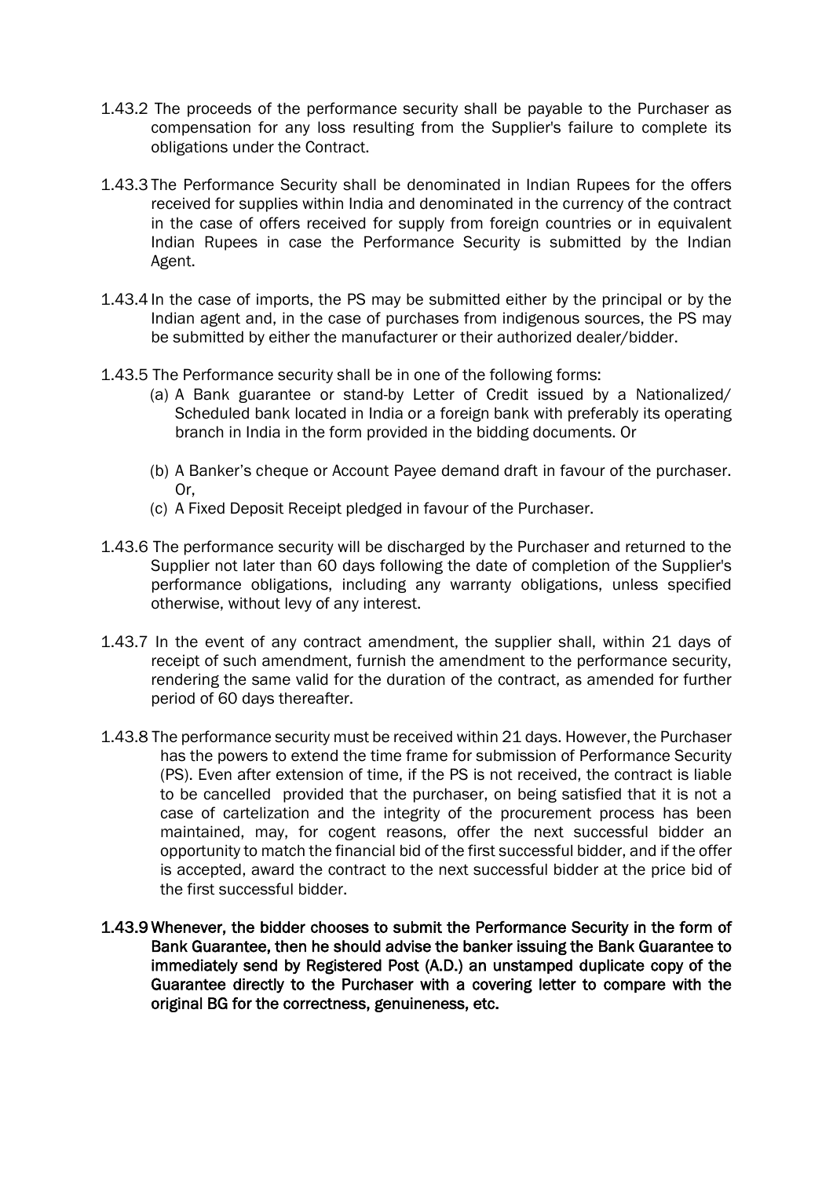1.43.2 The proceeds of the performance security shall be payable to the Purchaser as compensation for any loss resulting from the Supplier's failure to complete its obligations under the Contract.

1.43.3 The Performance Security shall be denominated in Indian Rupees for the offers received for supplies within India and denominated in the currency of the contract in the case of offers received for supply from foreign countries or in equivalent Indian Rupees in case the Performance Security is submitted by the Indian Agent.

1.43.4 In the case of imports, the PS may be submitted either by the principal or by the Indian agent and, in the case of purchases from indigenous sources, the PS may be submitted by either the manufacturer or their authorized dealer/bidder.

1.43.5 The Performance security shall be in one of the following forms:

(a) A Bank guarantee or stand-by Letter of Credit issued by a Nationalized/ Scheduled bank located in India or a foreign bank with preferably its operating branch in India in the form provided in the bidding documents. Or

(b) A Banker's cheque or Account Payee demand draft in favour of the purchaser. Or,

(c) A Fixed Deposit Receipt pledged in favour of the Purchaser.

1.43.6 The performance security will be discharged by the Purchaser and returned to the Supplier not later than 60 days following the date of completion of the Supplier's performance obligations, including any warranty obligations, unless specified otherwise, without levy of any interest.

1.43.7 In the event of any contract amendment, the supplier shall, within 21 days of receipt of such amendment, furnish the amendment to the performance security, rendering the same valid for the duration of the contract, as amended for further period of 60 days thereafter.

1.43.8 The performance security must be received within 21 days. However, the Purchaser has the powers to extend the time frame for submission of Performance Security (PS). Even after extension of time, if the PS is not received, the contract is liable to be cancelled provided that the purchaser, on being satisfied that it is not a case of cartelization and the integrity of the procurement process has been maintained, may, for cogent reasons, offer the next successful bidder an opportunity to match the financial bid of the first successful bidder, and if the offer is accepted, award the contract to the next successful bidder at the price bid of the first successful bidder.

**1.43.9 Whenever, the bidder chooses to submit the Performance Security in the form of Bank Guarantee, then he should advise the banker issuing the Bank Guarantee to immediately send by Registered Post (A.D.) an unstamped duplicate copy of the Guarantee directly to the Purchaser with a covering letter to compare with the original BG for the correctness, genuineness, etc.**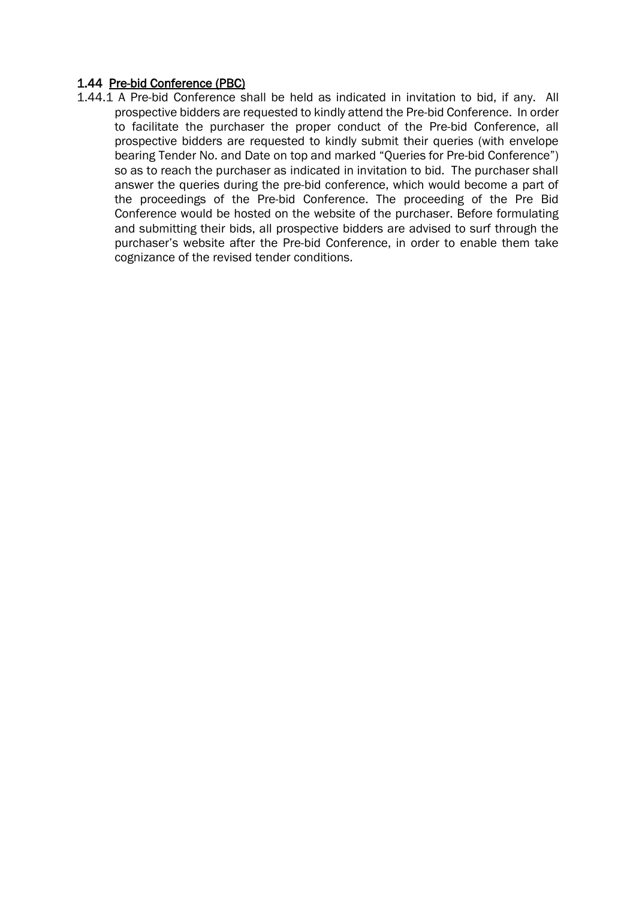### 1.44 Pre-bid Conference (PBC)

1.44.1 A Pre-bid Conference shall be held as indicated in invitation to bid, if any. All prospective bidders are requested to kindly attend the Pre-bid Conference. In order to facilitate the purchaser the proper conduct of the Pre-bid Conference, all prospective bidders are requested to kindly submit their queries (with envelope bearing Tender No. and Date on top and marked "Queries for Pre-bid Conference") so as to reach the purchaser as indicated in invitation to bid. The purchaser shall answer the queries during the pre-bid conference, which would become a part of the proceedings of the Pre-bid Conference. The proceeding of the Pre Bid Conference would be hosted on the website of the purchaser. Before formulating and submitting their bids, all prospective bidders are advised to surf through the purchaser's website after the Pre-bid Conference, in order to enable them take cognizance of the revised tender conditions.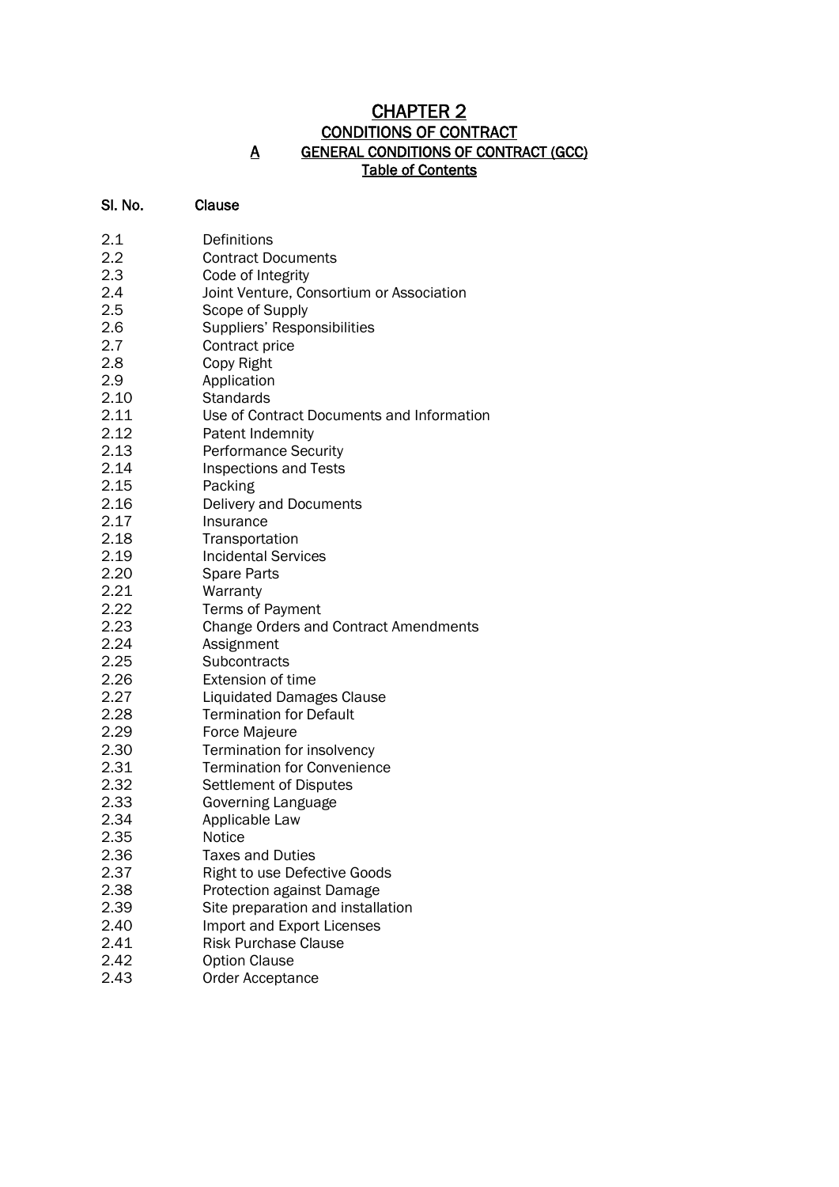# CHAPTER 2

## CONDITIONS OF CONTRACT

## A GENERAL CONDITIONS OF CONTRACT (GCC)

### Table of Contents

| Sl. No. | Clause |
|---|---|
| 2.1 | Definitions |
| 2.2 | Contract Documents |
| 2.3 | Code of Integrity |
| 2.4 | Joint Venture, Consortium or Association |
| 2.5 | Scope of Supply |
| 2.6 | Suppliers' Responsibilities |
| 2.7 | Contract price |
| 2.8 | Copy Right |
| 2.9 | Application |
| 2.10 | Standards |
| 2.11 | Use of Contract Documents and Information |
| 2.12 | Patent Indemnity |
| 2.13 | Performance Security |
| 2.14 | Inspections and Tests |
| 2.15 | Packing |
| 2.16 | Delivery and Documents |
| 2.17 | Insurance |
| 2.18 | Transportation |
| 2.19 | Incidental Services |
| 2.20 | Spare Parts |
| 2.21 | Warranty |
| 2.22 | Terms of Payment |
| 2.23 | Change Orders and Contract Amendments |
| 2.24 | Assignment |
| 2.25 | Subcontracts |
| 2.26 | Extension of time |
| 2.27 | Liquidated Damages Clause |
| 2.28 | Termination for Default |
| 2.29 | Force Majeure |
| 2.30 | Termination for insolvency |
| 2.31 | Termination for Convenience |
| 2.32 | Settlement of Disputes |
| 2.33 | Governing Language |
| 2.34 | Applicable Law |
| 2.35 | Notice |
| 2.36 | Taxes and Duties |
| 2.37 | Right to use Defective Goods |
| 2.38 | Protection against Damage |
| 2.39 | Site preparation and installation |
| 2.40 | Import and Export Licenses |
| 2.41 | Risk Purchase Clause |
| 2.42 | Option Clause |
| 2.43 | Order Acceptance |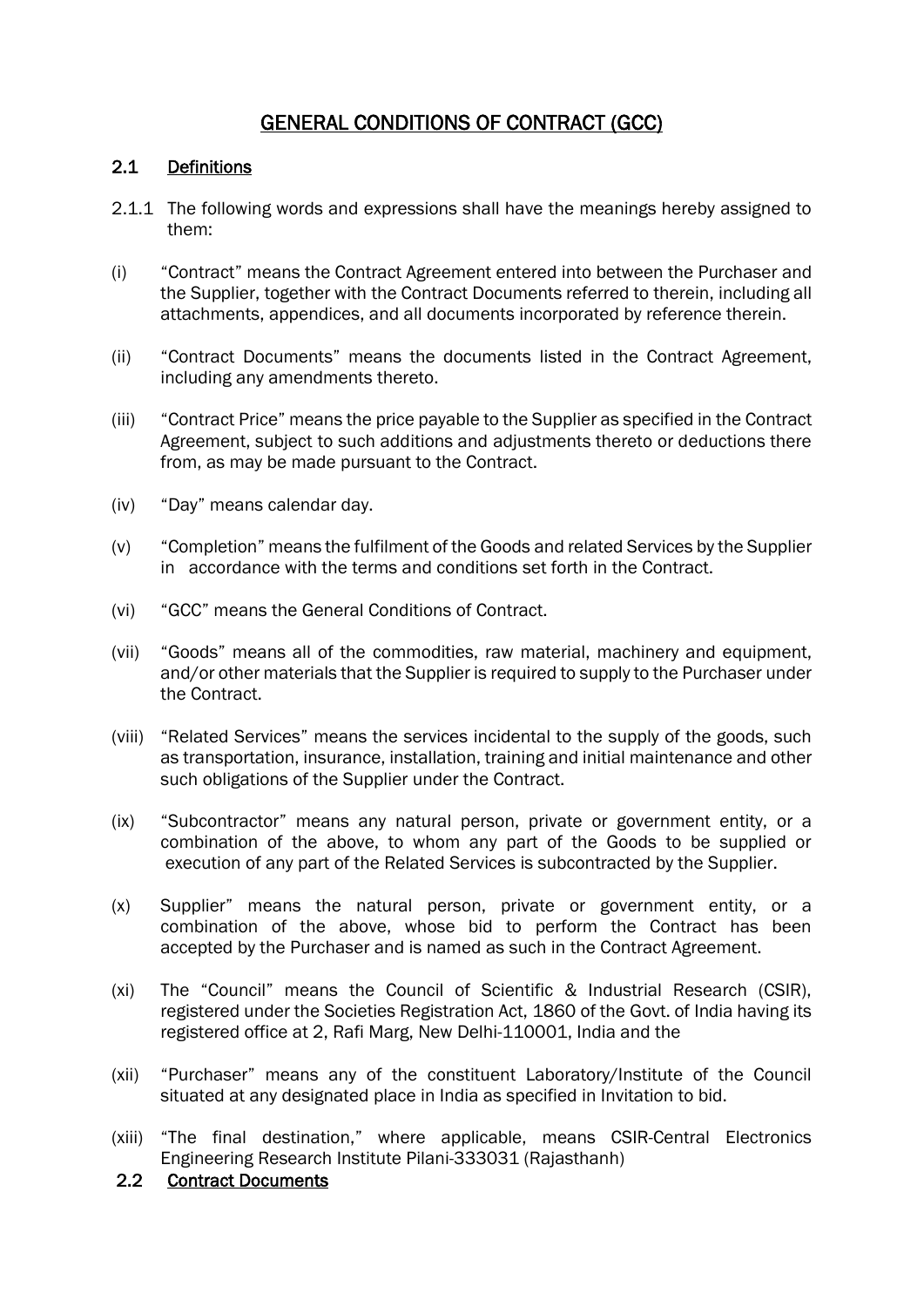# GENERAL CONDITIONS OF CONTRACT (GCC)

## 2.1 Definitions

2.1.1 The following words and expressions shall have the meanings hereby assigned to them:

(i) "Contract" means the Contract Agreement entered into between the Purchaser and the Supplier, together with the Contract Documents referred to therein, including all attachments, appendices, and all documents incorporated by reference therein.

(ii) "Contract Documents" means the documents listed in the Contract Agreement, including any amendments thereto.

(iii) "Contract Price" means the price payable to the Supplier as specified in the Contract Agreement, subject to such additions and adjustments thereto or deductions there from, as may be made pursuant to the Contract.

(iv) "Day" means calendar day.

(v) "Completion" means the fulfilment of the Goods and related Services by the Supplier in accordance with the terms and conditions set forth in the Contract.

(vi) "GCC" means the General Conditions of Contract.

(vii) "Goods" means all of the commodities, raw material, machinery and equipment, and/or other materials that the Supplier is required to supply to the Purchaser under the Contract.

(viii) "Related Services" means the services incidental to the supply of the goods, such as transportation, insurance, installation, training and initial maintenance and other such obligations of the Supplier under the Contract.

(ix) "Subcontractor" means any natural person, private or government entity, or a combination of the above, to whom any part of the Goods to be supplied or execution of any part of the Related Services is subcontracted by the Supplier.

(x) Supplier" means the natural person, private or government entity, or a combination of the above, whose bid to perform the Contract has been accepted by the Purchaser and is named as such in the Contract Agreement.

(xi) The "Council" means the Council of Scientific & Industrial Research (CSIR), registered under the Societies Registration Act, 1860 of the Govt. of India having its registered office at 2, Rafi Marg, New Delhi-110001, India and the

(xii) "Purchaser" means any of the constituent Laboratory/Institute of the Council situated at any designated place in India as specified in Invitation to bid.

(xiii) "The final destination," where applicable, means CSIR-Central Electronics Engineering Research Institute Pilani-333031 (Rajasthanh)

## 2.2 Contract Documents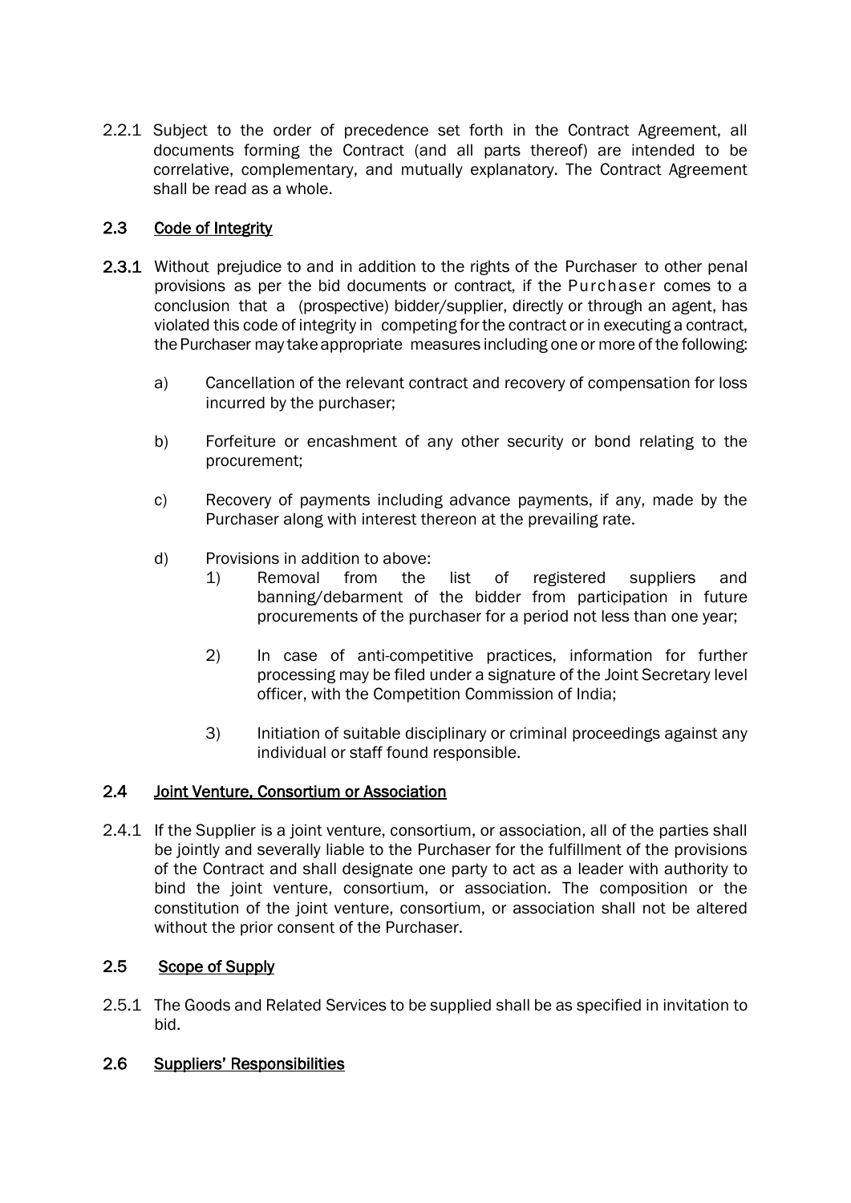2.2.1 Subject to the order of precedence set forth in the Contract Agreement, all documents forming the Contract (and all parts thereof) are intended to be correlative, complementary, and mutually explanatory. The Contract Agreement shall be read as a whole.

## 2.3 Code of Integrity

**2.3.1** Without prejudice to and in addition to the rights of the Purchaser to other penal provisions as per the bid documents or contract, if the Purchaser comes to a conclusion that a (prospective) bidder/supplier, directly or through an agent, has violated this code of integrity in competing for the contract or in executing a contract, the Purchaser may take appropriate measures including one or more of the following:

a) Cancellation of the relevant contract and recovery of compensation for loss incurred by the purchaser;

b) Forfeiture or encashment of any other security or bond relating to the procurement;

c) Recovery of payments including advance payments, if any, made by the Purchaser along with interest thereon at the prevailing rate.

d) Provisions in addition to above:

1) Removal from the list of registered suppliers and banning/debarment of the bidder from participation in future procurements of the purchaser for a period not less than one year;

2) In case of anti-competitive practices, information for further processing may be filed under a signature of the Joint Secretary level officer, with the Competition Commission of India;

3) Initiation of suitable disciplinary or criminal proceedings against any individual or staff found responsible.

## 2.4 Joint Venture, Consortium or Association

2.4.1 If the Supplier is a joint venture, consortium, or association, all of the parties shall be jointly and severally liable to the Purchaser for the fulfillment of the provisions of the Contract and shall designate one party to act as a leader with authority to bind the joint venture, consortium, or association. The composition or the constitution of the joint venture, consortium, or association shall not be altered without the prior consent of the Purchaser.

## 2.5 Scope of Supply

2.5.1 The Goods and Related Services to be supplied shall be as specified in invitation to bid.

## 2.6 Suppliers' Responsibilities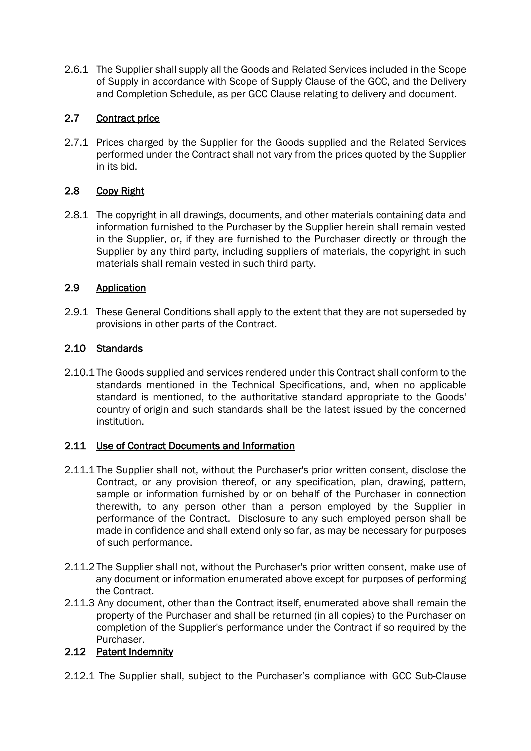2.6.1 The Supplier shall supply all the Goods and Related Services included in the Scope of Supply in accordance with Scope of Supply Clause of the GCC, and the Delivery and Completion Schedule, as per GCC Clause relating to delivery and document.

## 2.7 Contract price

2.7.1 Prices charged by the Supplier for the Goods supplied and the Related Services performed under the Contract shall not vary from the prices quoted by the Supplier in its bid.

## 2.8 Copy Right

2.8.1 The copyright in all drawings, documents, and other materials containing data and information furnished to the Purchaser by the Supplier herein shall remain vested in the Supplier, or, if they are furnished to the Purchaser directly or through the Supplier by any third party, including suppliers of materials, the copyright in such materials shall remain vested in such third party.

## 2.9 Application

2.9.1 These General Conditions shall apply to the extent that they are not superseded by provisions in other parts of the Contract.

## 2.10 Standards

2.10.1 The Goods supplied and services rendered under this Contract shall conform to the standards mentioned in the Technical Specifications, and, when no applicable standard is mentioned, to the authoritative standard appropriate to the Goods' country of origin and such standards shall be the latest issued by the concerned institution.

## 2.11 Use of Contract Documents and Information

2.11.1 The Supplier shall not, without the Purchaser's prior written consent, disclose the Contract, or any provision thereof, or any specification, plan, drawing, pattern, sample or information furnished by or on behalf of the Purchaser in connection therewith, to any person other than a person employed by the Supplier in performance of the Contract. Disclosure to any such employed person shall be made in confidence and shall extend only so far, as may be necessary for purposes of such performance.

2.11.2 The Supplier shall not, without the Purchaser's prior written consent, make use of any document or information enumerated above except for purposes of performing the Contract.

2.11.3 Any document, other than the Contract itself, enumerated above shall remain the property of the Purchaser and shall be returned (in all copies) to the Purchaser on completion of the Supplier's performance under the Contract if so required by the Purchaser.

## 2.12 Patent Indemnity

2.12.1 The Supplier shall, subject to the Purchaser's compliance with GCC Sub-Clause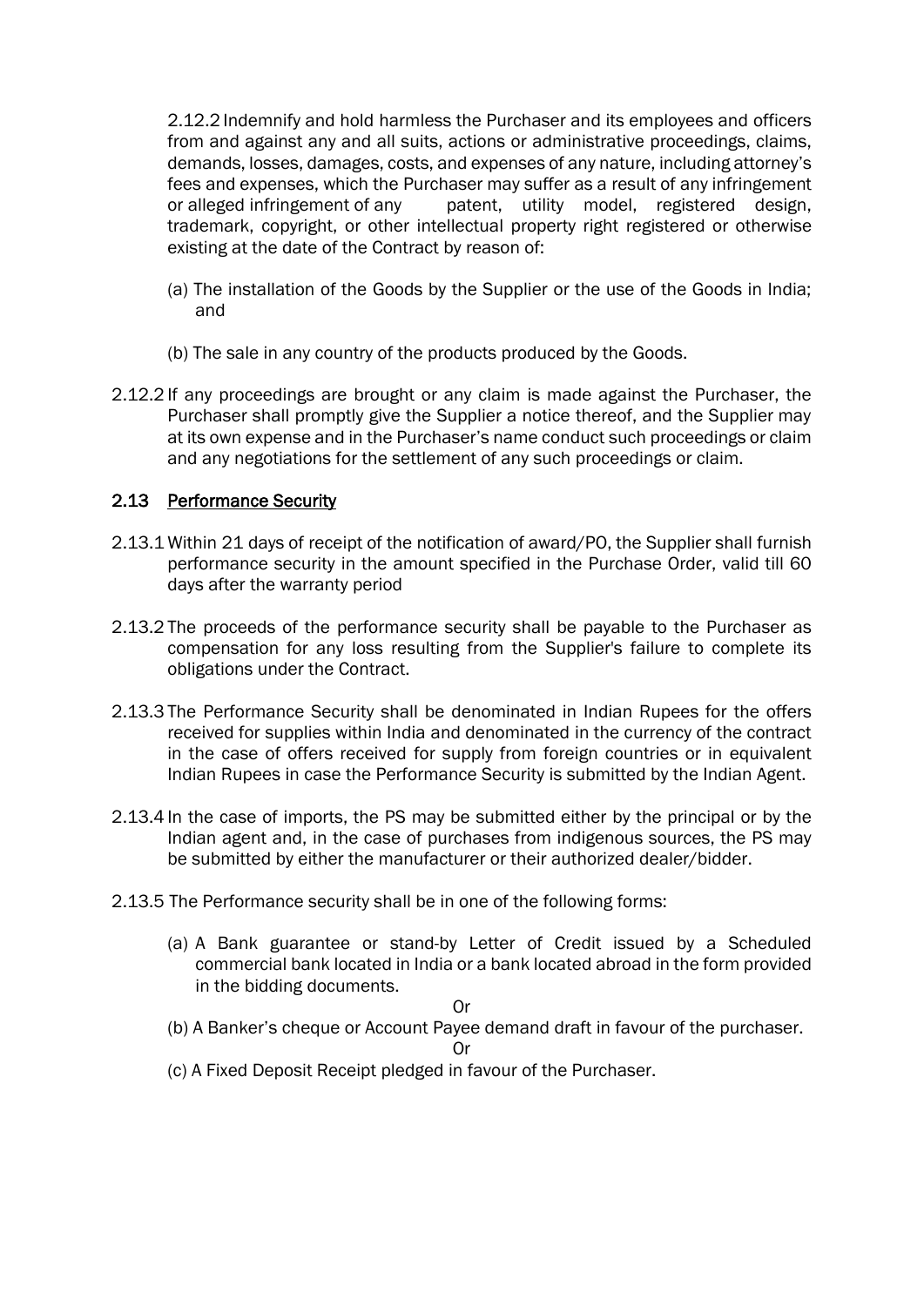2.12.2 Indemnify and hold harmless the Purchaser and its employees and officers from and against any and all suits, actions or administrative proceedings, claims, demands, losses, damages, costs, and expenses of any nature, including attorney's fees and expenses, which the Purchaser may suffer as a result of any infringement or alleged infringement of any patent, utility model, registered design, trademark, copyright, or other intellectual property right registered or otherwise existing at the date of the Contract by reason of:

(a) The installation of the Goods by the Supplier or the use of the Goods in India; and

(b) The sale in any country of the products produced by the Goods.

2.12.2 If any proceedings are brought or any claim is made against the Purchaser, the Purchaser shall promptly give the Supplier a notice thereof, and the Supplier may at its own expense and in the Purchaser's name conduct such proceedings or claim and any negotiations for the settlement of any such proceedings or claim.

## 2.13 Performance Security

2.13.1 Within 21 days of receipt of the notification of award/PO, the Supplier shall furnish performance security in the amount specified in the Purchase Order, valid till 60 days after the warranty period

2.13.2 The proceeds of the performance security shall be payable to the Purchaser as compensation for any loss resulting from the Supplier's failure to complete its obligations under the Contract.

2.13.3 The Performance Security shall be denominated in Indian Rupees for the offers received for supplies within India and denominated in the currency of the contract in the case of offers received for supply from foreign countries or in equivalent Indian Rupees in case the Performance Security is submitted by the Indian Agent.

2.13.4 In the case of imports, the PS may be submitted either by the principal or by the Indian agent and, in the case of purchases from indigenous sources, the PS may be submitted by either the manufacturer or their authorized dealer/bidder.

2.13.5 The Performance security shall be in one of the following forms:

(a) A Bank guarantee or stand-by Letter of Credit issued by a Scheduled commercial bank located in India or a bank located abroad in the form provided in the bidding documents.

Or

(b) A Banker's cheque or Account Payee demand draft in favour of the purchaser.

Or

(c) A Fixed Deposit Receipt pledged in favour of the Purchaser.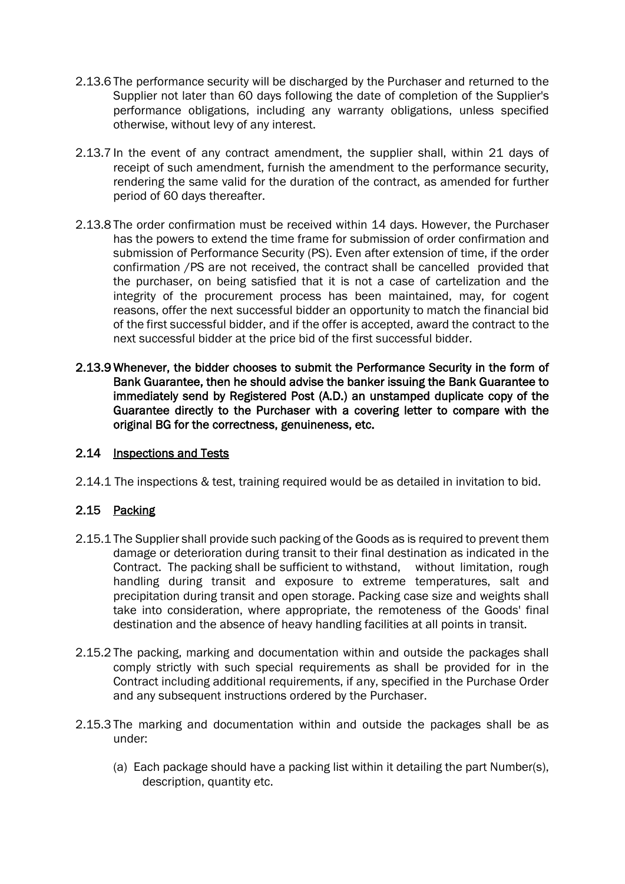2.13.6 The performance security will be discharged by the Purchaser and returned to the Supplier not later than 60 days following the date of completion of the Supplier's performance obligations, including any warranty obligations, unless specified otherwise, without levy of any interest.

2.13.7 In the event of any contract amendment, the supplier shall, within 21 days of receipt of such amendment, furnish the amendment to the performance security, rendering the same valid for the duration of the contract, as amended for further period of 60 days thereafter.

2.13.8 The order confirmation must be received within 14 days. However, the Purchaser has the powers to extend the time frame for submission of order confirmation and submission of Performance Security (PS). Even after extension of time, if the order confirmation /PS are not received, the contract shall be cancelled provided that the purchaser, on being satisfied that it is not a case of cartelization and the integrity of the procurement process has been maintained, may, for cogent reasons, offer the next successful bidder an opportunity to match the financial bid of the first successful bidder, and if the offer is accepted, award the contract to the next successful bidder at the price bid of the first successful bidder.

**2.13.9 Whenever, the bidder chooses to submit the Performance Security in the form of Bank Guarantee, then he should advise the banker issuing the Bank Guarantee to immediately send by Registered Post (A.D.) an unstamped duplicate copy of the Guarantee directly to the Purchaser with a covering letter to compare with the original BG for the correctness, genuineness, etc.**

## 2.14 Inspections and Tests

2.14.1 The inspections & test, training required would be as detailed in invitation to bid.

## 2.15 Packing

2.15.1 The Supplier shall provide such packing of the Goods as is required to prevent them damage or deterioration during transit to their final destination as indicated in the Contract. The packing shall be sufficient to withstand, without limitation, rough handling during transit and exposure to extreme temperatures, salt and precipitation during transit and open storage. Packing case size and weights shall take into consideration, where appropriate, the remoteness of the Goods' final destination and the absence of heavy handling facilities at all points in transit.

2.15.2 The packing, marking and documentation within and outside the packages shall comply strictly with such special requirements as shall be provided for in the Contract including additional requirements, if any, specified in the Purchase Order and any subsequent instructions ordered by the Purchaser.

2.15.3 The marking and documentation within and outside the packages shall be as under:

(a) Each package should have a packing list within it detailing the part Number(s), description, quantity etc.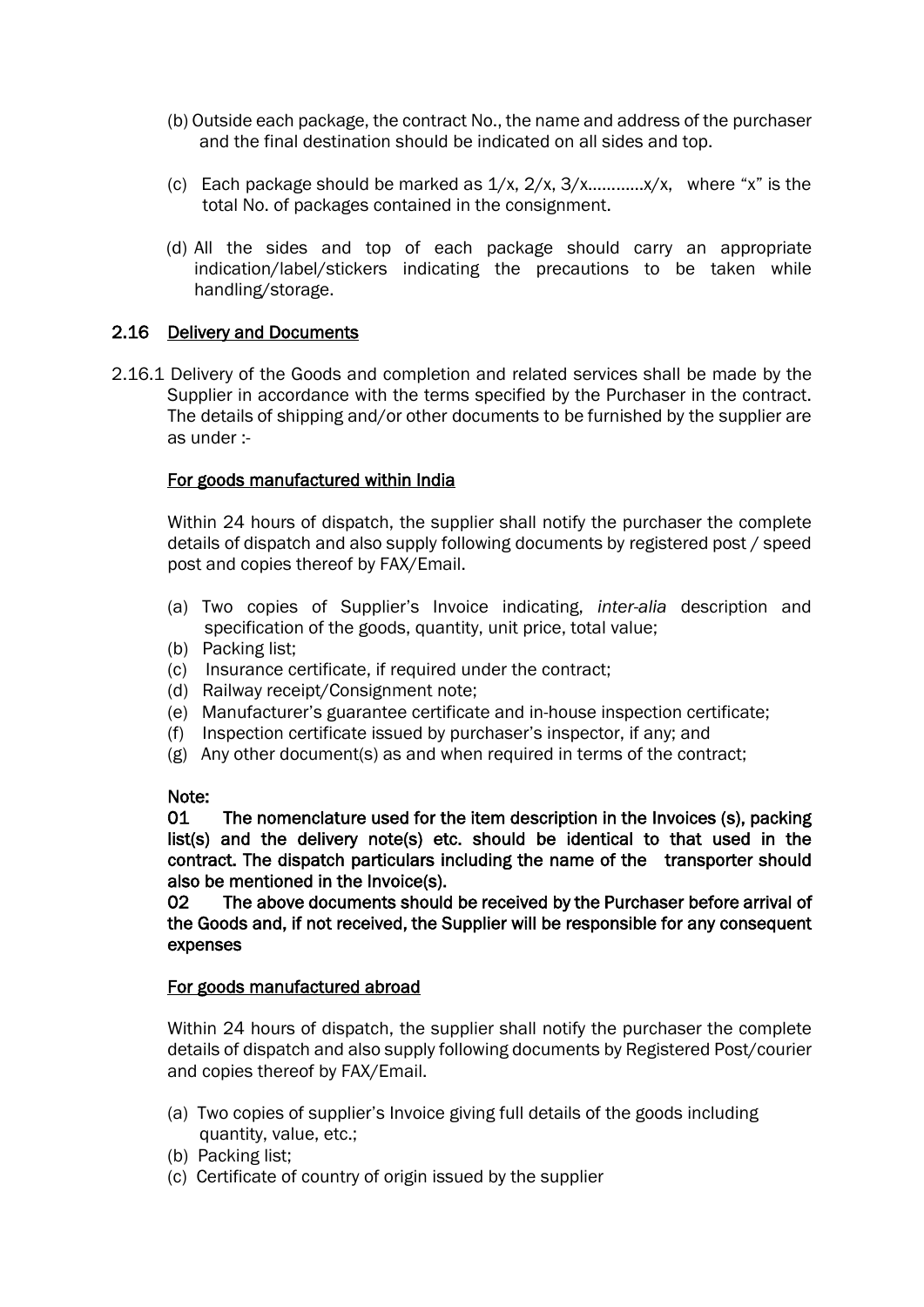(b) Outside each package, the contract No., the name and address of the purchaser and the final destination should be indicated on all sides and top.

(c) Each package should be marked as 1/x, 2/x, 3/x…………x/x, where "x" is the total No. of packages contained in the consignment.

(d) All the sides and top of each package should carry an appropriate indication/label/stickers indicating the precautions to be taken while handling/storage.

## 2.16 Delivery and Documents

2.16.1 Delivery of the Goods and completion and related services shall be made by the Supplier in accordance with the terms specified by the Purchaser in the contract. The details of shipping and/or other documents to be furnished by the supplier are as under :-

**For goods manufactured within India**

Within 24 hours of dispatch, the supplier shall notify the purchaser the complete details of dispatch and also supply following documents by registered post / speed post and copies thereof by FAX/Email.

(a) Two copies of Supplier's Invoice indicating, *inter-alia* description and specification of the goods, quantity, unit price, total value;
(b) Packing list;
(c) Insurance certificate, if required under the contract;
(d) Railway receipt/Consignment note;
(e) Manufacturer's guarantee certificate and in-house inspection certificate;
(f) Inspection certificate issued by purchaser's inspector, if any; and
(g) Any other document(s) as and when required in terms of the contract;

**Note:**

**01 The nomenclature used for the item description in the Invoices (s), packing list(s) and the delivery note(s) etc. should be identical to that used in the contract. The dispatch particulars including the name of the transporter should also be mentioned in the Invoice(s).**

**02 The above documents should be received by the Purchaser before arrival of the Goods and, if not received, the Supplier will be responsible for any consequent expenses**

**For goods manufactured abroad**

Within 24 hours of dispatch, the supplier shall notify the purchaser the complete details of dispatch and also supply following documents by Registered Post/courier and copies thereof by FAX/Email.

(a) Two copies of supplier's Invoice giving full details of the goods including quantity, value, etc.;
(b) Packing list;
(c) Certificate of country of origin issued by the supplier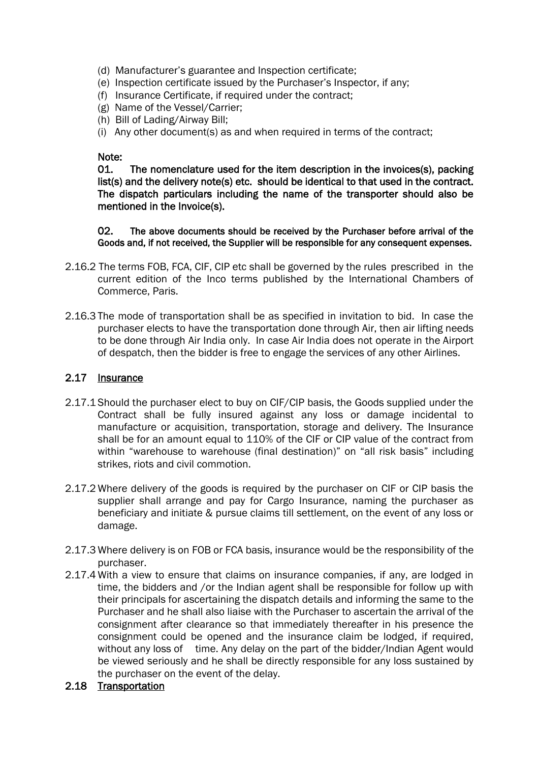(d) Manufacturer's guarantee and Inspection certificate;
(e) Inspection certificate issued by the Purchaser's Inspector, if any;
(f) Insurance Certificate, if required under the contract;
(g) Name of the Vessel/Carrier;
(h) Bill of Lading/Airway Bill;
(i) Any other document(s) as and when required in terms of the contract;

**Note:**

**01. The nomenclature used for the item description in the invoices(s), packing list(s) and the delivery note(s) etc. should be identical to that used in the contract. The dispatch particulars including the name of the transporter should also be mentioned in the Invoice(s).**

**02. The above documents should be received by the Purchaser before arrival of the Goods and, if not received, the Supplier will be responsible for any consequent expenses.**

2.16.2 The terms FOB, FCA, CIF, CIP etc shall be governed by the rules prescribed in the current edition of the Inco terms published by the International Chambers of Commerce, Paris.

2.16.3 The mode of transportation shall be as specified in invitation to bid. In case the purchaser elects to have the transportation done through Air, then air lifting needs to be done through Air India only. In case Air India does not operate in the Airport of despatch, then the bidder is free to engage the services of any other Airlines.

## 2.17 Insurance

2.17.1 Should the purchaser elect to buy on CIF/CIP basis, the Goods supplied under the Contract shall be fully insured against any loss or damage incidental to manufacture or acquisition, transportation, storage and delivery. The Insurance shall be for an amount equal to 110% of the CIF or CIP value of the contract from within "warehouse to warehouse (final destination)" on "all risk basis" including strikes, riots and civil commotion.

2.17.2 Where delivery of the goods is required by the purchaser on CIF or CIP basis the supplier shall arrange and pay for Cargo Insurance, naming the purchaser as beneficiary and initiate & pursue claims till settlement, on the event of any loss or damage.

2.17.3 Where delivery is on FOB or FCA basis, insurance would be the responsibility of the purchaser.

2.17.4 With a view to ensure that claims on insurance companies, if any, are lodged in time, the bidders and /or the Indian agent shall be responsible for follow up with their principals for ascertaining the dispatch details and informing the same to the Purchaser and he shall also liaise with the Purchaser to ascertain the arrival of the consignment after clearance so that immediately thereafter in his presence the consignment could be opened and the insurance claim be lodged, if required, without any loss of time. Any delay on the part of the bidder/Indian Agent would be viewed seriously and he shall be directly responsible for any loss sustained by the purchaser on the event of the delay.

## 2.18 Transportation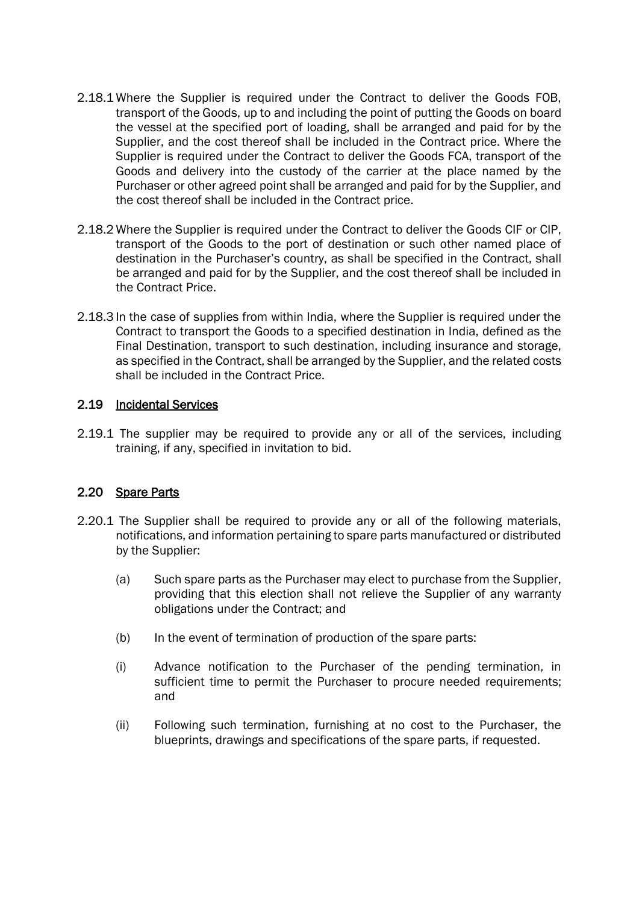2.18.1 Where the Supplier is required under the Contract to deliver the Goods FOB, transport of the Goods, up to and including the point of putting the Goods on board the vessel at the specified port of loading, shall be arranged and paid for by the Supplier, and the cost thereof shall be included in the Contract price. Where the Supplier is required under the Contract to deliver the Goods FCA, transport of the Goods and delivery into the custody of the carrier at the place named by the Purchaser or other agreed point shall be arranged and paid for by the Supplier, and the cost thereof shall be included in the Contract price.

2.18.2 Where the Supplier is required under the Contract to deliver the Goods CIF or CIP, transport of the Goods to the port of destination or such other named place of destination in the Purchaser's country, as shall be specified in the Contract, shall be arranged and paid for by the Supplier, and the cost thereof shall be included in the Contract Price.

2.18.3 In the case of supplies from within India, where the Supplier is required under the Contract to transport the Goods to a specified destination in India, defined as the Final Destination, transport to such destination, including insurance and storage, as specified in the Contract, shall be arranged by the Supplier, and the related costs shall be included in the Contract Price.

## 2.19 Incidental Services

2.19.1 The supplier may be required to provide any or all of the services, including training, if any, specified in invitation to bid.

## 2.20 Spare Parts

2.20.1 The Supplier shall be required to provide any or all of the following materials, notifications, and information pertaining to spare parts manufactured or distributed by the Supplier:

(a) Such spare parts as the Purchaser may elect to purchase from the Supplier, providing that this election shall not relieve the Supplier of any warranty obligations under the Contract; and

(b) In the event of termination of production of the spare parts:

(i) Advance notification to the Purchaser of the pending termination, in sufficient time to permit the Purchaser to procure needed requirements; and

(ii) Following such termination, furnishing at no cost to the Purchaser, the blueprints, drawings and specifications of the spare parts, if requested.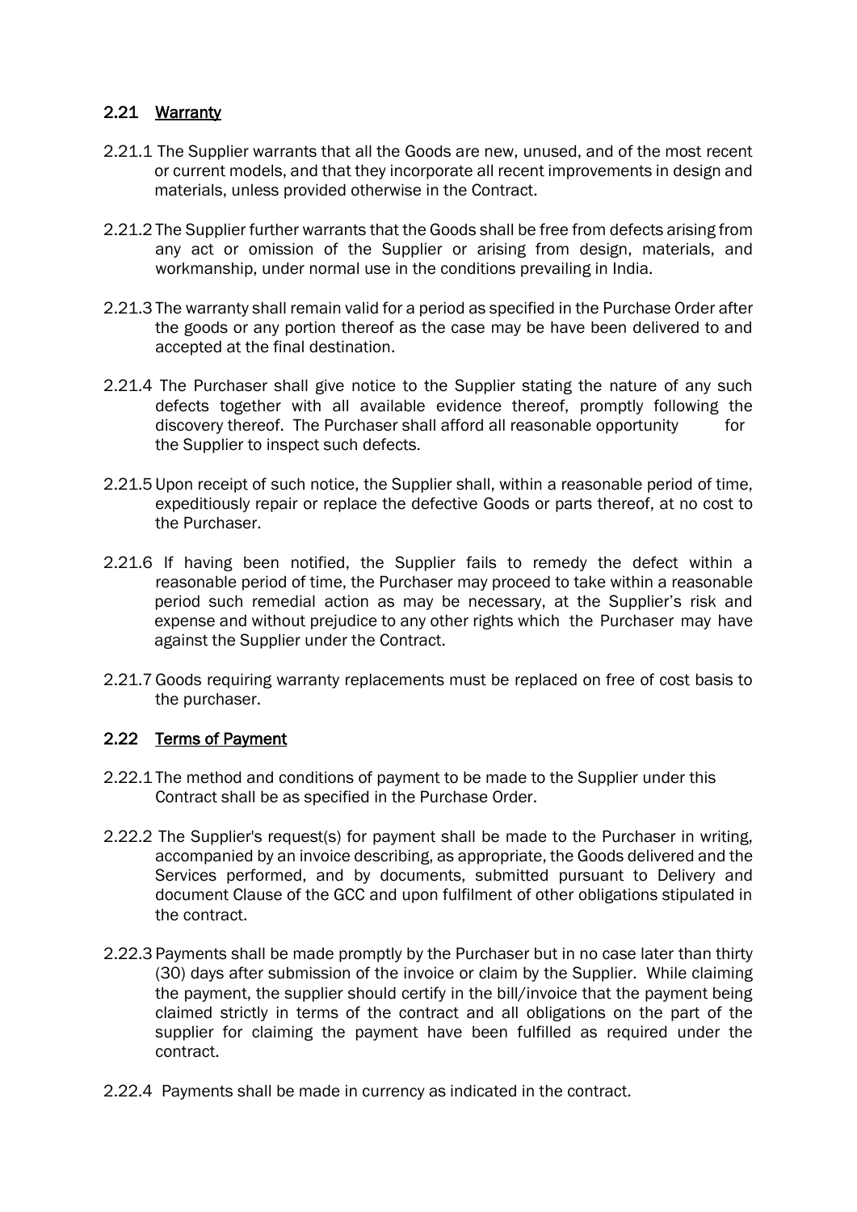## 2.21 Warranty

2.21.1 The Supplier warrants that all the Goods are new, unused, and of the most recent or current models, and that they incorporate all recent improvements in design and materials, unless provided otherwise in the Contract.

2.21.2 The Supplier further warrants that the Goods shall be free from defects arising from any act or omission of the Supplier or arising from design, materials, and workmanship, under normal use in the conditions prevailing in India.

2.21.3 The warranty shall remain valid for a period as specified in the Purchase Order after the goods or any portion thereof as the case may be have been delivered to and accepted at the final destination.

2.21.4 The Purchaser shall give notice to the Supplier stating the nature of any such defects together with all available evidence thereof, promptly following the discovery thereof. The Purchaser shall afford all reasonable opportunity for the Supplier to inspect such defects.

2.21.5 Upon receipt of such notice, the Supplier shall, within a reasonable period of time, expeditiously repair or replace the defective Goods or parts thereof, at no cost to the Purchaser.

2.21.6 If having been notified, the Supplier fails to remedy the defect within a reasonable period of time, the Purchaser may proceed to take within a reasonable period such remedial action as may be necessary, at the Supplier's risk and expense and without prejudice to any other rights which the Purchaser may have against the Supplier under the Contract.

2.21.7 Goods requiring warranty replacements must be replaced on free of cost basis to the purchaser.

## 2.22 Terms of Payment

2.22.1 The method and conditions of payment to be made to the Supplier under this Contract shall be as specified in the Purchase Order.

2.22.2 The Supplier's request(s) for payment shall be made to the Purchaser in writing, accompanied by an invoice describing, as appropriate, the Goods delivered and the Services performed, and by documents, submitted pursuant to Delivery and document Clause of the GCC and upon fulfilment of other obligations stipulated in the contract.

2.22.3 Payments shall be made promptly by the Purchaser but in no case later than thirty (30) days after submission of the invoice or claim by the Supplier. While claiming the payment, the supplier should certify in the bill/invoice that the payment being claimed strictly in terms of the contract and all obligations on the part of the supplier for claiming the payment have been fulfilled as required under the contract.

2.22.4 Payments shall be made in currency as indicated in the contract.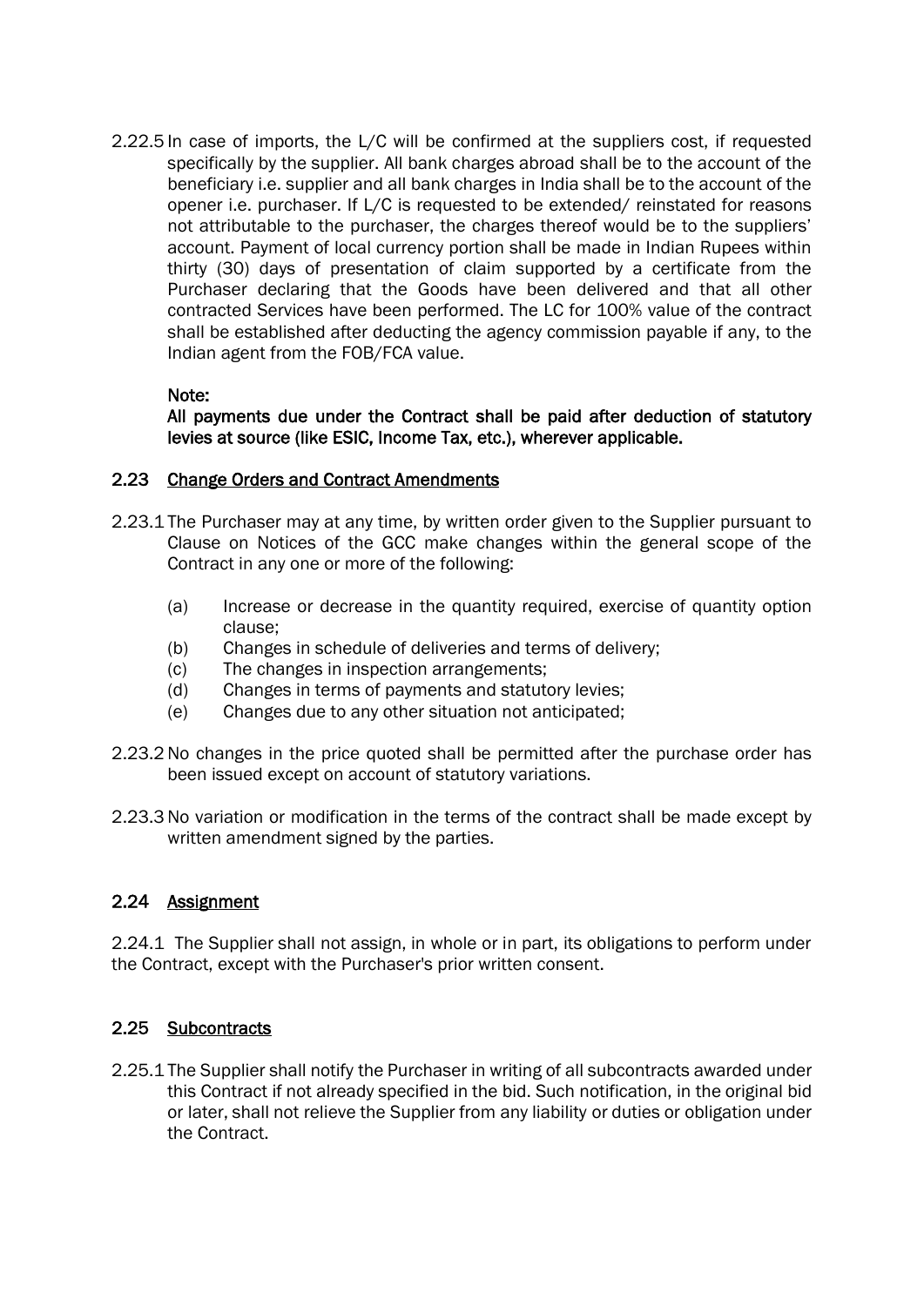2.22.5 In case of imports, the L/C will be confirmed at the suppliers cost, if requested specifically by the supplier. All bank charges abroad shall be to the account of the beneficiary i.e. supplier and all bank charges in India shall be to the account of the opener i.e. purchaser. If L/C is requested to be extended/ reinstated for reasons not attributable to the purchaser, the charges thereof would be to the suppliers' account. Payment of local currency portion shall be made in Indian Rupees within thirty (30) days of presentation of claim supported by a certificate from the Purchaser declaring that the Goods have been delivered and that all other contracted Services have been performed. The LC for 100% value of the contract shall be established after deducting the agency commission payable if any, to the Indian agent from the FOB/FCA value.

**Note:**

**All payments due under the Contract shall be paid after deduction of statutory levies at source (like ESIC, Income Tax, etc.), wherever applicable.**

### 2.23 Change Orders and Contract Amendments

2.23.1 The Purchaser may at any time, by written order given to the Supplier pursuant to Clause on Notices of the GCC make changes within the general scope of the Contract in any one or more of the following:

(a) Increase or decrease in the quantity required, exercise of quantity option clause;
(b) Changes in schedule of deliveries and terms of delivery;
(c) The changes in inspection arrangements;
(d) Changes in terms of payments and statutory levies;
(e) Changes due to any other situation not anticipated;

2.23.2 No changes in the price quoted shall be permitted after the purchase order has been issued except on account of statutory variations.

2.23.3 No variation or modification in the terms of the contract shall be made except by written amendment signed by the parties.

### 2.24 Assignment

2.24.1 The Supplier shall not assign, in whole or in part, its obligations to perform under the Contract, except with the Purchaser's prior written consent.

### 2.25 Subcontracts

2.25.1 The Supplier shall notify the Purchaser in writing of all subcontracts awarded under this Contract if not already specified in the bid. Such notification, in the original bid or later, shall not relieve the Supplier from any liability or duties or obligation under the Contract.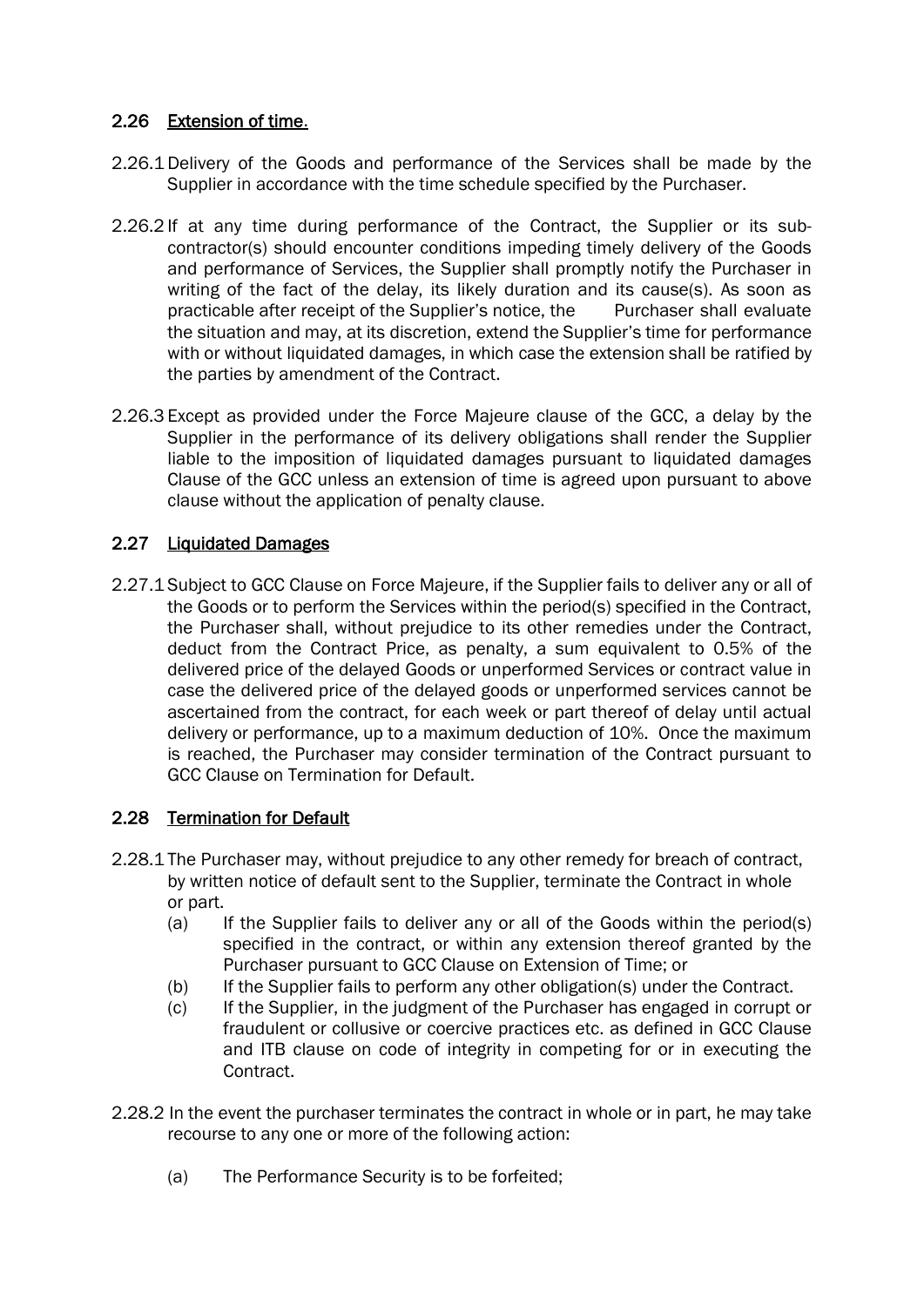## 2.26 Extension of time.

2.26.1 Delivery of the Goods and performance of the Services shall be made by the Supplier in accordance with the time schedule specified by the Purchaser.

2.26.2 If at any time during performance of the Contract, the Supplier or its sub-contractor(s) should encounter conditions impeding timely delivery of the Goods and performance of Services, the Supplier shall promptly notify the Purchaser in writing of the fact of the delay, its likely duration and its cause(s). As soon as practicable after receipt of the Supplier's notice, the Purchaser shall evaluate the situation and may, at its discretion, extend the Supplier's time for performance with or without liquidated damages, in which case the extension shall be ratified by the parties by amendment of the Contract.

2.26.3 Except as provided under the Force Majeure clause of the GCC, a delay by the Supplier in the performance of its delivery obligations shall render the Supplier liable to the imposition of liquidated damages pursuant to liquidated damages Clause of the GCC unless an extension of time is agreed upon pursuant to above clause without the application of penalty clause.

## 2.27 Liquidated Damages

2.27.1 Subject to GCC Clause on Force Majeure, if the Supplier fails to deliver any or all of the Goods or to perform the Services within the period(s) specified in the Contract, the Purchaser shall, without prejudice to its other remedies under the Contract, deduct from the Contract Price, as penalty, a sum equivalent to 0.5% of the delivered price of the delayed Goods or unperformed Services or contract value in case the delivered price of the delayed goods or unperformed services cannot be ascertained from the contract, for each week or part thereof of delay until actual delivery or performance, up to a maximum deduction of 10%. Once the maximum is reached, the Purchaser may consider termination of the Contract pursuant to GCC Clause on Termination for Default.

## 2.28 Termination for Default

2.28.1 The Purchaser may, without prejudice to any other remedy for breach of contract, by written notice of default sent to the Supplier, terminate the Contract in whole or part.

- (a) If the Supplier fails to deliver any or all of the Goods within the period(s) specified in the contract, or within any extension thereof granted by the Purchaser pursuant to GCC Clause on Extension of Time; or
- (b) If the Supplier fails to perform any other obligation(s) under the Contract.
- (c) If the Supplier, in the judgment of the Purchaser has engaged in corrupt or fraudulent or collusive or coercive practices etc. as defined in GCC Clause and ITB clause on code of integrity in competing for or in executing the Contract.

2.28.2 In the event the purchaser terminates the contract in whole or in part, he may take recourse to any one or more of the following action:

- (a) The Performance Security is to be forfeited;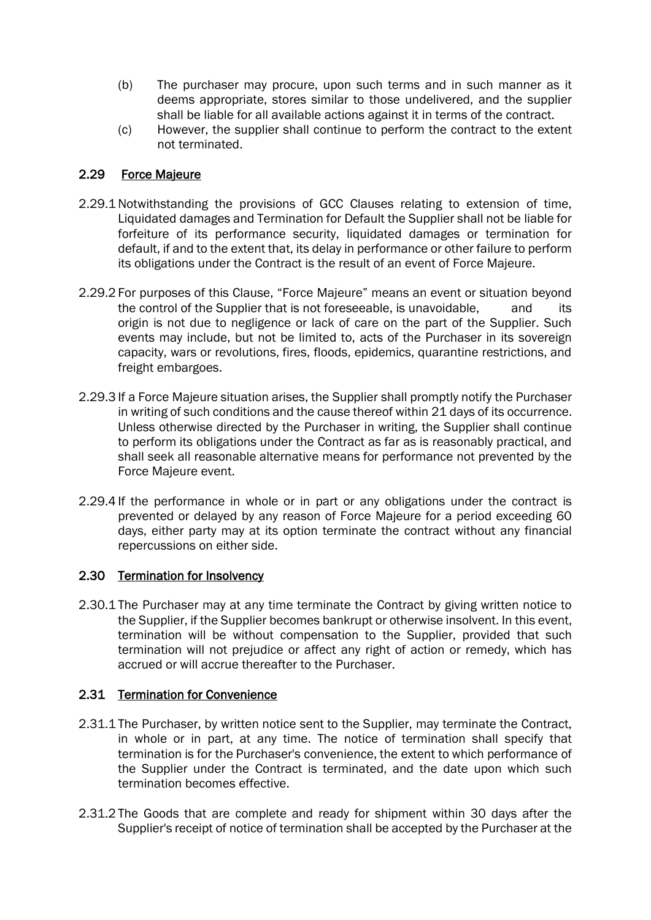(b) The purchaser may procure, upon such terms and in such manner as it deems appropriate, stores similar to those undelivered, and the supplier shall be liable for all available actions against it in terms of the contract.

(c) However, the supplier shall continue to perform the contract to the extent not terminated.

## 2.29 Force Majeure

2.29.1 Notwithstanding the provisions of GCC Clauses relating to extension of time, Liquidated damages and Termination for Default the Supplier shall not be liable for forfeiture of its performance security, liquidated damages or termination for default, if and to the extent that, its delay in performance or other failure to perform its obligations under the Contract is the result of an event of Force Majeure.

2.29.2 For purposes of this Clause, "Force Majeure" means an event or situation beyond the control of the Supplier that is not foreseeable, is unavoidable, and its origin is not due to negligence or lack of care on the part of the Supplier. Such events may include, but not be limited to, acts of the Purchaser in its sovereign capacity, wars or revolutions, fires, floods, epidemics, quarantine restrictions, and freight embargoes.

2.29.3 If a Force Majeure situation arises, the Supplier shall promptly notify the Purchaser in writing of such conditions and the cause thereof within 21 days of its occurrence. Unless otherwise directed by the Purchaser in writing, the Supplier shall continue to perform its obligations under the Contract as far as is reasonably practical, and shall seek all reasonable alternative means for performance not prevented by the Force Majeure event.

2.29.4 If the performance in whole or in part or any obligations under the contract is prevented or delayed by any reason of Force Majeure for a period exceeding 60 days, either party may at its option terminate the contract without any financial repercussions on either side.

## 2.30 Termination for Insolvency

2.30.1 The Purchaser may at any time terminate the Contract by giving written notice to the Supplier, if the Supplier becomes bankrupt or otherwise insolvent. In this event, termination will be without compensation to the Supplier, provided that such termination will not prejudice or affect any right of action or remedy, which has accrued or will accrue thereafter to the Purchaser.

## 2.31 Termination for Convenience

2.31.1 The Purchaser, by written notice sent to the Supplier, may terminate the Contract, in whole or in part, at any time. The notice of termination shall specify that termination is for the Purchaser's convenience, the extent to which performance of the Supplier under the Contract is terminated, and the date upon which such termination becomes effective.

2.31.2 The Goods that are complete and ready for shipment within 30 days after the Supplier's receipt of notice of termination shall be accepted by the Purchaser at the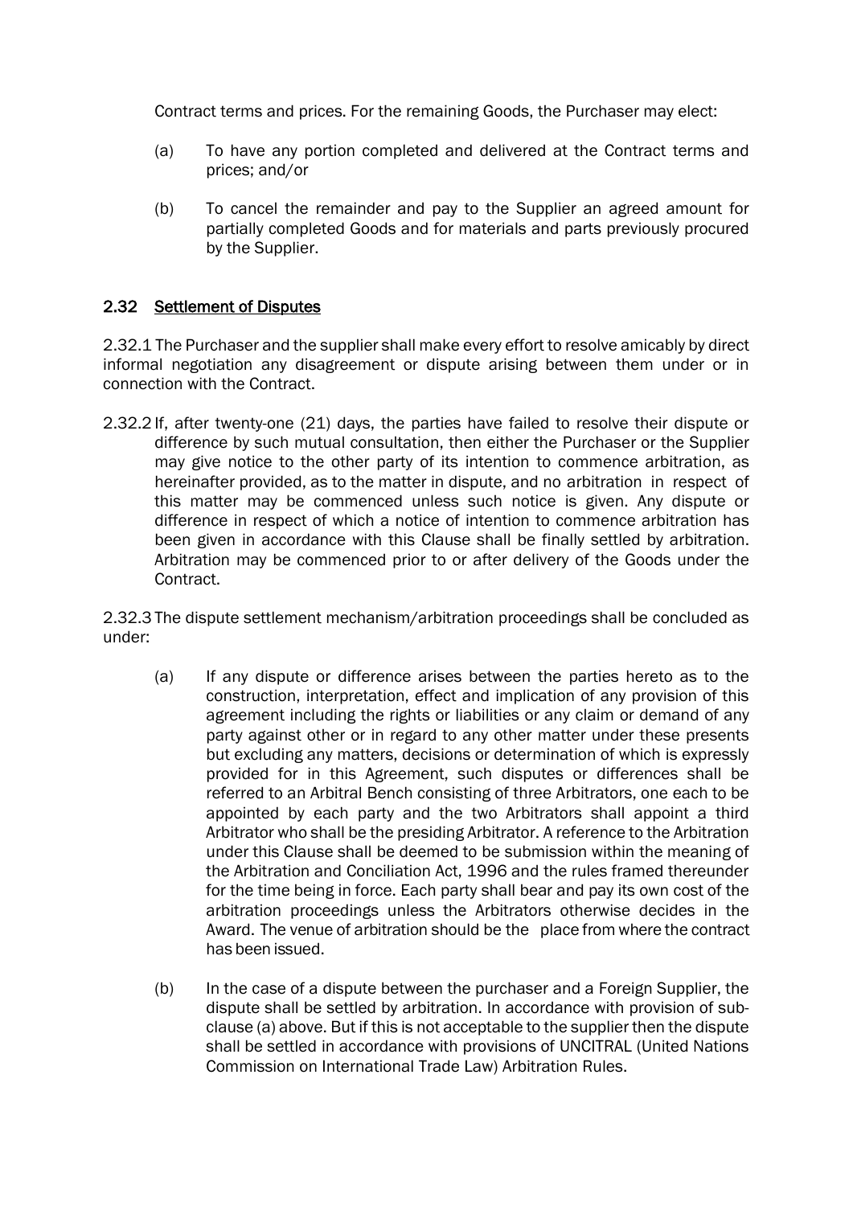Contract terms and prices. For the remaining Goods, the Purchaser may elect:

(a) To have any portion completed and delivered at the Contract terms and prices; and/or

(b) To cancel the remainder and pay to the Supplier an agreed amount for partially completed Goods and for materials and parts previously procured by the Supplier.

## 2.32 Settlement of Disputes

2.32.1 The Purchaser and the supplier shall make every effort to resolve amicably by direct informal negotiation any disagreement or dispute arising between them under or in connection with the Contract.

2.32.2 If, after twenty-one (21) days, the parties have failed to resolve their dispute or difference by such mutual consultation, then either the Purchaser or the Supplier may give notice to the other party of its intention to commence arbitration, as hereinafter provided, as to the matter in dispute, and no arbitration in respect of this matter may be commenced unless such notice is given. Any dispute or difference in respect of which a notice of intention to commence arbitration has been given in accordance with this Clause shall be finally settled by arbitration. Arbitration may be commenced prior to or after delivery of the Goods under the Contract.

2.32.3 The dispute settlement mechanism/arbitration proceedings shall be concluded as under:

(a) If any dispute or difference arises between the parties hereto as to the construction, interpretation, effect and implication of any provision of this agreement including the rights or liabilities or any claim or demand of any party against other or in regard to any other matter under these presents but excluding any matters, decisions or determination of which is expressly provided for in this Agreement, such disputes or differences shall be referred to an Arbitral Bench consisting of three Arbitrators, one each to be appointed by each party and the two Arbitrators shall appoint a third Arbitrator who shall be the presiding Arbitrator. A reference to the Arbitration under this Clause shall be deemed to be submission within the meaning of the Arbitration and Conciliation Act, 1996 and the rules framed thereunder for the time being in force. Each party shall bear and pay its own cost of the arbitration proceedings unless the Arbitrators otherwise decides in the Award. The venue of arbitration should be the place from where the contract has been issued.

(b) In the case of a dispute between the purchaser and a Foreign Supplier, the dispute shall be settled by arbitration. In accordance with provision of sub-clause (a) above. But if this is not acceptable to the supplier then the dispute shall be settled in accordance with provisions of UNCITRAL (United Nations Commission on International Trade Law) Arbitration Rules.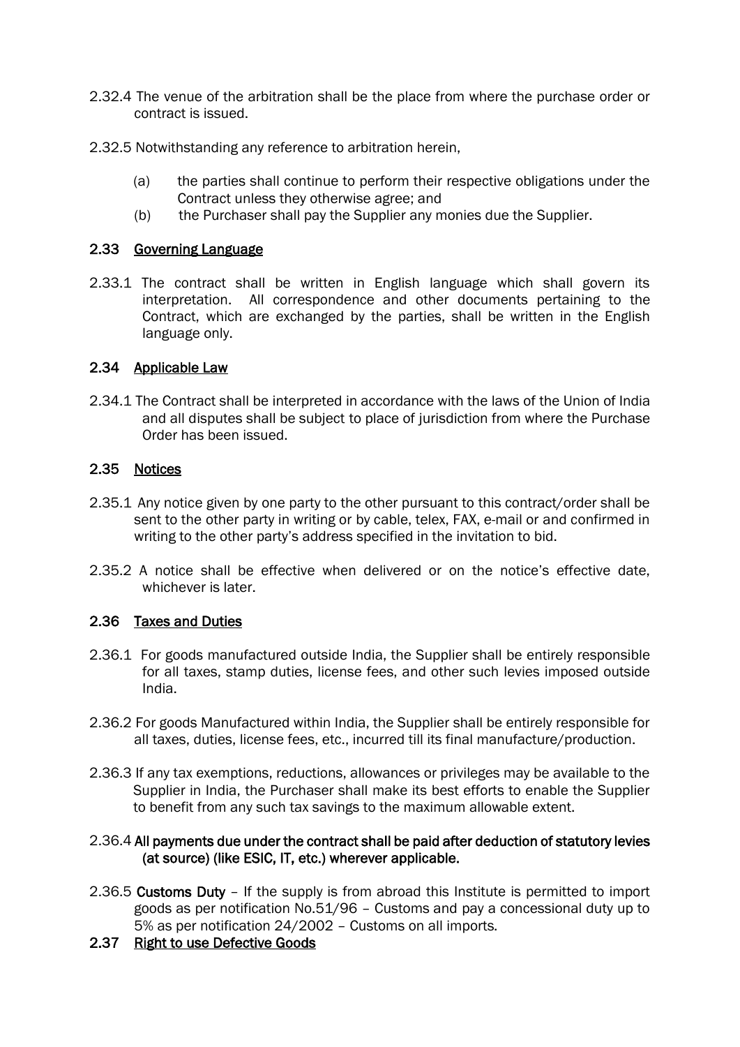2.32.4 The venue of the arbitration shall be the place from where the purchase order or contract is issued.

2.32.5 Notwithstanding any reference to arbitration herein,

(a) the parties shall continue to perform their respective obligations under the Contract unless they otherwise agree; and

(b) the Purchaser shall pay the Supplier any monies due the Supplier.

## 2.33 Governing Language

2.33.1 The contract shall be written in English language which shall govern its interpretation. All correspondence and other documents pertaining to the Contract, which are exchanged by the parties, shall be written in the English language only.

## 2.34 Applicable Law

2.34.1 The Contract shall be interpreted in accordance with the laws of the Union of India and all disputes shall be subject to place of jurisdiction from where the Purchase Order has been issued.

## 2.35 Notices

2.35.1 Any notice given by one party to the other pursuant to this contract/order shall be sent to the other party in writing or by cable, telex, FAX, e-mail or and confirmed in writing to the other party's address specified in the invitation to bid.

2.35.2 A notice shall be effective when delivered or on the notice's effective date, whichever is later.

## 2.36 Taxes and Duties

2.36.1 For goods manufactured outside India, the Supplier shall be entirely responsible for all taxes, stamp duties, license fees, and other such levies imposed outside India.

2.36.2 For goods Manufactured within India, the Supplier shall be entirely responsible for all taxes, duties, license fees, etc., incurred till its final manufacture/production.

2.36.3 If any tax exemptions, reductions, allowances or privileges may be available to the Supplier in India, the Purchaser shall make its best efforts to enable the Supplier to benefit from any such tax savings to the maximum allowable extent.

2.36.4 **All payments due under the contract shall be paid after deduction of statutory levies (at source) (like ESIC, IT, etc.) wherever applicable.**

2.36.5 **Customs Duty** – If the supply is from abroad this Institute is permitted to import goods as per notification No.51/96 – Customs and pay a concessional duty up to 5% as per notification 24/2002 – Customs on all imports.

## 2.37 Right to use Defective Goods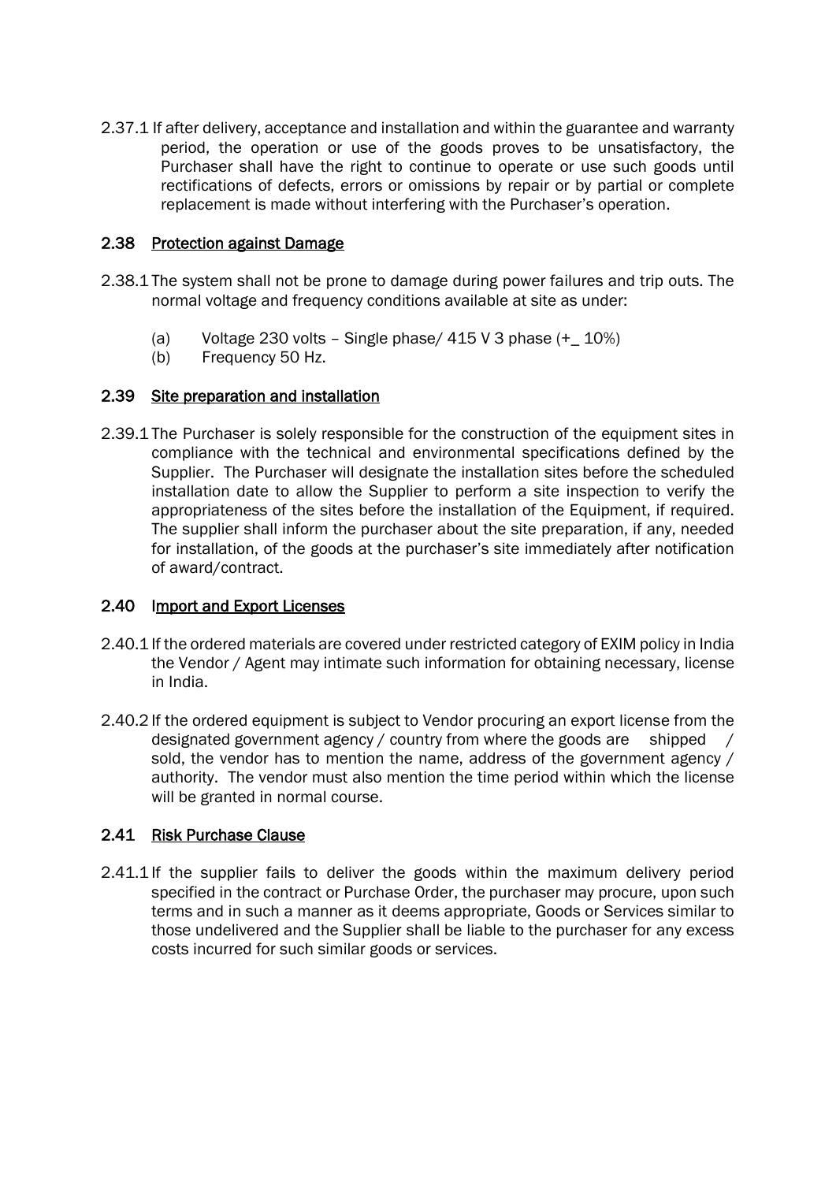2.37.1 If after delivery, acceptance and installation and within the guarantee and warranty period, the operation or use of the goods proves to be unsatisfactory, the Purchaser shall have the right to continue to operate or use such goods until rectifications of defects, errors or omissions by repair or by partial or complete replacement is made without interfering with the Purchaser's operation.

### 2.38 Protection against Damage

2.38.1 The system shall not be prone to damage during power failures and trip outs. The normal voltage and frequency conditions available at site as under:

(a) Voltage 230 volts – Single phase/ 415 V 3 phase (+_ 10%)

(b) Frequency 50 Hz.

### 2.39 Site preparation and installation

2.39.1 The Purchaser is solely responsible for the construction of the equipment sites in compliance with the technical and environmental specifications defined by the Supplier. The Purchaser will designate the installation sites before the scheduled installation date to allow the Supplier to perform a site inspection to verify the appropriateness of the sites before the installation of the Equipment, if required. The supplier shall inform the purchaser about the site preparation, if any, needed for installation, of the goods at the purchaser's site immediately after notification of award/contract.

### 2.40 Import and Export Licenses

2.40.1 If the ordered materials are covered under restricted category of EXIM policy in India the Vendor / Agent may intimate such information for obtaining necessary, license in India.

2.40.2 If the ordered equipment is subject to Vendor procuring an export license from the designated government agency / country from where the goods are shipped / sold, the vendor has to mention the name, address of the government agency / authority. The vendor must also mention the time period within which the license will be granted in normal course.

### 2.41 Risk Purchase Clause

2.41.1 If the supplier fails to deliver the goods within the maximum delivery period specified in the contract or Purchase Order, the purchaser may procure, upon such terms and in such a manner as it deems appropriate, Goods or Services similar to those undelivered and the Supplier shall be liable to the purchaser for any excess costs incurred for such similar goods or services.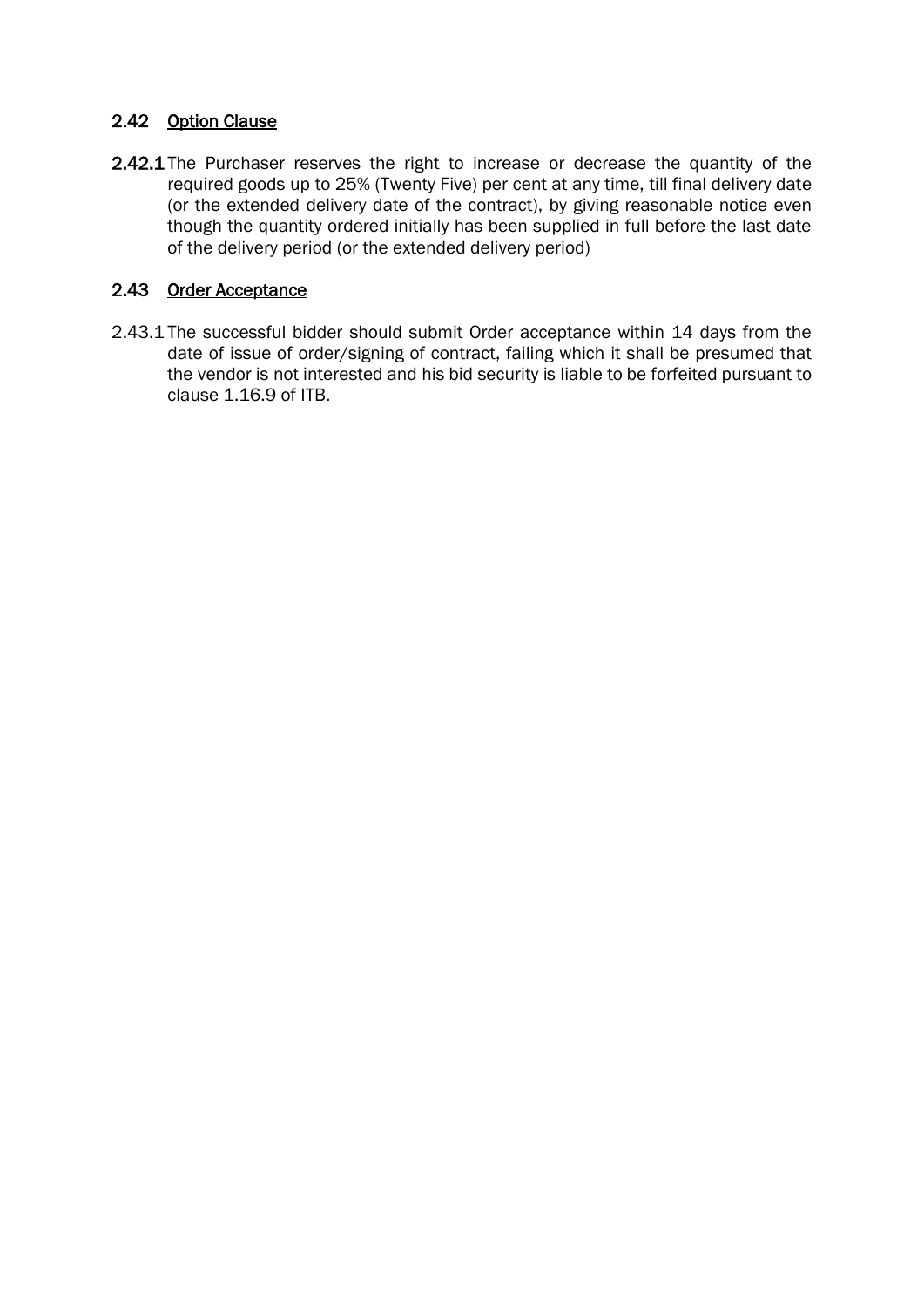## 2.42 Option Clause

**2.42.1** The Purchaser reserves the right to increase or decrease the quantity of the required goods up to 25% (Twenty Five) per cent at any time, till final delivery date (or the extended delivery date of the contract), by giving reasonable notice even though the quantity ordered initially has been supplied in full before the last date of the delivery period (or the extended delivery period)

## 2.43 Order Acceptance

2.43.1 The successful bidder should submit Order acceptance within 14 days from the date of issue of order/signing of contract, failing which it shall be presumed that the vendor is not interested and his bid security is liable to be forfeited pursuant to clause 1.16.9 of ITB.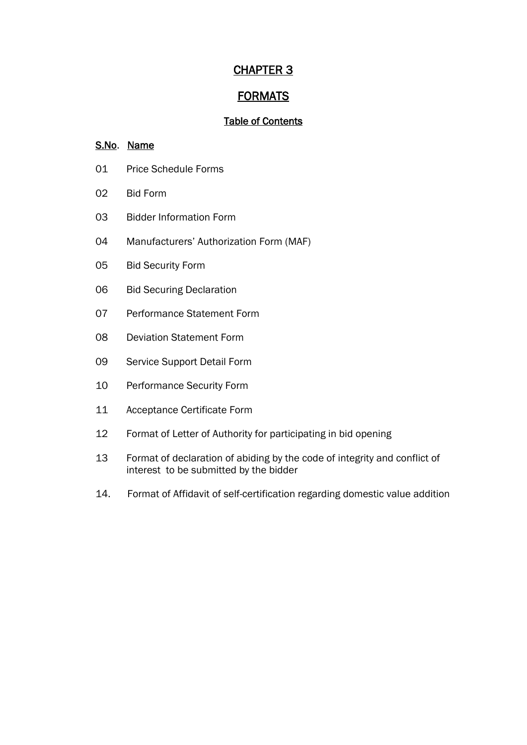# CHAPTER 3

## FORMATS

### Table of Contents

| S.No. | Name |
|---|---|
| 01 | Price Schedule Forms |
| 02 | Bid Form |
| 03 | Bidder Information Form |
| 04 | Manufacturers' Authorization Form (MAF) |
| 05 | Bid Security Form |
| 06 | Bid Securing Declaration |
| 07 | Performance Statement Form |
| 08 | Deviation Statement Form |
| 09 | Service Support Detail Form |
| 10 | Performance Security Form |
| 11 | Acceptance Certificate Form |
| 12 | Format of Letter of Authority for participating in bid opening |
| 13 | Format of declaration of abiding by the code of integrity and conflict of interest to be submitted by the bidder |
| 14. | Format of Affidavit of self-certification regarding domestic value addition |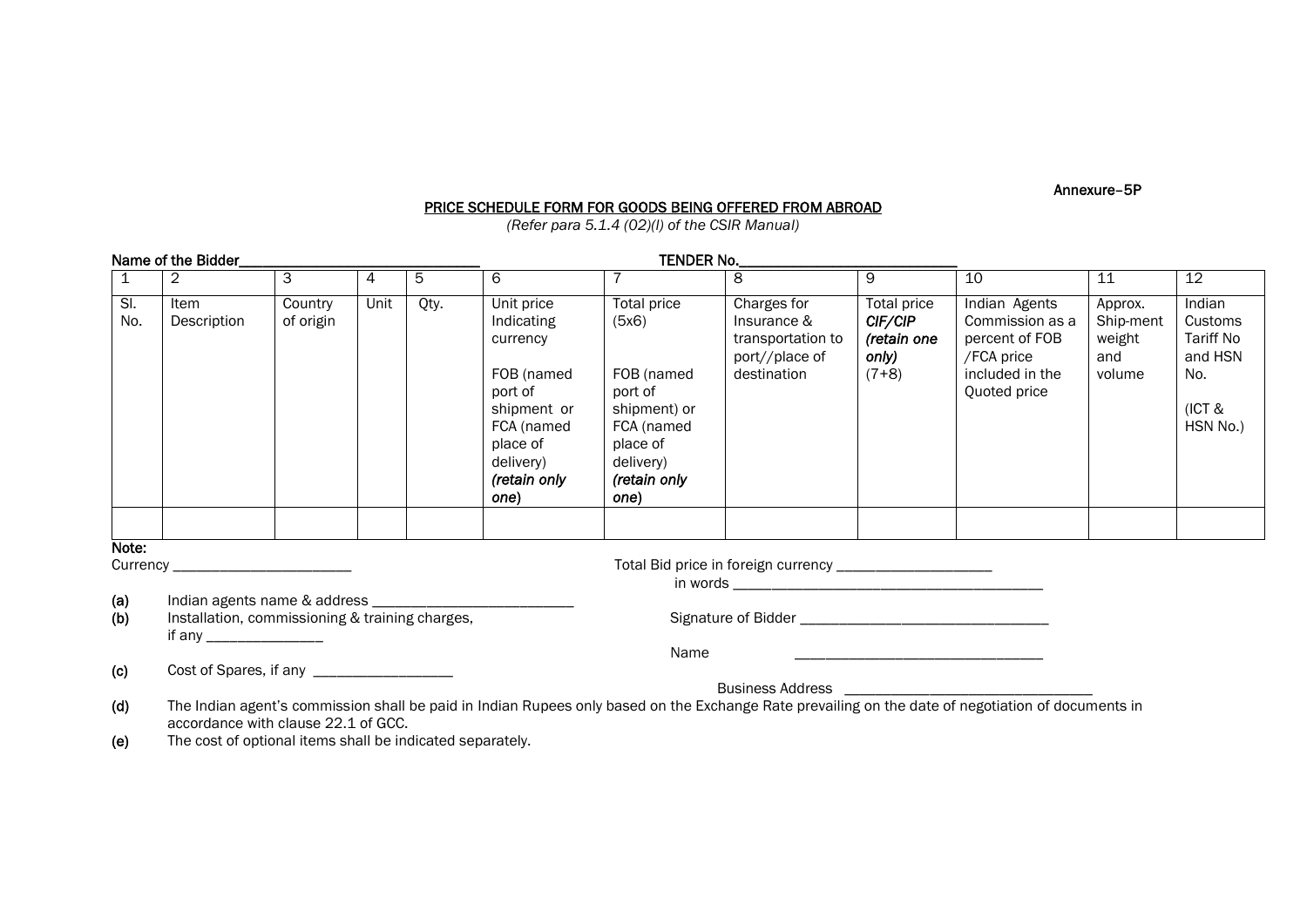Annexure–5P

**PRICE SCHEDULE FORM FOR GOODS BEING OFFERED FROM ABROAD**

*(Refer para 5.1.4 (02)(l) of the CSIR Manual)*

Name of the Bidder_______________________________ TENDER No.____________________________

| 1 | 2 | 3 | 4 | 5 | 6 | 7 | 8 | 9 | 10 | 11 | 12 |
|---|---|---|---|---|---|---|---|---|---|---|---|
| Sl. No. | Item Description | Country of origin | Unit | Qty. | Unit price Indicating currency<br><br>FOB (named port of shipment or FCA (named place of delivery) *(retain only one*) | Total price (5x6)<br><br>FOB (named port of shipment) or FCA (named place of delivery) *(retain only one*) | Charges for Insurance & transportation to port//place of destination | Total price ***CIF/CIP*** ***(retain one only)*** (7+8) | Indian Agents Commission as a percent of FOB /FCA price included in the Quoted price | Approx. Ship-ment weight and volume | Indian Customs Tariff No and HSN No.<br><br>(ICT & HSN No.) |
| | | | | | | | | | | | |

**Note:**

Currency ________________________ Total Bid price in foreign currency ____________________

in words __________________________________________

**(a)** Indian agents name & address ___________________________

**(b)** Installation, commissioning & training charges, if any _______________

Signature of Bidder _________________________________

Name _________________________________

**(c)** Cost of Spares, if any __________________

Business Address _________________________________

**(d)** The Indian agent's commission shall be paid in Indian Rupees only based on the Exchange Rate prevailing on the date of negotiation of documents in accordance with clause 22.1 of GCC.

**(e)** The cost of optional items shall be indicated separately.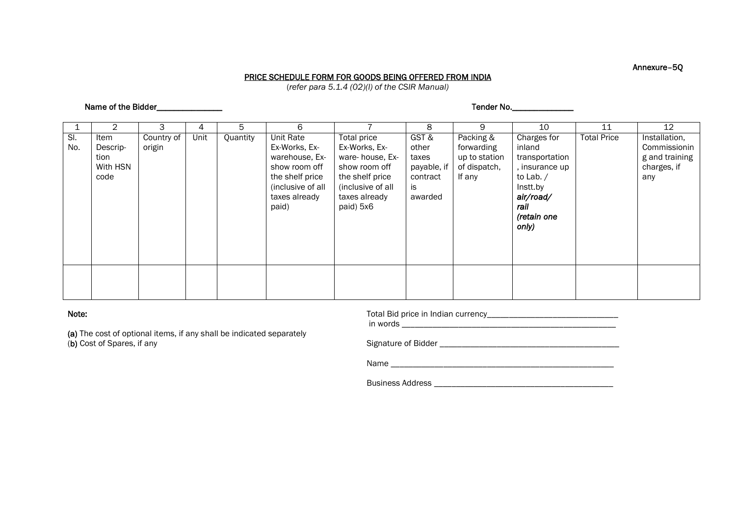Annexure–5Q

**PRICE SCHEDULE FORM FOR GOODS BEING OFFERED FROM INDIA**

(*refer para 5.1.4 (02)(l) of the CSIR Manual)*

**Name of the Bidder\_\_\_\_\_\_\_\_\_\_\_\_\_\_\_\_** **Tender No.\_\_\_\_\_\_\_\_\_\_\_\_\_\_\_**

| 1 | 2 | 3 | 4 | 5 | 6 | 7 | 8 | 9 | 10 | 11 | 12 |
|---|---|---|---|---|---|---|---|---|---|---|---|
| Sl. No. | Item Descrip-tion With HSN code | Country of origin | Unit | Quantity | Unit Rate Ex-Works, Ex-warehouse, Ex-show room off the shelf price (inclusive of all taxes already paid) | Total price Ex-Works, Ex-ware- house, Ex-show room off the shelf price (inclusive of all taxes already paid) 5x6 | GST & other taxes payable, if contract is awarded | Packing & forwarding up to station of dispatch, If any | Charges for inland transportation , insurance up to Lab. / Instt.by ***air/road/ rail (retain one only)*** | Total Price | Installation, Commissioning and training charges, if any |
| | | | | | | | | | | | |

**Note:**

**(a)** The cost of optional items, if any shall be indicated separately
(**b)** Cost of Spares, if any

Total Bid price in Indian currency\_\_\_\_\_\_\_\_\_\_\_\_\_\_\_\_\_\_\_\_\_\_\_\_\_\_\_\_\_\_\_
in words \_\_\_\_\_\_\_\_\_\_\_\_\_\_\_\_\_\_\_\_\_\_\_\_\_\_\_\_\_\_\_\_\_\_\_\_\_\_\_\_\_\_\_\_\_\_\_\_\_\_\_

Signature of Bidder \_\_\_\_\_\_\_\_\_\_\_\_\_\_\_\_\_\_\_\_\_\_\_\_\_\_\_\_\_\_\_\_\_\_\_\_\_\_\_\_\_\_

Name \_\_\_\_\_\_\_\_\_\_\_\_\_\_\_\_\_\_\_\_\_\_\_\_\_\_\_\_\_\_\_\_\_\_\_\_\_\_\_\_\_\_\_\_\_\_\_\_\_\_\_\_\_

Business Address \_\_\_\_\_\_\_\_\_\_\_\_\_\_\_\_\_\_\_\_\_\_\_\_\_\_\_\_\_\_\_\_\_\_\_\_\_\_\_\_\_\_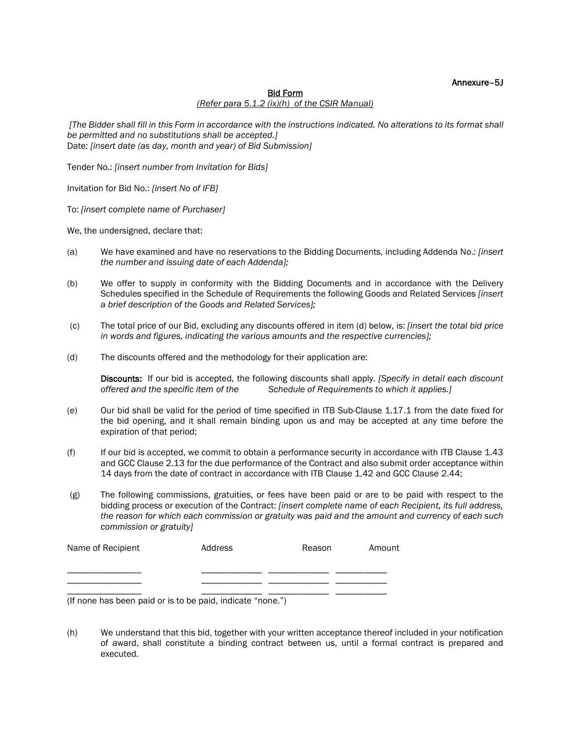Annexure–5J

**Bid Form**

*(Refer para 5.1.2 (ix)(h) of the CSIR Manual)*

*[The Bidder shall fill in this Form in accordance with the instructions indicated. No alterations to its format shall be permitted and no substitutions shall be accepted.]*

Date: *[insert date (as day, month and year) of Bid Submission]*

Tender No.: *[insert number from Invitation for Bids]*

Invitation for Bid No.: *[insert No of IFB]*

To: *[insert complete name of Purchaser]*

We, the undersigned, declare that:

(a) We have examined and have no reservations to the Bidding Documents, including Addenda No.: *[insert the number and issuing date of each Addenda];*

(b) We offer to supply in conformity with the Bidding Documents and in accordance with the Delivery Schedules specified in the Schedule of Requirements the following Goods and Related Services *[insert a brief description of the Goods and Related Services];*

(c) The total price of our Bid, excluding any discounts offered in item (d) below, is: *[insert the total bid price in words and figures, indicating the various amounts and the respective currencies];*

(d) The discounts offered and the methodology for their application are:

**Discounts:** If our bid is accepted, the following discounts shall apply. *[Specify in detail each discount offered and the specific item of the Schedule of Requirements to which it applies.]*

(e) Our bid shall be valid for the period of time specified in ITB Sub-Clause 1.17.1 from the date fixed for the bid opening, and it shall remain binding upon us and may be accepted at any time before the expiration of that period;

(f) If our bid is accepted, we commit to obtain a performance security in accordance with ITB Clause 1.43 and GCC Clause 2.13 for the due performance of the Contract and also submit order acceptance within 14 days from the date of contract in accordance with ITB Clause 1.42 and GCC Clause 2.44;

(g) The following commissions, gratuities, or fees have been paid or are to be paid with respect to the bidding process or execution of the Contract: *[insert complete name of each Recipient, its full address, the reason for which each commission or gratuity was paid and the amount and currency of each such commission or gratuity]*

| Name of Recipient | Address | Reason | Amount |
|---|---|---|---|
| ________________ | _____________ | _____________ | ___________ |
| ________________ | _____________ | _____________ | ___________ |
| ________________ | _____________ | _____________ | ___________ |

(If none has been paid or is to be paid, indicate "none.")

(h) We understand that this bid, together with your written acceptance thereof included in your notification of award, shall constitute a binding contract between us, until a formal contract is prepared and executed.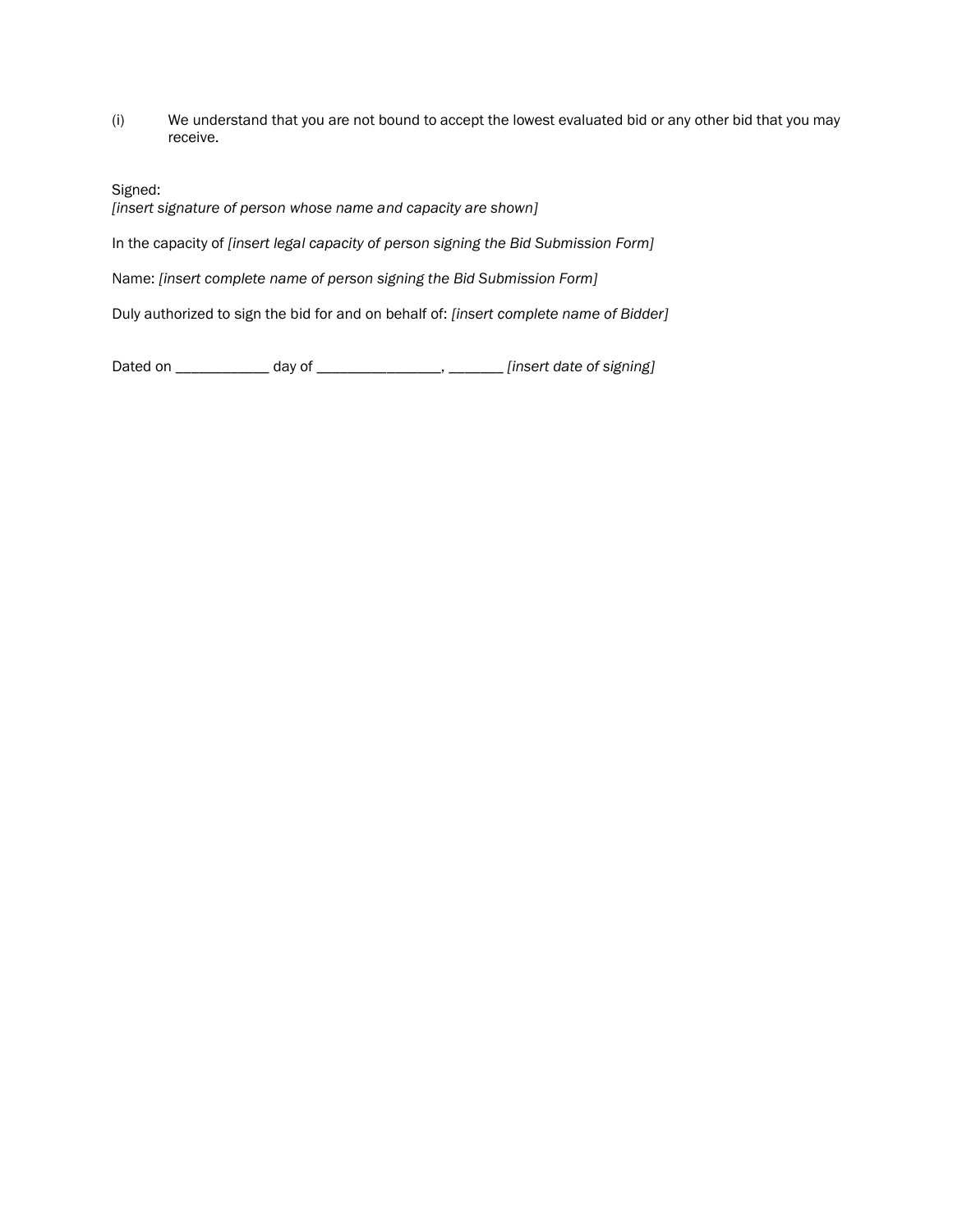(i) We understand that you are not bound to accept the lowest evaluated bid or any other bid that you may receive.

Signed:
*[insert signature of person whose name and capacity are shown]*

In the capacity of *[insert legal capacity of person signing the Bid Submission Form]*

Name: *[insert complete name of person signing the Bid Submission Form]*

Duly authorized to sign the bid for and on behalf of: *[insert complete name of Bidder]*

Dated on ____________ day of ________________, _______ *[insert date of signing]*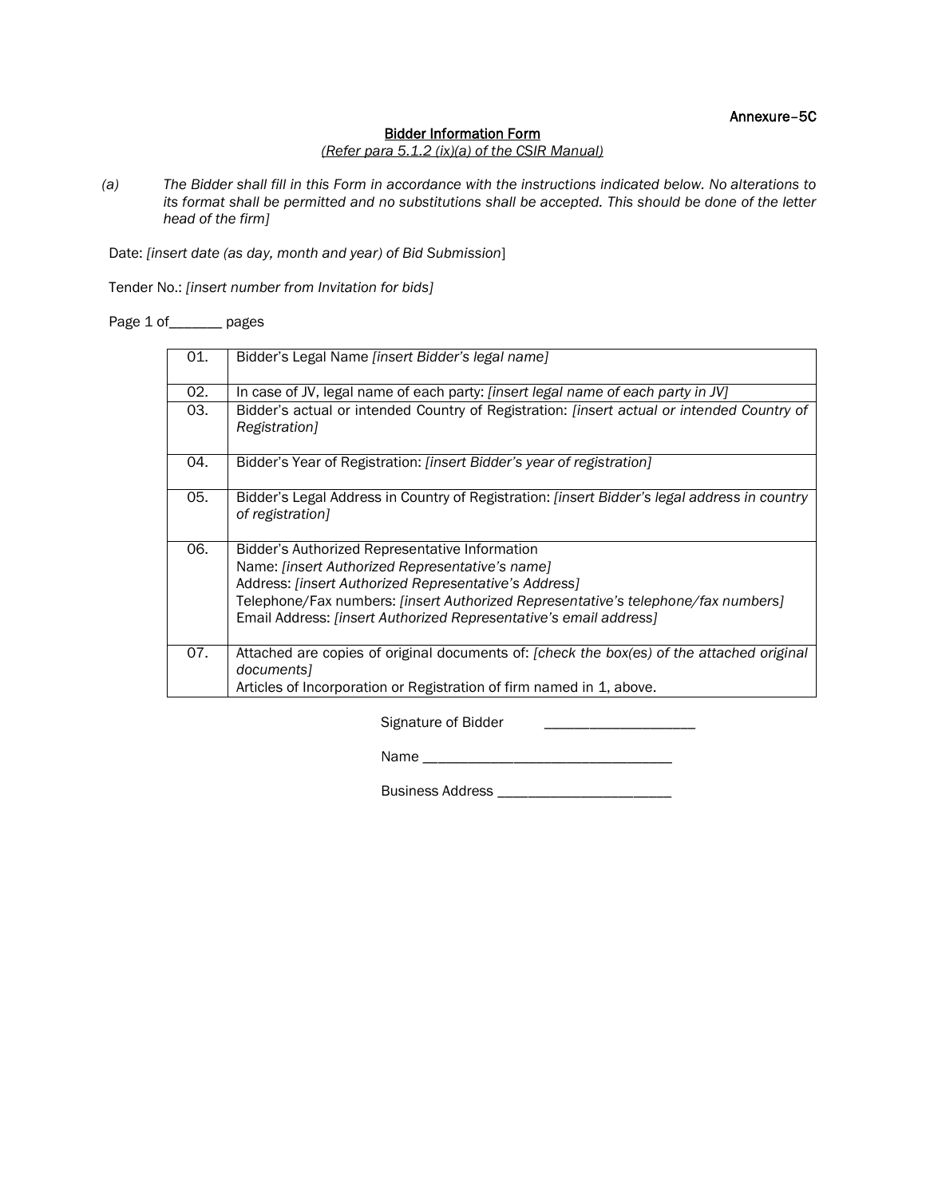Annexure–5C

## Bidder Information Form

*(Refer para 5.1.2 (ix)(a) of the CSIR Manual)*

(a) *The Bidder shall fill in this Form in accordance with the instructions indicated below. No alterations to its format shall be permitted and no substitutions shall be accepted. This should be done of the letter head of the firm]*

Date: *[insert date (as day, month and year) of Bid Submission*]

Tender No.: *[insert number from Invitation for bids]*

Page 1 of_______ pages

| | |
|---|---|
| 01. | Bidder's Legal Name *[insert Bidder's legal name]* |
| 02. | In case of JV, legal name of each party: *[insert legal name of each party in JV]* |
| 03. | Bidder's actual or intended Country of Registration: *[insert actual or intended Country of Registration]* |
| 04. | Bidder's Year of Registration: *[insert Bidder's year of registration]* |
| 05. | Bidder's Legal Address in Country of Registration: *[insert Bidder's legal address in country of registration]* |
| 06. | Bidder's Authorized Representative Information<br>Name: *[insert Authorized Representative's name]*<br>Address: *[insert Authorized Representative's Address]*<br>Telephone/Fax numbers: *[insert Authorized Representative's telephone/fax numbers]*<br>Email Address: *[insert Authorized Representative's email address]* |
| 07. | Attached are copies of original documents of: *[check the box(es) of the attached original documents]*<br>Articles of Incorporation or Registration of firm named in 1, above. |

Signature of Bidder ____________________

Name _________________________________

Business Address _______________________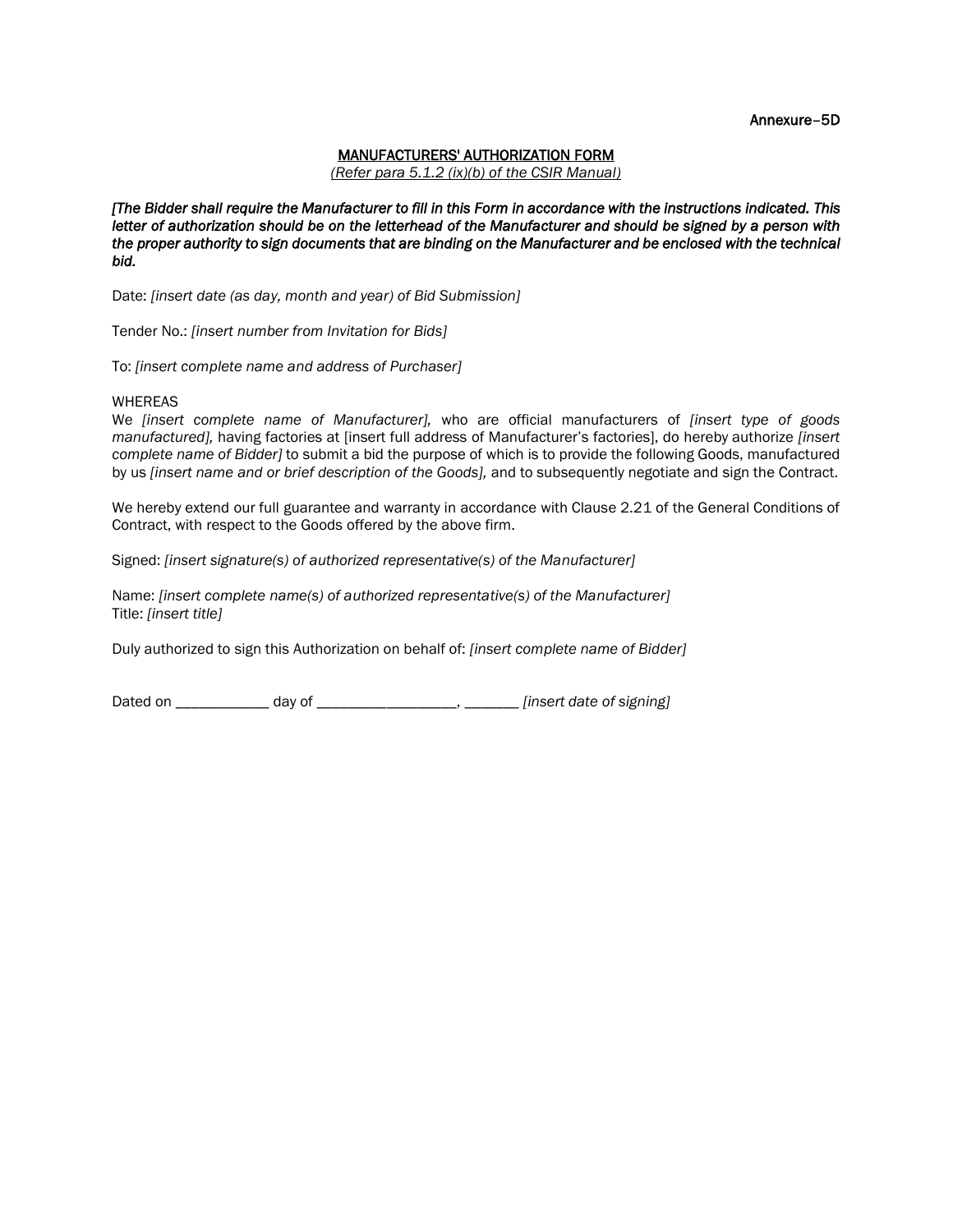Annexure–5D

## MANUFACTURERS' AUTHORIZATION FORM

*(Refer para 5.1.2 (ix)(b) of the CSIR Manual)*

***[The Bidder shall require the Manufacturer to fill in this Form in accordance with the instructions indicated. This letter of authorization should be on the letterhead of the Manufacturer and should be signed by a person with the proper authority to sign documents that are binding on the Manufacturer and be enclosed with the technical bid.***

Date: *[insert date (as day, month and year) of Bid Submission]*

Tender No.: *[insert number from Invitation for Bids]*

To: *[insert complete name and address of Purchaser]*

WHEREAS

We *[insert complete name of Manufacturer],* who are official manufacturers of *[insert type of goods manufactured],* having factories at [insert full address of Manufacturer's factories], do hereby authorize *[insert complete name of Bidder]* to submit a bid the purpose of which is to provide the following Goods, manufactured by us *[insert name and or brief description of the Goods],* and to subsequently negotiate and sign the Contract.

We hereby extend our full guarantee and warranty in accordance with Clause 2.21 of the General Conditions of Contract, with respect to the Goods offered by the above firm.

Signed: *[insert signature(s) of authorized representative(s) of the Manufacturer]*

Name: *[insert complete name(s) of authorized representative(s) of the Manufacturer]*
Title: *[insert title]*

Duly authorized to sign this Authorization on behalf of: *[insert complete name of Bidder]*

Dated on ____________ day of __________________, _______ *[insert date of signing]*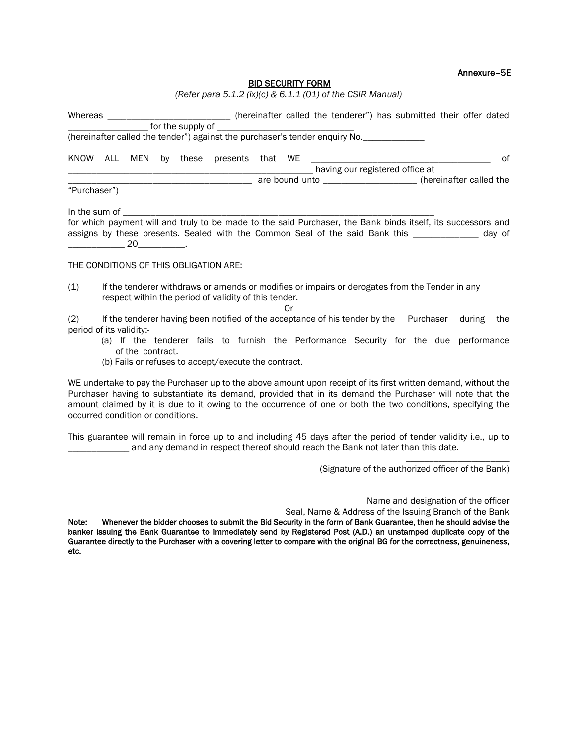Annexure–5E

**BID SECURITY FORM**

*(Refer para 5.1.2 (ix)(c) & 6.1.1 (01) of the CSIR Manual)*

Whereas __________________________ (hereinafter called the tenderer") has submitted their offer dated _________________ for the supply of _____________________________ (hereinafter called the tender") against the purchaser's tender enquiry No._____________

KNOW ALL MEN by these presents that WE _______________________________________ of ____________________________________________________ having our registered office at _______________________________________ are bound unto ____________________ (hereinafter called the "Purchaser")

In the sum of ______________________________________________________________________
for which payment will and truly to be made to the said Purchaser, the Bank binds itself, its successors and assigns by these presents. Sealed with the Common Seal of the said Bank this ______________ day of ____________ 20__________.

THE CONDITIONS OF THIS OBLIGATION ARE:

(1) If the tenderer withdraws or amends or modifies or impairs or derogates from the Tender in any respect within the period of validity of this tender.

Or

(2) If the tenderer having been notified of the acceptance of his tender by the Purchaser during the period of its validity:-

(a) If the tenderer fails to furnish the Performance Security for the due performance of the contract.

(b) Fails or refuses to accept/execute the contract.

WE undertake to pay the Purchaser up to the above amount upon receipt of its first written demand, without the Purchaser having to substantiate its demand, provided that in its demand the Purchaser will note that the amount claimed by it is due to it owing to the occurrence of one or both the two conditions, specifying the occurred condition or conditions.

This guarantee will remain in force up to and including 45 days after the period of tender validity i.e., up to _____________ and any demand in respect thereof should reach the Bank not later than this date.

______________________
(Signature of the authorized officer of the Bank)

Name and designation of the officer
Seal, Name & Address of the Issuing Branch of the Bank

**Note: Whenever the bidder chooses to submit the Bid Security in the form of Bank Guarantee, then he should advise the banker issuing the Bank Guarantee to immediately send by Registered Post (A.D.) an unstamped duplicate copy of the Guarantee directly to the Purchaser with a covering letter to compare with the original BG for the correctness, genuineness, etc.**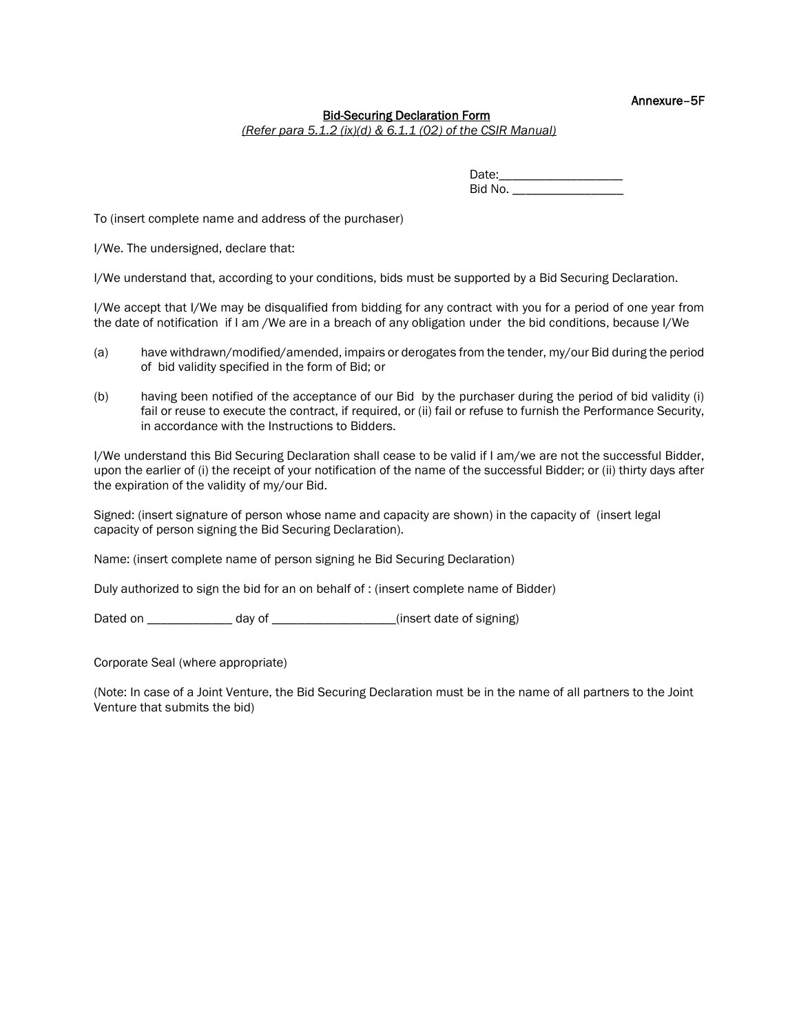Annexure–5F

## Bid-Securing Declaration Form

*(Refer para 5.1.2 (ix)(d) & 6.1.1 (02) of the CSIR Manual)*

Date:___________________
Bid No. _________________

To (insert complete name and address of the purchaser)

I/We. The undersigned, declare that:

I/We understand that, according to your conditions, bids must be supported by a Bid Securing Declaration.

I/We accept that I/We may be disqualified from bidding for any contract with you for a period of one year from the date of notification if I am /We are in a breach of any obligation under the bid conditions, because I/We

(a) have withdrawn/modified/amended, impairs or derogates from the tender, my/our Bid during the period of bid validity specified in the form of Bid; or

(b) having been notified of the acceptance of our Bid by the purchaser during the period of bid validity (i) fail or reuse to execute the contract, if required, or (ii) fail or refuse to furnish the Performance Security, in accordance with the Instructions to Bidders.

I/We understand this Bid Securing Declaration shall cease to be valid if I am/we are not the successful Bidder, upon the earlier of (i) the receipt of your notification of the name of the successful Bidder; or (ii) thirty days after the expiration of the validity of my/our Bid.

Signed: (insert signature of person whose name and capacity are shown) in the capacity of (insert legal capacity of person signing the Bid Securing Declaration).

Name: (insert complete name of person signing he Bid Securing Declaration)

Duly authorized to sign the bid for an on behalf of : (insert complete name of Bidder)

Dated on _____________ day of ___________________(insert date of signing)

Corporate Seal (where appropriate)

(Note: In case of a Joint Venture, the Bid Securing Declaration must be in the name of all partners to the Joint Venture that submits the bid)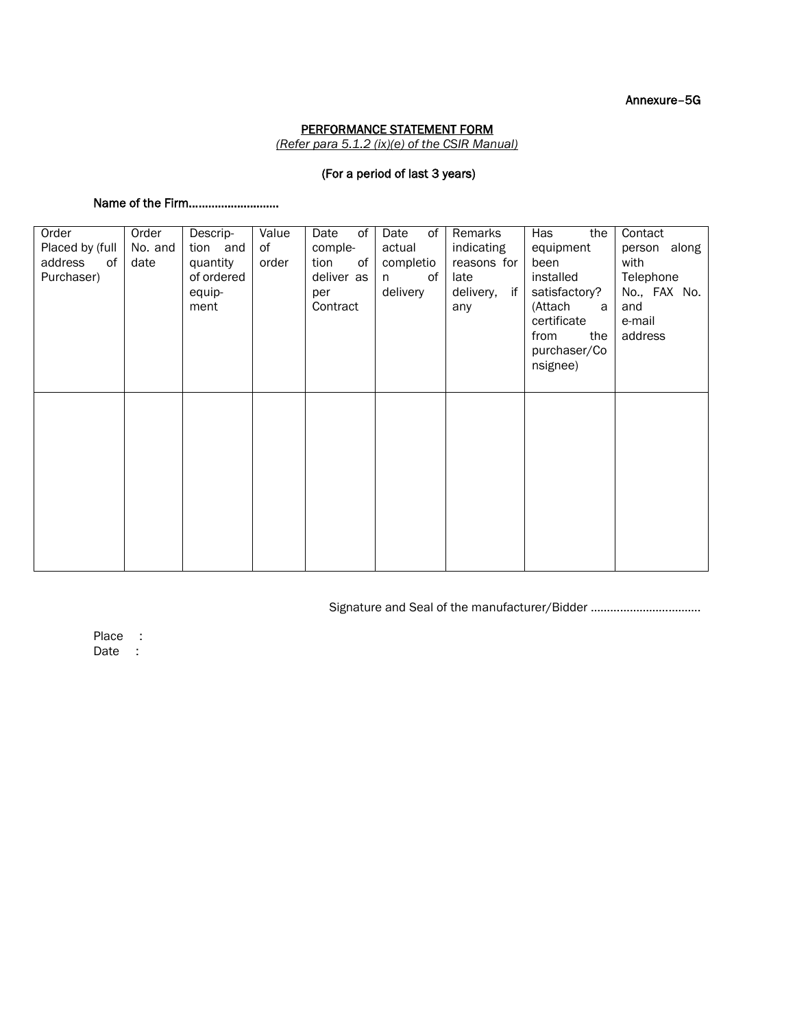Annexure–5G

## PERFORMANCE STATEMENT FORM

*(Refer para 5.1.2 (ix)(e) of the CSIR Manual)*

(For a period of last 3 years)

Name of the Firm……………………….

| Order Placed by (full address of Purchaser) | Order No. and date | Description and quantity of ordered equipment | Value of order | Date of completion of deliver as per Contract | Date of actual completion of delivery | Remarks indicating reasons for late delivery, if any | Has the equipment been installed satisfactory? (Attach a certificate from the purchaser/Consignee) | Contact person along with Telephone No., FAX No. and e-mail address |
|---|---|---|---|---|---|---|---|---|
| | | | | | | | | |

Signature and Seal of the manufacturer/Bidder …………………………….

Place :
Date :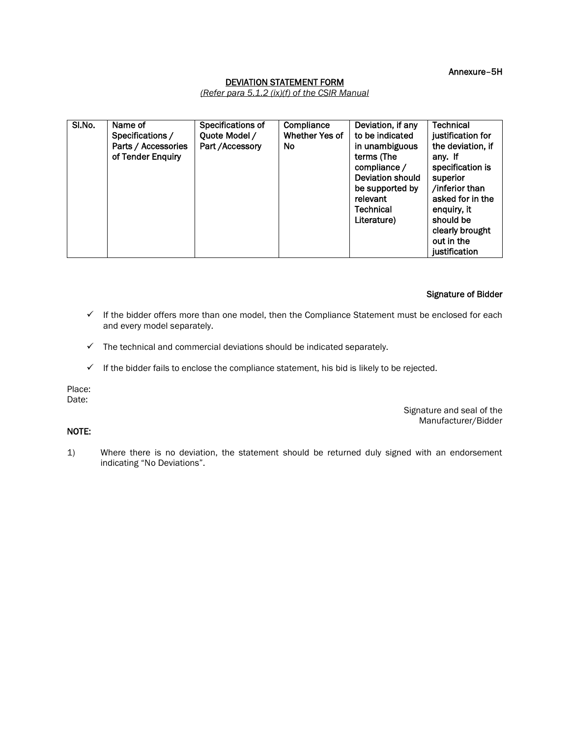Annexure–5H

## DEVIATION STATEMENT FORM

*(Refer para 5.1.2 (ix)(f) of the CSIR Manual*

| Sl.No. | Name of Specifications / Parts / Accessories of Tender Enquiry | Specifications of Quote Model / Part /Accessory | Compliance Whether Yes of No | Deviation, if any to be indicated in unambiguous terms (The compliance / Deviation should be supported by relevant Technical Literature) | Technical justification for the deviation, if any. If specification is superior /inferior than asked for in the enquiry, it should be clearly brought out in the justification |
|---|---|---|---|---|---|

**Signature of Bidder**

- ✓ If the bidder offers more than one model, then the Compliance Statement must be enclosed for each and every model separately.
- ✓ The technical and commercial deviations should be indicated separately.
- ✓ If the bidder fails to enclose the compliance statement, his bid is likely to be rejected.

Place:
Date:

Signature and seal of the Manufacturer/Bidder

**NOTE:**

1) Where there is no deviation, the statement should be returned duly signed with an endorsement indicating "No Deviations".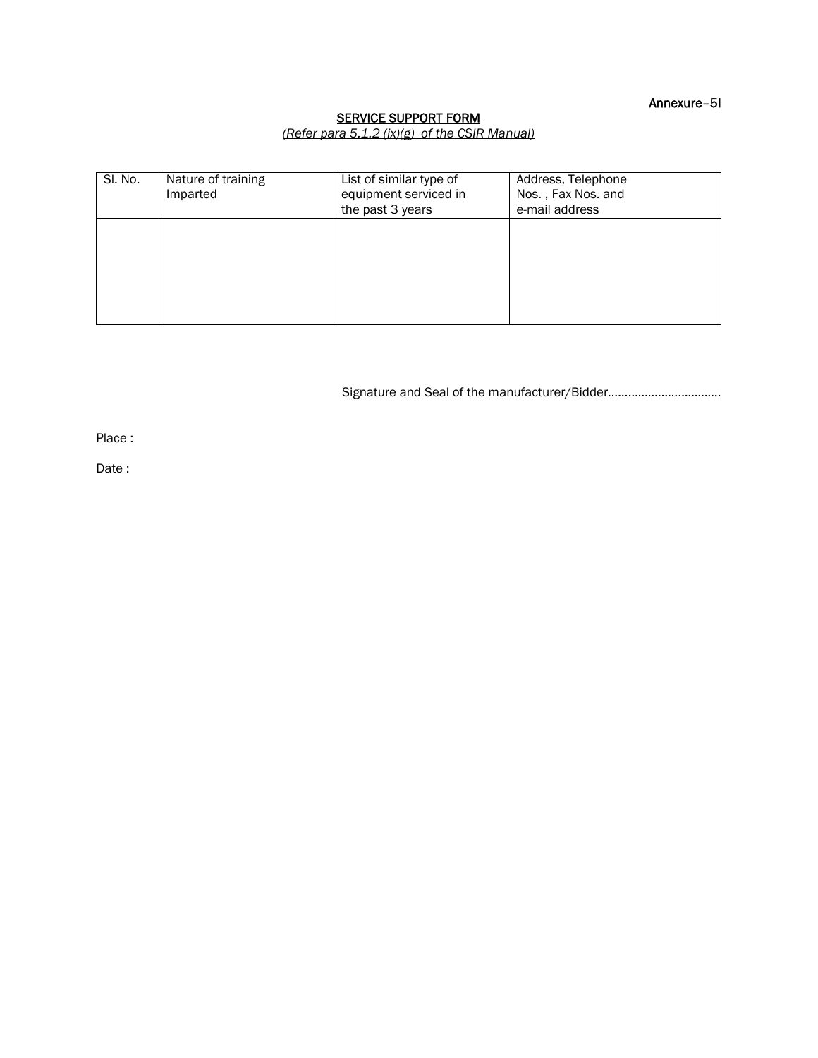Annexure–5I

## SERVICE SUPPORT FORM

*(Refer para 5.1.2 (ix)(g) of the CSIR Manual)*

| Sl. No. | Nature of training Imparted | List of similar type of equipment serviced in the past 3 years | Address, Telephone Nos. , Fax Nos. and e-mail address |
| --- | --- | --- | --- |
| | | | |

Signature and Seal of the manufacturer/Bidder……………………………

Place :

Date :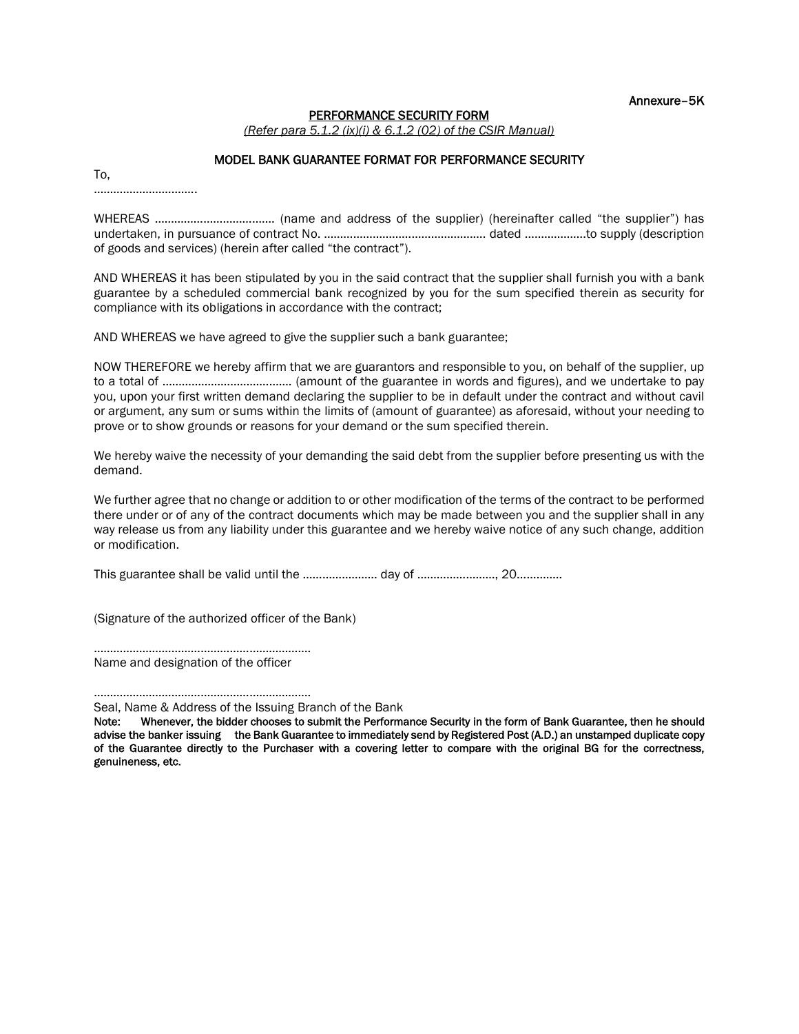Annexure–5K

## PERFORMANCE SECURITY FORM

*(Refer para 5.1.2 (ix)(i) & 6.1.2 (02) of the CSIR Manual)*

### MODEL BANK GUARANTEE FORMAT FOR PERFORMANCE SECURITY

To,
……………………………

WHEREAS ……………………………… (name and address of the supplier) (hereinafter called "the supplier") has undertaken, in pursuance of contract No. …………………………………………… dated ……………….to supply (description of goods and services) (herein after called "the contract").

AND WHEREAS it has been stipulated by you in the said contract that the supplier shall furnish you with a bank guarantee by a scheduled commercial bank recognized by you for the sum specified therein as security for compliance with its obligations in accordance with the contract;

AND WHEREAS we have agreed to give the supplier such a bank guarantee;

NOW THEREFORE we hereby affirm that we are guarantors and responsible to you, on behalf of the supplier, up to a total of ………………………………… (amount of the guarantee in words and figures), and we undertake to pay you, upon your first written demand declaring the supplier to be in default under the contract and without cavil or argument, any sum or sums within the limits of (amount of guarantee) as aforesaid, without your needing to prove or to show grounds or reasons for your demand or the sum specified therein.

We hereby waive the necessity of your demanding the said debt from the supplier before presenting us with the demand.

We further agree that no change or addition to or other modification of the terms of the contract to be performed there under or of any of the contract documents which may be made between you and the supplier shall in any way release us from any liability under this guarantee and we hereby waive notice of any such change, addition or modification.

This guarantee shall be valid until the ………………….. day of ……………………, 20………….

(Signature of the authorized officer of the Bank)

…………………………………………………………
Name and designation of the officer

…………………………………………………………
Seal, Name & Address of the Issuing Branch of the Bank

**Note: Whenever, the bidder chooses to submit the Performance Security in the form of Bank Guarantee, then he should advise the banker issuing the Bank Guarantee to immediately send by Registered Post (A.D.) an unstamped duplicate copy of the Guarantee directly to the Purchaser with a covering letter to compare with the original BG for the correctness, genuineness, etc.**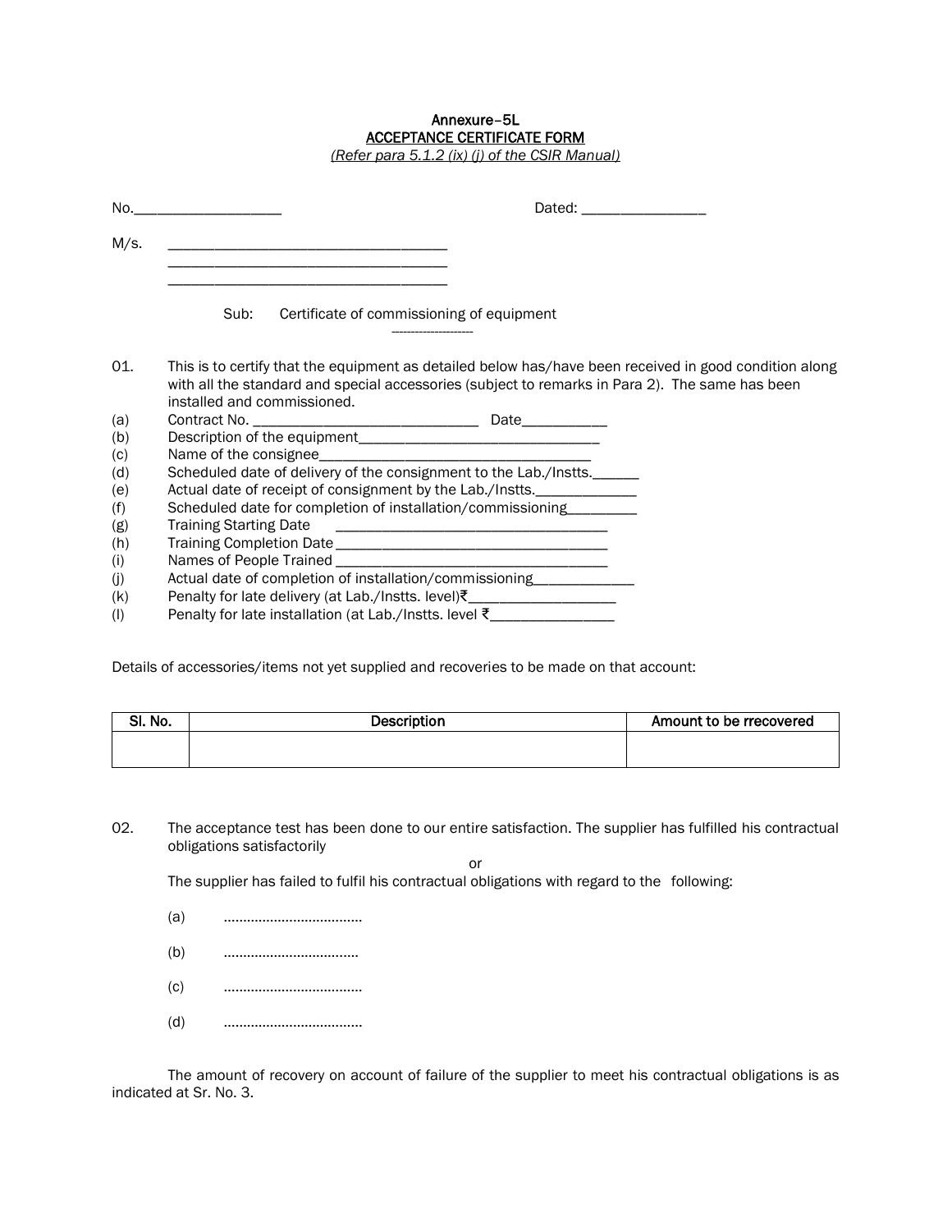# Annexure–5L

## ACCEPTANCE CERTIFICATE FORM

*(Refer para 5.1.2 (ix) (j) of the CSIR Manual)*

No.___________________ Dated: ________________

M/s. ____________________________________
____________________________________
____________________________________

Sub: Certificate of commissioning of equipment

01. This is to certify that the equipment as detailed below has/have been received in good condition along with all the standard and special accessories (subject to remarks in Para 2). The same has been installed and commissioned.

(a) Contract No. ______________________________ Date___________
(b) Description of the equipment________________________________
(c) Name of the consignee___________________________________
(d) Scheduled date of delivery of the consignment to the Lab./Instts.______
(e) Actual date of receipt of consignment by the Lab./Instts._____________
(f) Scheduled date for completion of installation/commissioning_________
(g) Training Starting Date ___________________________________
(h) Training Completion Date___________________________________
(i) Names of People Trained ___________________________________
(j) Actual date of completion of installation/commissioning____________
(k) Penalty for late delivery (at Lab./Instts. level)₹___________________
(l) Penalty for late installation (at Lab./Instts. level ₹________________

Details of accessories/items not yet supplied and recoveries to be made on that account:

| Sl. No. | Description | Amount to be rrecovered |
|---|---|---|
| | | |

02. The acceptance test has been done to our entire satisfaction. The supplier has fulfilled his contractual obligations satisfactorily

or

The supplier has failed to fulfil his contractual obligations with regard to the following:

(a) ..................................
(b) ..................................
(c) ..................................
(d) ..................................

The amount of recovery on account of failure of the supplier to meet his contractual obligations is as indicated at Sr. No. 3.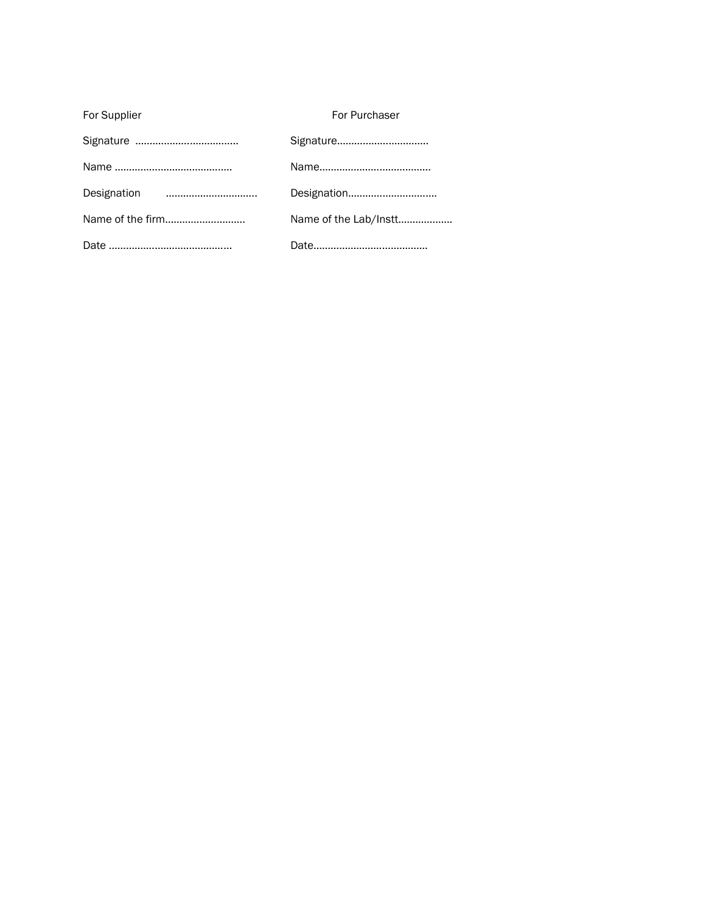| For Supplier | For Purchaser |
|---|---|
| Signature .................................... | Signature................................ |
| Name ......................................... | Name....................................... |
| Designation ................................ | Designation............................... |
| Name of the firm............................ | Name of the Lab/Instt................... |
| Date ........................................... | Date........................................ |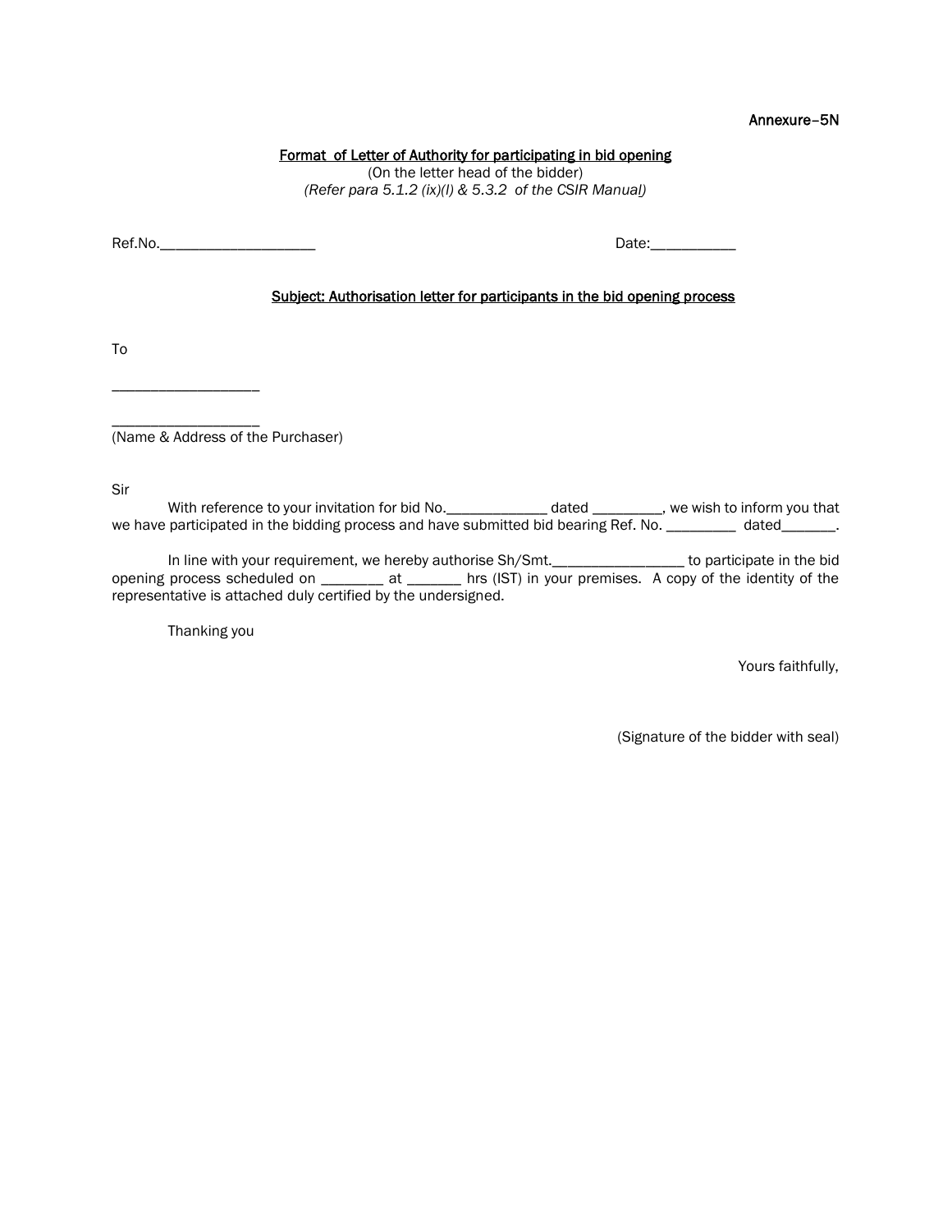Annexure–5N

**Format of Letter of Authority for participating in bid opening**

(On the letter head of the bidder)

*(Refer para 5.1.2 (ix)(l) & 5.3.2 of the CSIR Manual)*

Ref.No.____________________ Date:___________

**Subject: Authorisation letter for participants in the bid opening process**

To

___________________

___________________

(Name & Address of the Purchaser)

Sir

With reference to your invitation for bid No._____________ dated _________, we wish to inform you that we have participated in the bidding process and have submitted bid bearing Ref. No. _________ dated_______.

In line with your requirement, we hereby authorise Sh/Smt._________________ to participate in the bid opening process scheduled on ________ at _______ hrs (IST) in your premises. A copy of the identity of the representative is attached duly certified by the undersigned.

Thanking you

Yours faithfully,

(Signature of the bidder with seal)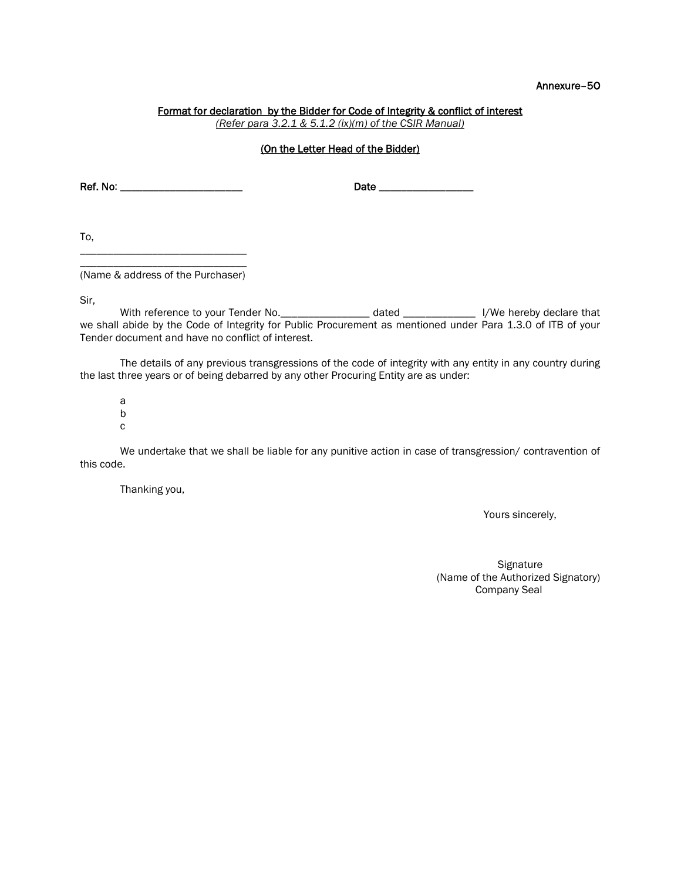Annexure–50

**<u>Format for declaration by the Bidder for Code of Integrity & conflict of interest</u>**
*<u>(Refer para 3.2.1 & 5.1.2 (ix)(m) of the CSIR Manual)</u>*

**<u>(On the Letter Head of the Bidder)</u>**

Ref. No: _______________________ Date __________________

To,
_______________________________
_______________________________
(Name & address of the Purchaser)

Sir,

With reference to your Tender No.________________ dated _____________ I/We hereby declare that we shall abide by the Code of Integrity for Public Procurement as mentioned under Para 1.3.0 of ITB of your Tender document and have no conflict of interest.

The details of any previous transgressions of the code of integrity with any entity in any country during the last three years or of being debarred by any other Procuring Entity are as under:

a
b
c

We undertake that we shall be liable for any punitive action in case of transgression/ contravention of this code.

Thanking you,

Yours sincerely,

Signature
(Name of the Authorized Signatory)
Company Seal